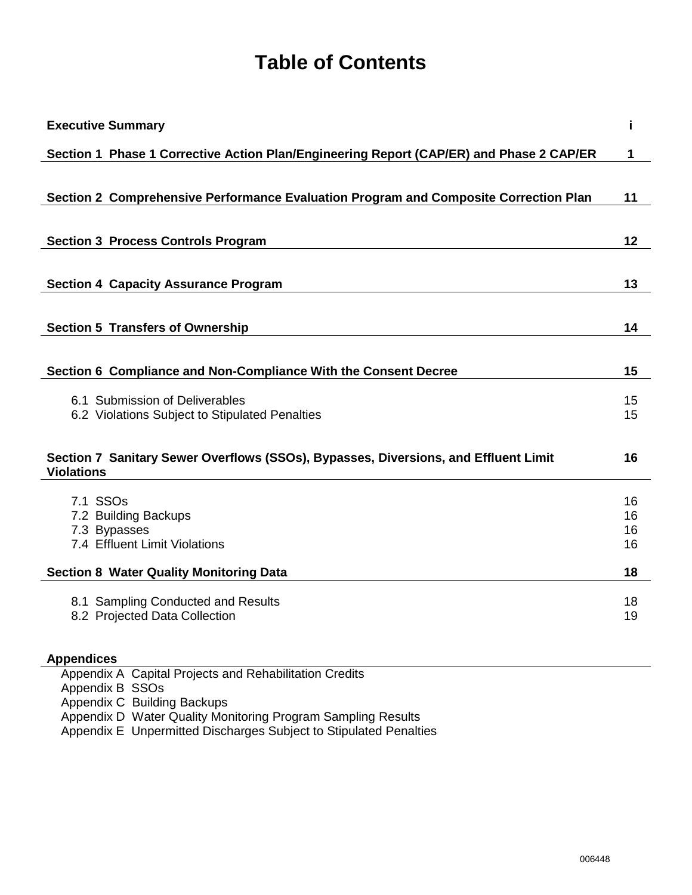# Table of Contents

| | |
|---|---|
| **Executive Summary** | **i** |
| **Section 1 Phase 1 Corrective Action Plan/Engineering Report (CAP/ER) and Phase 2 CAP/ER** | **1** |
| **Section 2 Comprehensive Performance Evaluation Program and Composite Correction Plan** | **11** |
| **Section 3 Process Controls Program** | **12** |
| **Section 4 Capacity Assurance Program** | **13** |
| **Section 5 Transfers of Ownership** | **14** |
| **Section 6 Compliance and Non-Compliance With the Consent Decree** | **15** |
| 6.1 Submission of Deliverables | 15 |
| 6.2 Violations Subject to Stipulated Penalties | 15 |
| **Section 7 Sanitary Sewer Overflows (SSOs), Bypasses, Diversions, and Effluent Limit Violations** | **16** |
| 7.1 SSOs | 16 |
| 7.2 Building Backups | 16 |
| 7.3 Bypasses | 16 |
| 7.4 Effluent Limit Violations | 16 |
| **Section 8 Water Quality Monitoring Data** | **18** |
| 8.1 Sampling Conducted and Results | 18 |
| 8.2 Projected Data Collection | 19 |

**Appendices**

- Appendix A Capital Projects and Rehabilitation Credits
- Appendix B SSOs
- Appendix C Building Backups
- Appendix D Water Quality Monitoring Program Sampling Results
- Appendix E Unpermitted Discharges Subject to Stipulated Penalties

006448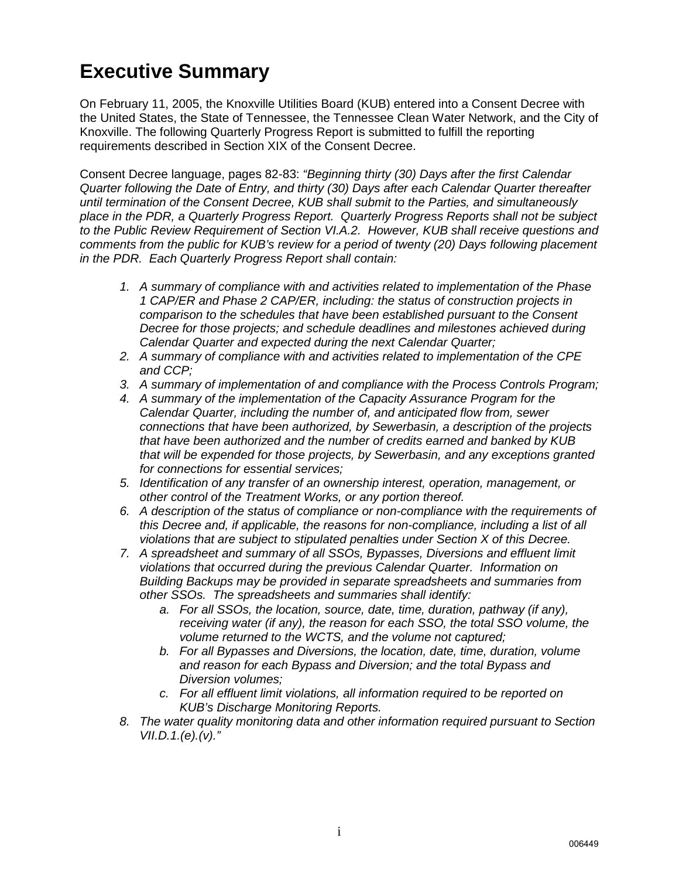# Executive Summary

On February 11, 2005, the Knoxville Utilities Board (KUB) entered into a Consent Decree with the United States, the State of Tennessee, the Tennessee Clean Water Network, and the City of Knoxville. The following Quarterly Progress Report is submitted to fulfill the reporting requirements described in Section XIX of the Consent Decree.

Consent Decree language, pages 82-83: *"Beginning thirty (30) Days after the first Calendar Quarter following the Date of Entry, and thirty (30) Days after each Calendar Quarter thereafter until termination of the Consent Decree, KUB shall submit to the Parties, and simultaneously place in the PDR, a Quarterly Progress Report. Quarterly Progress Reports shall not be subject to the Public Review Requirement of Section VI.A.2. However, KUB shall receive questions and comments from the public for KUB's review for a period of twenty (20) Days following placement in the PDR. Each Quarterly Progress Report shall contain:*

1. *A summary of compliance with and activities related to implementation of the Phase 1 CAP/ER and Phase 2 CAP/ER, including: the status of construction projects in comparison to the schedules that have been established pursuant to the Consent Decree for those projects; and schedule deadlines and milestones achieved during Calendar Quarter and expected during the next Calendar Quarter;*
2. *A summary of compliance with and activities related to implementation of the CPE and CCP;*
3. *A summary of implementation of and compliance with the Process Controls Program;*
4. *A summary of the implementation of the Capacity Assurance Program for the Calendar Quarter, including the number of, and anticipated flow from, sewer connections that have been authorized, by Sewerbasin, a description of the projects that have been authorized and the number of credits earned and banked by KUB that will be expended for those projects, by Sewerbasin, and any exceptions granted for connections for essential services;*
5. *Identification of any transfer of an ownership interest, operation, management, or other control of the Treatment Works, or any portion thereof.*
6. *A description of the status of compliance or non-compliance with the requirements of this Decree and, if applicable, the reasons for non-compliance, including a list of all violations that are subject to stipulated penalties under Section X of this Decree.*
7. *A spreadsheet and summary of all SSOs, Bypasses, Diversions and effluent limit violations that occurred during the previous Calendar Quarter. Information on Building Backups may be provided in separate spreadsheets and summaries from other SSOs. The spreadsheets and summaries shall identify:*
   a. *For all SSOs, the location, source, date, time, duration, pathway (if any), receiving water (if any), the reason for each SSO, the total SSO volume, the volume returned to the WCTS, and the volume not captured;*
   b. *For all Bypasses and Diversions, the location, date, time, duration, volume and reason for each Bypass and Diversion; and the total Bypass and Diversion volumes;*
   c. *For all effluent limit violations, all information required to be reported on KUB's Discharge Monitoring Reports.*
8. *The water quality monitoring data and other information required pursuant to Section VII.D.1.(e).(v)."*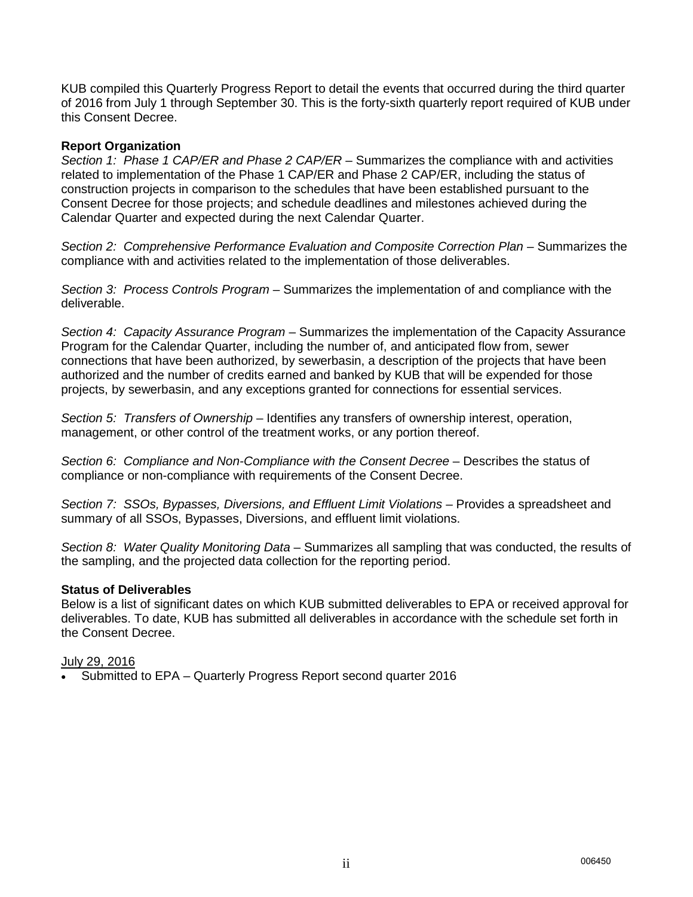KUB compiled this Quarterly Progress Report to detail the events that occurred during the third quarter of 2016 from July 1 through September 30. This is the forty-sixth quarterly report required of KUB under this Consent Decree.

**Report Organization**

*Section 1: Phase 1 CAP/ER and Phase 2 CAP/ER* – Summarizes the compliance with and activities related to implementation of the Phase 1 CAP/ER and Phase 2 CAP/ER, including the status of construction projects in comparison to the schedules that have been established pursuant to the Consent Decree for those projects; and schedule deadlines and milestones achieved during the Calendar Quarter and expected during the next Calendar Quarter.

*Section 2: Comprehensive Performance Evaluation and Composite Correction Plan* – Summarizes the compliance with and activities related to the implementation of those deliverables.

*Section 3: Process Controls Program* – Summarizes the implementation of and compliance with the deliverable.

*Section 4: Capacity Assurance Program* – Summarizes the implementation of the Capacity Assurance Program for the Calendar Quarter, including the number of, and anticipated flow from, sewer connections that have been authorized, by sewerbasin, a description of the projects that have been authorized and the number of credits earned and banked by KUB that will be expended for those projects, by sewerbasin, and any exceptions granted for connections for essential services.

*Section 5: Transfers of Ownership* – Identifies any transfers of ownership interest, operation, management, or other control of the treatment works, or any portion thereof.

*Section 6: Compliance and Non-Compliance with the Consent Decree* – Describes the status of compliance or non-compliance with requirements of the Consent Decree.

*Section 7: SSOs, Bypasses, Diversions, and Effluent Limit Violations* – Provides a spreadsheet and summary of all SSOs, Bypasses, Diversions, and effluent limit violations.

*Section 8: Water Quality Monitoring Data* – Summarizes all sampling that was conducted, the results of the sampling, and the projected data collection for the reporting period.

**Status of Deliverables**

Below is a list of significant dates on which KUB submitted deliverables to EPA or received approval for deliverables. To date, KUB has submitted all deliverables in accordance with the schedule set forth in the Consent Decree.

<u>July 29, 2016</u>

- Submitted to EPA – Quarterly Progress Report second quarter 2016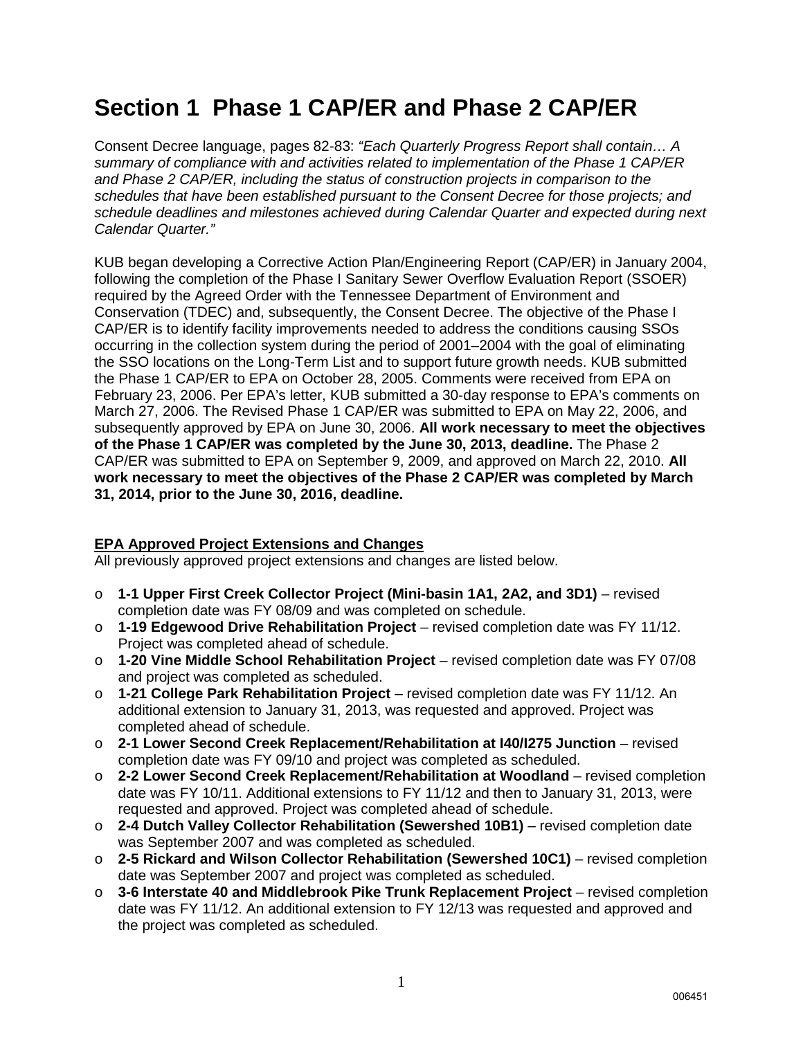# Section 1 Phase 1 CAP/ER and Phase 2 CAP/ER

Consent Decree language, pages 82-83: *"Each Quarterly Progress Report shall contain… A summary of compliance with and activities related to implementation of the Phase 1 CAP/ER and Phase 2 CAP/ER, including the status of construction projects in comparison to the schedules that have been established pursuant to the Consent Decree for those projects; and schedule deadlines and milestones achieved during Calendar Quarter and expected during next Calendar Quarter."*

KUB began developing a Corrective Action Plan/Engineering Report (CAP/ER) in January 2004, following the completion of the Phase I Sanitary Sewer Overflow Evaluation Report (SSOER) required by the Agreed Order with the Tennessee Department of Environment and Conservation (TDEC) and, subsequently, the Consent Decree. The objective of the Phase I CAP/ER is to identify facility improvements needed to address the conditions causing SSOs occurring in the collection system during the period of 2001–2004 with the goal of eliminating the SSO locations on the Long-Term List and to support future growth needs. KUB submitted the Phase 1 CAP/ER to EPA on October 28, 2005. Comments were received from EPA on February 23, 2006. Per EPA's letter, KUB submitted a 30-day response to EPA's comments on March 27, 2006. The Revised Phase 1 CAP/ER was submitted to EPA on May 22, 2006, and subsequently approved by EPA on June 30, 2006. **All work necessary to meet the objectives of the Phase 1 CAP/ER was completed by the June 30, 2013, deadline.** The Phase 2 CAP/ER was submitted to EPA on September 9, 2009, and approved on March 22, 2010. **All work necessary to meet the objectives of the Phase 2 CAP/ER was completed by March 31, 2014, prior to the June 30, 2016, deadline.**

**EPA Approved Project Extensions and Changes**

All previously approved project extensions and changes are listed below.

- **1-1 Upper First Creek Collector Project (Mini-basin 1A1, 2A2, and 3D1)** – revised completion date was FY 08/09 and was completed on schedule.
- **1-19 Edgewood Drive Rehabilitation Project** – revised completion date was FY 11/12. Project was completed ahead of schedule.
- **1-20 Vine Middle School Rehabilitation Project** – revised completion date was FY 07/08 and project was completed as scheduled.
- **1-21 College Park Rehabilitation Project** – revised completion date was FY 11/12. An additional extension to January 31, 2013, was requested and approved. Project was completed ahead of schedule.
- **2-1 Lower Second Creek Replacement/Rehabilitation at I40/I275 Junction** – revised completion date was FY 09/10 and project was completed as scheduled.
- **2-2 Lower Second Creek Replacement/Rehabilitation at Woodland** – revised completion date was FY 10/11. Additional extensions to FY 11/12 and then to January 31, 2013, were requested and approved. Project was completed ahead of schedule.
- **2-4 Dutch Valley Collector Rehabilitation (Sewershed 10B1)** – revised completion date was September 2007 and was completed as scheduled.
- **2-5 Rickard and Wilson Collector Rehabilitation (Sewershed 10C1)** – revised completion date was September 2007 and project was completed as scheduled.
- **3-6 Interstate 40 and Middlebrook Pike Trunk Replacement Project** – revised completion date was FY 11/12. An additional extension to FY 12/13 was requested and approved and the project was completed as scheduled.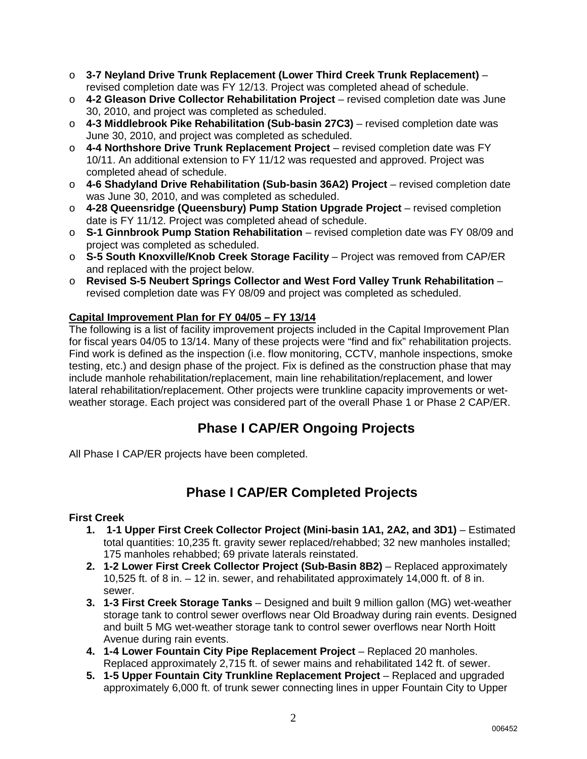- **3-7 Neyland Drive Trunk Replacement (Lower Third Creek Trunk Replacement)** – revised completion date was FY 12/13. Project was completed ahead of schedule.
- **4-2 Gleason Drive Collector Rehabilitation Project** – revised completion date was June 30, 2010, and project was completed as scheduled.
- **4-3 Middlebrook Pike Rehabilitation (Sub-basin 27C3)** – revised completion date was June 30, 2010, and project was completed as scheduled.
- **4-4 Northshore Drive Trunk Replacement Project** – revised completion date was FY 10/11. An additional extension to FY 11/12 was requested and approved. Project was completed ahead of schedule.
- **4-6 Shadyland Drive Rehabilitation (Sub-basin 36A2) Project** – revised completion date was June 30, 2010, and was completed as scheduled.
- **4-28 Queensridge (Queensbury) Pump Station Upgrade Project** – revised completion date is FY 11/12. Project was completed ahead of schedule.
- **S-1 Ginnbrook Pump Station Rehabilitation** – revised completion date was FY 08/09 and project was completed as scheduled.
- **S-5 South Knoxville/Knob Creek Storage Facility** – Project was removed from CAP/ER and replaced with the project below.
- **Revised S-5 Neubert Springs Collector and West Ford Valley Trunk Rehabilitation** – revised completion date was FY 08/09 and project was completed as scheduled.

**Capital Improvement Plan for FY 04/05 – FY 13/14**

The following is a list of facility improvement projects included in the Capital Improvement Plan for fiscal years 04/05 to 13/14. Many of these projects were "find and fix" rehabilitation projects. Find work is defined as the inspection (i.e. flow monitoring, CCTV, manhole inspections, smoke testing, etc.) and design phase of the project. Fix is defined as the construction phase that may include manhole rehabilitation/replacement, main line rehabilitation/replacement, and lower lateral rehabilitation/replacement. Other projects were trunkline capacity improvements or wet-weather storage. Each project was considered part of the overall Phase 1 or Phase 2 CAP/ER.

## Phase I CAP/ER Ongoing Projects

All Phase I CAP/ER projects have been completed.

## Phase I CAP/ER Completed Projects

**First Creek**

1. **1-1 Upper First Creek Collector Project (Mini-basin 1A1, 2A2, and 3D1)** – Estimated total quantities: 10,235 ft. gravity sewer replaced/rehabbed; 32 new manholes installed; 175 manholes rehabbed; 69 private laterals reinstated.
2. **1-2 Lower First Creek Collector Project (Sub-Basin 8B2)** – Replaced approximately 10,525 ft. of 8 in. – 12 in. sewer, and rehabilitated approximately 14,000 ft. of 8 in. sewer.
3. **1-3 First Creek Storage Tanks** – Designed and built 9 million gallon (MG) wet-weather storage tank to control sewer overflows near Old Broadway during rain events. Designed and built 5 MG wet-weather storage tank to control sewer overflows near North Hoitt Avenue during rain events.
4. **1-4 Lower Fountain City Pipe Replacement Project** – Replaced 20 manholes. Replaced approximately 2,715 ft. of sewer mains and rehabilitated 142 ft. of sewer.
5. **1-5 Upper Fountain City Trunkline Replacement Project** – Replaced and upgraded approximately 6,000 ft. of trunk sewer connecting lines in upper Fountain City to Upper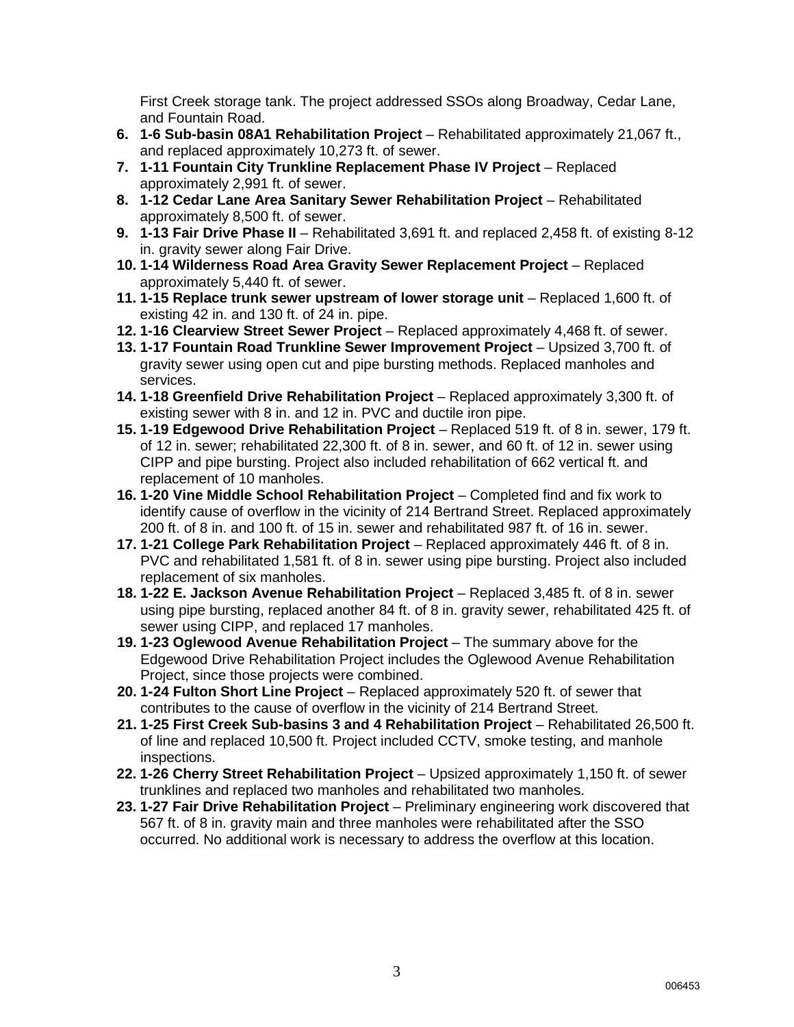First Creek storage tank. The project addressed SSOs along Broadway, Cedar Lane, and Fountain Road.

6. **1-6 Sub-basin 08A1 Rehabilitation Project** – Rehabilitated approximately 21,067 ft., and replaced approximately 10,273 ft. of sewer.
7. **1-11 Fountain City Trunkline Replacement Phase IV Project** – Replaced approximately 2,991 ft. of sewer.
8. **1-12 Cedar Lane Area Sanitary Sewer Rehabilitation Project** – Rehabilitated approximately 8,500 ft. of sewer.
9. **1-13 Fair Drive Phase II** – Rehabilitated 3,691 ft. and replaced 2,458 ft. of existing 8-12 in. gravity sewer along Fair Drive.
10. **1-14 Wilderness Road Area Gravity Sewer Replacement Project** – Replaced approximately 5,440 ft. of sewer.
11. **1-15 Replace trunk sewer upstream of lower storage unit** – Replaced 1,600 ft. of existing 42 in. and 130 ft. of 24 in. pipe.
12. **1-16 Clearview Street Sewer Project** – Replaced approximately 4,468 ft. of sewer.
13. **1-17 Fountain Road Trunkline Sewer Improvement Project** – Upsized 3,700 ft. of gravity sewer using open cut and pipe bursting methods. Replaced manholes and services.
14. **1-18 Greenfield Drive Rehabilitation Project** – Replaced approximately 3,300 ft. of existing sewer with 8 in. and 12 in. PVC and ductile iron pipe.
15. **1-19 Edgewood Drive Rehabilitation Project** – Replaced 519 ft. of 8 in. sewer, 179 ft. of 12 in. sewer; rehabilitated 22,300 ft. of 8 in. sewer, and 60 ft. of 12 in. sewer using CIPP and pipe bursting. Project also included rehabilitation of 662 vertical ft. and replacement of 10 manholes.
16. **1-20 Vine Middle School Rehabilitation Project** – Completed find and fix work to identify cause of overflow in the vicinity of 214 Bertrand Street. Replaced approximately 200 ft. of 8 in. and 100 ft. of 15 in. sewer and rehabilitated 987 ft. of 16 in. sewer.
17. **1-21 College Park Rehabilitation Project** – Replaced approximately 446 ft. of 8 in. PVC and rehabilitated 1,581 ft. of 8 in. sewer using pipe bursting. Project also included replacement of six manholes.
18. **1-22 E. Jackson Avenue Rehabilitation Project** – Replaced 3,485 ft. of 8 in. sewer using pipe bursting, replaced another 84 ft. of 8 in. gravity sewer, rehabilitated 425 ft. of sewer using CIPP, and replaced 17 manholes.
19. **1-23 Oglewood Avenue Rehabilitation Project** – The summary above for the Edgewood Drive Rehabilitation Project includes the Oglewood Avenue Rehabilitation Project, since those projects were combined.
20. **1-24 Fulton Short Line Project** – Replaced approximately 520 ft. of sewer that contributes to the cause of overflow in the vicinity of 214 Bertrand Street.
21. **1-25 First Creek Sub-basins 3 and 4 Rehabilitation Project** – Rehabilitated 26,500 ft. of line and replaced 10,500 ft. Project included CCTV, smoke testing, and manhole inspections.
22. **1-26 Cherry Street Rehabilitation Project** – Upsized approximately 1,150 ft. of sewer trunklines and replaced two manholes and rehabilitated two manholes.
23. **1-27 Fair Drive Rehabilitation Project** – Preliminary engineering work discovered that 567 ft. of 8 in. gravity main and three manholes were rehabilitated after the SSO occurred. No additional work is necessary to address the overflow at this location.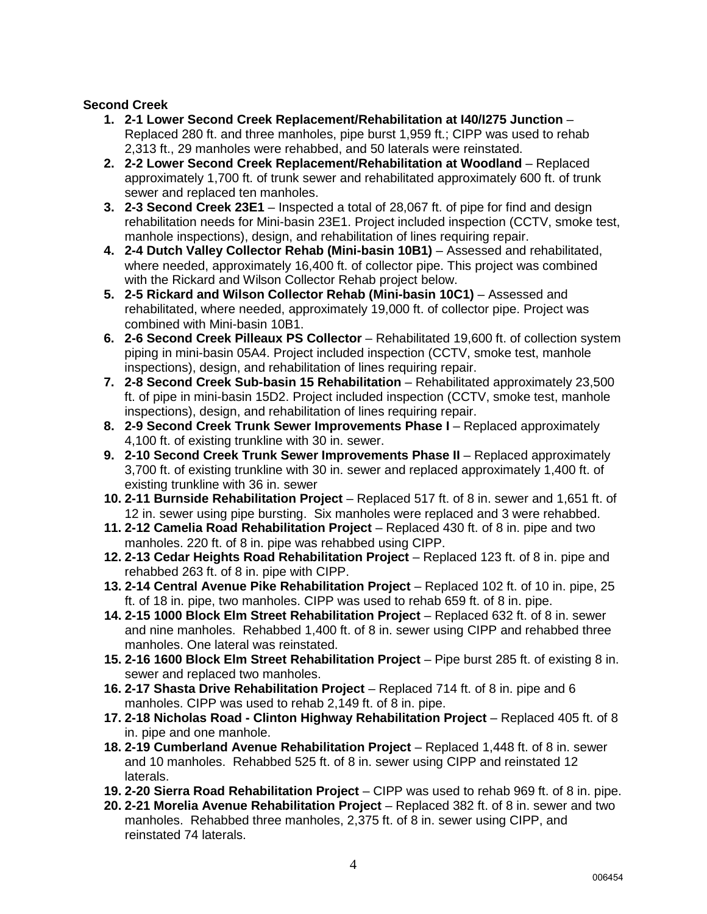**Second Creek**

1. **2-1 Lower Second Creek Replacement/Rehabilitation at I40/I275 Junction** – Replaced 280 ft. and three manholes, pipe burst 1,959 ft.; CIPP was used to rehab 2,313 ft., 29 manholes were rehabbed, and 50 laterals were reinstated.
2. **2-2 Lower Second Creek Replacement/Rehabilitation at Woodland** – Replaced approximately 1,700 ft. of trunk sewer and rehabilitated approximately 600 ft. of trunk sewer and replaced ten manholes.
3. **2-3 Second Creek 23E1** – Inspected a total of 28,067 ft. of pipe for find and design rehabilitation needs for Mini-basin 23E1. Project included inspection (CCTV, smoke test, manhole inspections), design, and rehabilitation of lines requiring repair.
4. **2-4 Dutch Valley Collector Rehab (Mini-basin 10B1)** – Assessed and rehabilitated, where needed, approximately 16,400 ft. of collector pipe. This project was combined with the Rickard and Wilson Collector Rehab project below.
5. **2-5 Rickard and Wilson Collector Rehab (Mini-basin 10C1)** – Assessed and rehabilitated, where needed, approximately 19,000 ft. of collector pipe. Project was combined with Mini-basin 10B1.
6. **2-6 Second Creek Pilleaux PS Collector** – Rehabilitated 19,600 ft. of collection system piping in mini-basin 05A4. Project included inspection (CCTV, smoke test, manhole inspections), design, and rehabilitation of lines requiring repair.
7. **2-8 Second Creek Sub-basin 15 Rehabilitation** – Rehabilitated approximately 23,500 ft. of pipe in mini-basin 15D2. Project included inspection (CCTV, smoke test, manhole inspections), design, and rehabilitation of lines requiring repair.
8. **2-9 Second Creek Trunk Sewer Improvements Phase I** – Replaced approximately 4,100 ft. of existing trunkline with 30 in. sewer.
9. **2-10 Second Creek Trunk Sewer Improvements Phase II** – Replaced approximately 3,700 ft. of existing trunkline with 30 in. sewer and replaced approximately 1,400 ft. of existing trunkline with 36 in. sewer
10. **2-11 Burnside Rehabilitation Project** – Replaced 517 ft. of 8 in. sewer and 1,651 ft. of 12 in. sewer using pipe bursting. Six manholes were replaced and 3 were rehabbed.
11. **2-12 Camelia Road Rehabilitation Project** – Replaced 430 ft. of 8 in. pipe and two manholes. 220 ft. of 8 in. pipe was rehabbed using CIPP.
12. **2-13 Cedar Heights Road Rehabilitation Project** – Replaced 123 ft. of 8 in. pipe and rehabbed 263 ft. of 8 in. pipe with CIPP.
13. **2-14 Central Avenue Pike Rehabilitation Project** – Replaced 102 ft. of 10 in. pipe, 25 ft. of 18 in. pipe, two manholes. CIPP was used to rehab 659 ft. of 8 in. pipe.
14. **2-15 1000 Block Elm Street Rehabilitation Project** – Replaced 632 ft. of 8 in. sewer and nine manholes. Rehabbed 1,400 ft. of 8 in. sewer using CIPP and rehabbed three manholes. One lateral was reinstated.
15. **2-16 1600 Block Elm Street Rehabilitation Project** – Pipe burst 285 ft. of existing 8 in. sewer and replaced two manholes.
16. **2-17 Shasta Drive Rehabilitation Project** – Replaced 714 ft. of 8 in. pipe and 6 manholes. CIPP was used to rehab 2,149 ft. of 8 in. pipe.
17. **2-18 Nicholas Road - Clinton Highway Rehabilitation Project** – Replaced 405 ft. of 8 in. pipe and one manhole.
18. **2-19 Cumberland Avenue Rehabilitation Project** – Replaced 1,448 ft. of 8 in. sewer and 10 manholes. Rehabbed 525 ft. of 8 in. sewer using CIPP and reinstated 12 laterals.
19. **2-20 Sierra Road Rehabilitation Project** – CIPP was used to rehab 969 ft. of 8 in. pipe.
20. **2-21 Morelia Avenue Rehabilitation Project** – Replaced 382 ft. of 8 in. sewer and two manholes. Rehabbed three manholes, 2,375 ft. of 8 in. sewer using CIPP, and reinstated 74 laterals.

006454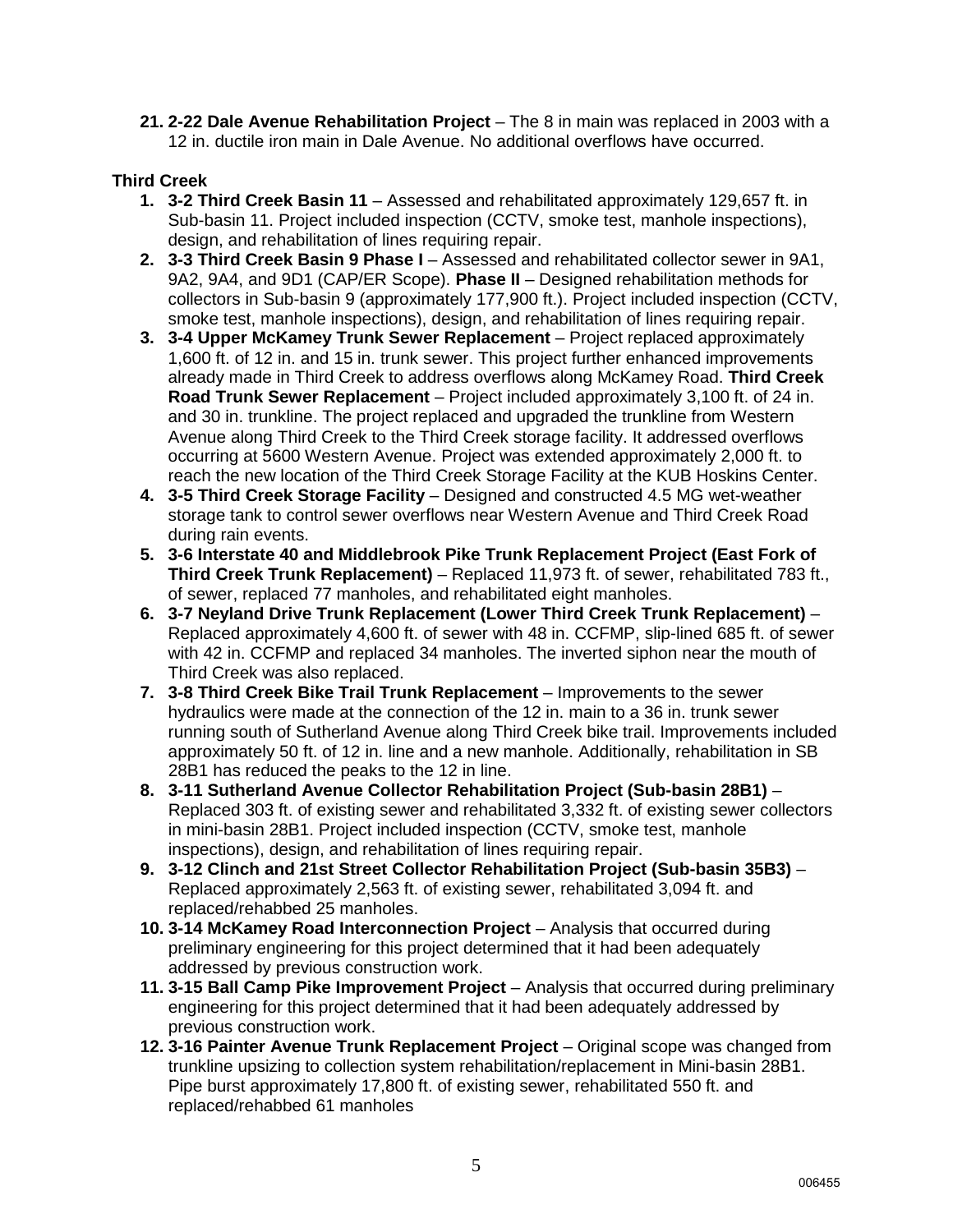21. **2-22 Dale Avenue Rehabilitation Project** – The 8 in main was replaced in 2003 with a 12 in. ductile iron main in Dale Avenue. No additional overflows have occurred.

**Third Creek**

1. **3-2 Third Creek Basin 11** – Assessed and rehabilitated approximately 129,657 ft. in Sub-basin 11. Project included inspection (CCTV, smoke test, manhole inspections), design, and rehabilitation of lines requiring repair.
2. **3-3 Third Creek Basin 9 Phase I** – Assessed and rehabilitated collector sewer in 9A1, 9A2, 9A4, and 9D1 (CAP/ER Scope). **Phase II** – Designed rehabilitation methods for collectors in Sub-basin 9 (approximately 177,900 ft.). Project included inspection (CCTV, smoke test, manhole inspections), design, and rehabilitation of lines requiring repair.
3. **3-4 Upper McKamey Trunk Sewer Replacement** – Project replaced approximately 1,600 ft. of 12 in. and 15 in. trunk sewer. This project further enhanced improvements already made in Third Creek to address overflows along McKamey Road. **Third Creek Road Trunk Sewer Replacement** – Project included approximately 3,100 ft. of 24 in. and 30 in. trunkline. The project replaced and upgraded the trunkline from Western Avenue along Third Creek to the Third Creek storage facility. It addressed overflows occurring at 5600 Western Avenue. Project was extended approximately 2,000 ft. to reach the new location of the Third Creek Storage Facility at the KUB Hoskins Center.
4. **3-5 Third Creek Storage Facility** – Designed and constructed 4.5 MG wet-weather storage tank to control sewer overflows near Western Avenue and Third Creek Road during rain events.
5. **3-6 Interstate 40 and Middlebrook Pike Trunk Replacement Project (East Fork of Third Creek Trunk Replacement)** – Replaced 11,973 ft. of sewer, rehabilitated 783 ft., of sewer, replaced 77 manholes, and rehabilitated eight manholes.
6. **3-7 Neyland Drive Trunk Replacement (Lower Third Creek Trunk Replacement)** – Replaced approximately 4,600 ft. of sewer with 48 in. CCFMP, slip-lined 685 ft. of sewer with 42 in. CCFMP and replaced 34 manholes. The inverted siphon near the mouth of Third Creek was also replaced.
7. **3-8 Third Creek Bike Trail Trunk Replacement** – Improvements to the sewer hydraulics were made at the connection of the 12 in. main to a 36 in. trunk sewer running south of Sutherland Avenue along Third Creek bike trail. Improvements included approximately 50 ft. of 12 in. line and a new manhole. Additionally, rehabilitation in SB 28B1 has reduced the peaks to the 12 in line.
8. **3-11 Sutherland Avenue Collector Rehabilitation Project (Sub-basin 28B1)** – Replaced 303 ft. of existing sewer and rehabilitated 3,332 ft. of existing sewer collectors in mini-basin 28B1. Project included inspection (CCTV, smoke test, manhole inspections), design, and rehabilitation of lines requiring repair.
9. **3-12 Clinch and 21st Street Collector Rehabilitation Project (Sub-basin 35B3)** – Replaced approximately 2,563 ft. of existing sewer, rehabilitated 3,094 ft. and replaced/rehabbed 25 manholes.
10. **3-14 McKamey Road Interconnection Project** – Analysis that occurred during preliminary engineering for this project determined that it had been adequately addressed by previous construction work.
11. **3-15 Ball Camp Pike Improvement Project** – Analysis that occurred during preliminary engineering for this project determined that it had been adequately addressed by previous construction work.
12. **3-16 Painter Avenue Trunk Replacement Project** – Original scope was changed from trunkline upsizing to collection system rehabilitation/replacement in Mini-basin 28B1. Pipe burst approximately 17,800 ft. of existing sewer, rehabilitated 550 ft. and replaced/rehabbed 61 manholes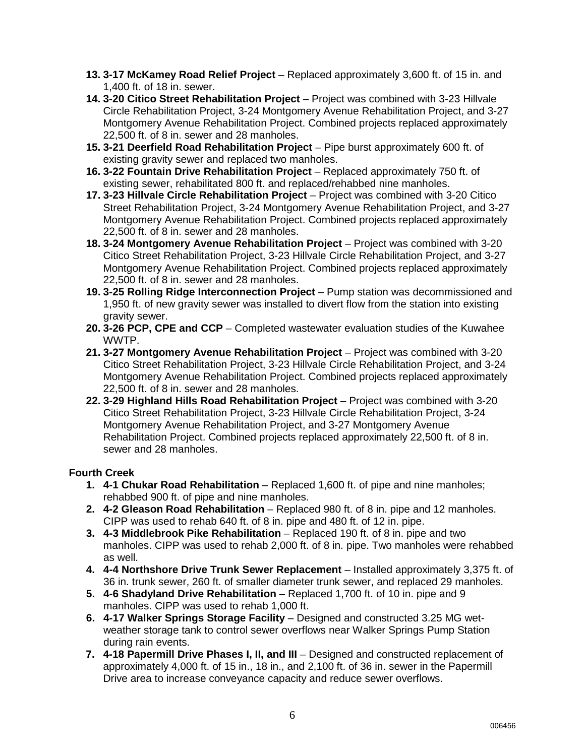13. **3-17 McKamey Road Relief Project** – Replaced approximately 3,600 ft. of 15 in. and 1,400 ft. of 18 in. sewer.
14. **3-20 Citico Street Rehabilitation Project** – Project was combined with 3-23 Hillvale Circle Rehabilitation Project, 3-24 Montgomery Avenue Rehabilitation Project, and 3-27 Montgomery Avenue Rehabilitation Project. Combined projects replaced approximately 22,500 ft. of 8 in. sewer and 28 manholes.
15. **3-21 Deerfield Road Rehabilitation Project** – Pipe burst approximately 600 ft. of existing gravity sewer and replaced two manholes.
16. **3-22 Fountain Drive Rehabilitation Project** – Replaced approximately 750 ft. of existing sewer, rehabilitated 800 ft. and replaced/rehabbed nine manholes.
17. **3-23 Hillvale Circle Rehabilitation Project** – Project was combined with 3-20 Citico Street Rehabilitation Project, 3-24 Montgomery Avenue Rehabilitation Project, and 3-27 Montgomery Avenue Rehabilitation Project. Combined projects replaced approximately 22,500 ft. of 8 in. sewer and 28 manholes.
18. **3-24 Montgomery Avenue Rehabilitation Project** – Project was combined with 3-20 Citico Street Rehabilitation Project, 3-23 Hillvale Circle Rehabilitation Project, and 3-27 Montgomery Avenue Rehabilitation Project. Combined projects replaced approximately 22,500 ft. of 8 in. sewer and 28 manholes.
19. **3-25 Rolling Ridge Interconnection Project** – Pump station was decommissioned and 1,950 ft. of new gravity sewer was installed to divert flow from the station into existing gravity sewer.
20. **3-26 PCP, CPE and CCP** – Completed wastewater evaluation studies of the Kuwahee WWTP.
21. **3-27 Montgomery Avenue Rehabilitation Project** – Project was combined with 3-20 Citico Street Rehabilitation Project, 3-23 Hillvale Circle Rehabilitation Project, and 3-24 Montgomery Avenue Rehabilitation Project. Combined projects replaced approximately 22,500 ft. of 8 in. sewer and 28 manholes.
22. **3-29 Highland Hills Road Rehabilitation Project** – Project was combined with 3-20 Citico Street Rehabilitation Project, 3-23 Hillvale Circle Rehabilitation Project, 3-24 Montgomery Avenue Rehabilitation Project, and 3-27 Montgomery Avenue Rehabilitation Project. Combined projects replaced approximately 22,500 ft. of 8 in. sewer and 28 manholes.

**Fourth Creek**

1. **4-1 Chukar Road Rehabilitation** – Replaced 1,600 ft. of pipe and nine manholes; rehabbed 900 ft. of pipe and nine manholes.
2. **4-2 Gleason Road Rehabilitation** – Replaced 980 ft. of 8 in. pipe and 12 manholes. CIPP was used to rehab 640 ft. of 8 in. pipe and 480 ft. of 12 in. pipe.
3. **4-3 Middlebrook Pike Rehabilitation** – Replaced 190 ft. of 8 in. pipe and two manholes. CIPP was used to rehab 2,000 ft. of 8 in. pipe. Two manholes were rehabbed as well.
4. **4-4 Northshore Drive Trunk Sewer Replacement** – Installed approximately 3,375 ft. of 36 in. trunk sewer, 260 ft. of smaller diameter trunk sewer, and replaced 29 manholes.
5. **4-6 Shadyland Drive Rehabilitation** – Replaced 1,700 ft. of 10 in. pipe and 9 manholes. CIPP was used to rehab 1,000 ft.
6. **4-17 Walker Springs Storage Facility** – Designed and constructed 3.25 MG wet-weather storage tank to control sewer overflows near Walker Springs Pump Station during rain events.
7. **4-18 Papermill Drive Phases I, II, and III** – Designed and constructed replacement of approximately 4,000 ft. of 15 in., 18 in., and 2,100 ft. of 36 in. sewer in the Papermill Drive area to increase conveyance capacity and reduce sewer overflows.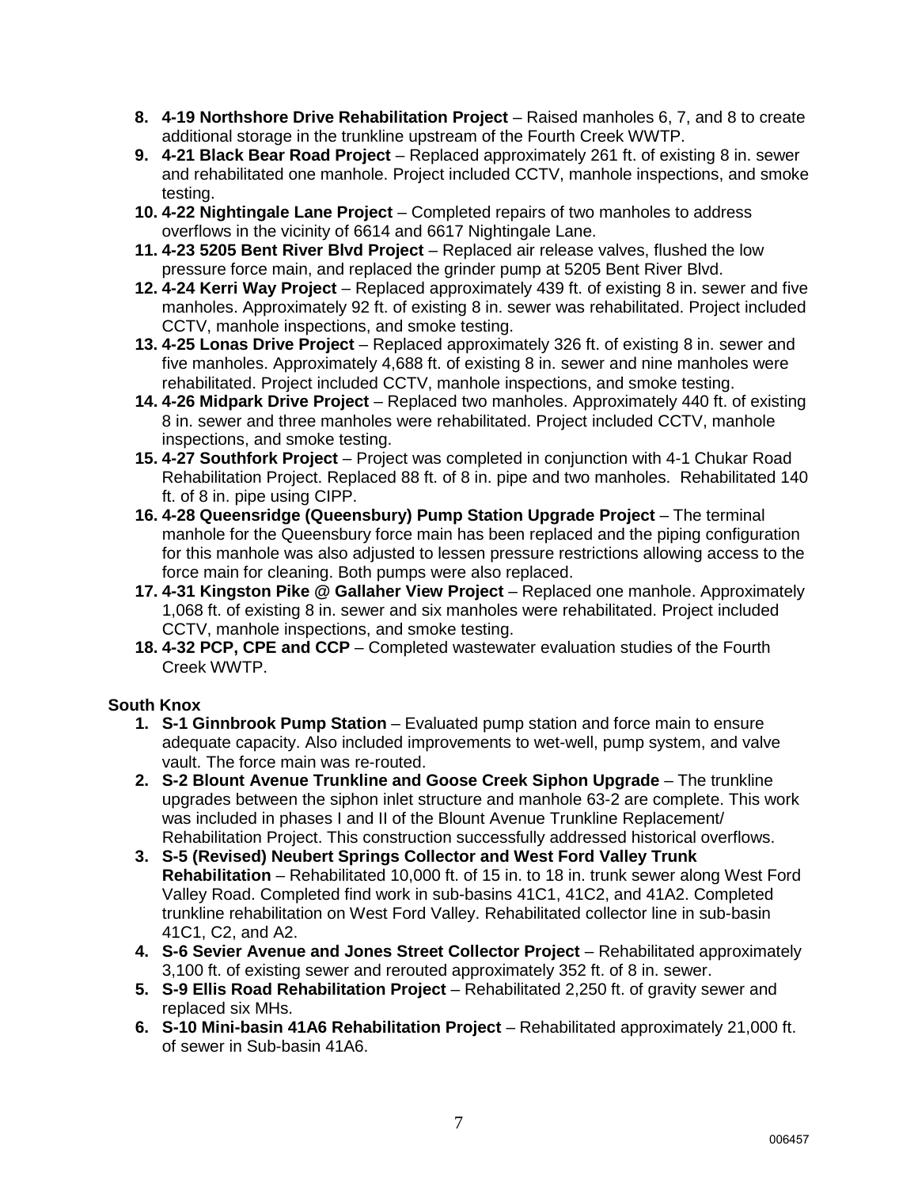8. **4-19 Northshore Drive Rehabilitation Project** – Raised manholes 6, 7, and 8 to create additional storage in the trunkline upstream of the Fourth Creek WWTP.
9. **4-21 Black Bear Road Project** – Replaced approximately 261 ft. of existing 8 in. sewer and rehabilitated one manhole. Project included CCTV, manhole inspections, and smoke testing.
10. **4-22 Nightingale Lane Project** – Completed repairs of two manholes to address overflows in the vicinity of 6614 and 6617 Nightingale Lane.
11. **4-23 5205 Bent River Blvd Project** – Replaced air release valves, flushed the low pressure force main, and replaced the grinder pump at 5205 Bent River Blvd.
12. **4-24 Kerri Way Project** – Replaced approximately 439 ft. of existing 8 in. sewer and five manholes. Approximately 92 ft. of existing 8 in. sewer was rehabilitated. Project included CCTV, manhole inspections, and smoke testing.
13. **4-25 Lonas Drive Project** – Replaced approximately 326 ft. of existing 8 in. sewer and five manholes. Approximately 4,688 ft. of existing 8 in. sewer and nine manholes were rehabilitated. Project included CCTV, manhole inspections, and smoke testing.
14. **4-26 Midpark Drive Project** – Replaced two manholes. Approximately 440 ft. of existing 8 in. sewer and three manholes were rehabilitated. Project included CCTV, manhole inspections, and smoke testing.
15. **4-27 Southfork Project** – Project was completed in conjunction with 4-1 Chukar Road Rehabilitation Project. Replaced 88 ft. of 8 in. pipe and two manholes. Rehabilitated 140 ft. of 8 in. pipe using CIPP.
16. **4-28 Queensridge (Queensbury) Pump Station Upgrade Project** – The terminal manhole for the Queensbury force main has been replaced and the piping configuration for this manhole was also adjusted to lessen pressure restrictions allowing access to the force main for cleaning. Both pumps were also replaced.
17. **4-31 Kingston Pike @ Gallaher View Project** – Replaced one manhole. Approximately 1,068 ft. of existing 8 in. sewer and six manholes were rehabilitated. Project included CCTV, manhole inspections, and smoke testing.
18. **4-32 PCP, CPE and CCP** – Completed wastewater evaluation studies of the Fourth Creek WWTP.

**South Knox**

1. **S-1 Ginnbrook Pump Station** – Evaluated pump station and force main to ensure adequate capacity. Also included improvements to wet-well, pump system, and valve vault. The force main was re-routed.
2. **S-2 Blount Avenue Trunkline and Goose Creek Siphon Upgrade** – The trunkline upgrades between the siphon inlet structure and manhole 63-2 are complete. This work was included in phases I and II of the Blount Avenue Trunkline Replacement/ Rehabilitation Project. This construction successfully addressed historical overflows.
3. **S-5 (Revised) Neubert Springs Collector and West Ford Valley Trunk Rehabilitation** – Rehabilitated 10,000 ft. of 15 in. to 18 in. trunk sewer along West Ford Valley Road. Completed find work in sub-basins 41C1, 41C2, and 41A2. Completed trunkline rehabilitation on West Ford Valley. Rehabilitated collector line in sub-basin 41C1, C2, and A2.
4. **S-6 Sevier Avenue and Jones Street Collector Project** – Rehabilitated approximately 3,100 ft. of existing sewer and rerouted approximately 352 ft. of 8 in. sewer.
5. **S-9 Ellis Road Rehabilitation Project** – Rehabilitated 2,250 ft. of gravity sewer and replaced six MHs.
6. **S-10 Mini-basin 41A6 Rehabilitation Project** – Rehabilitated approximately 21,000 ft. of sewer in Sub-basin 41A6.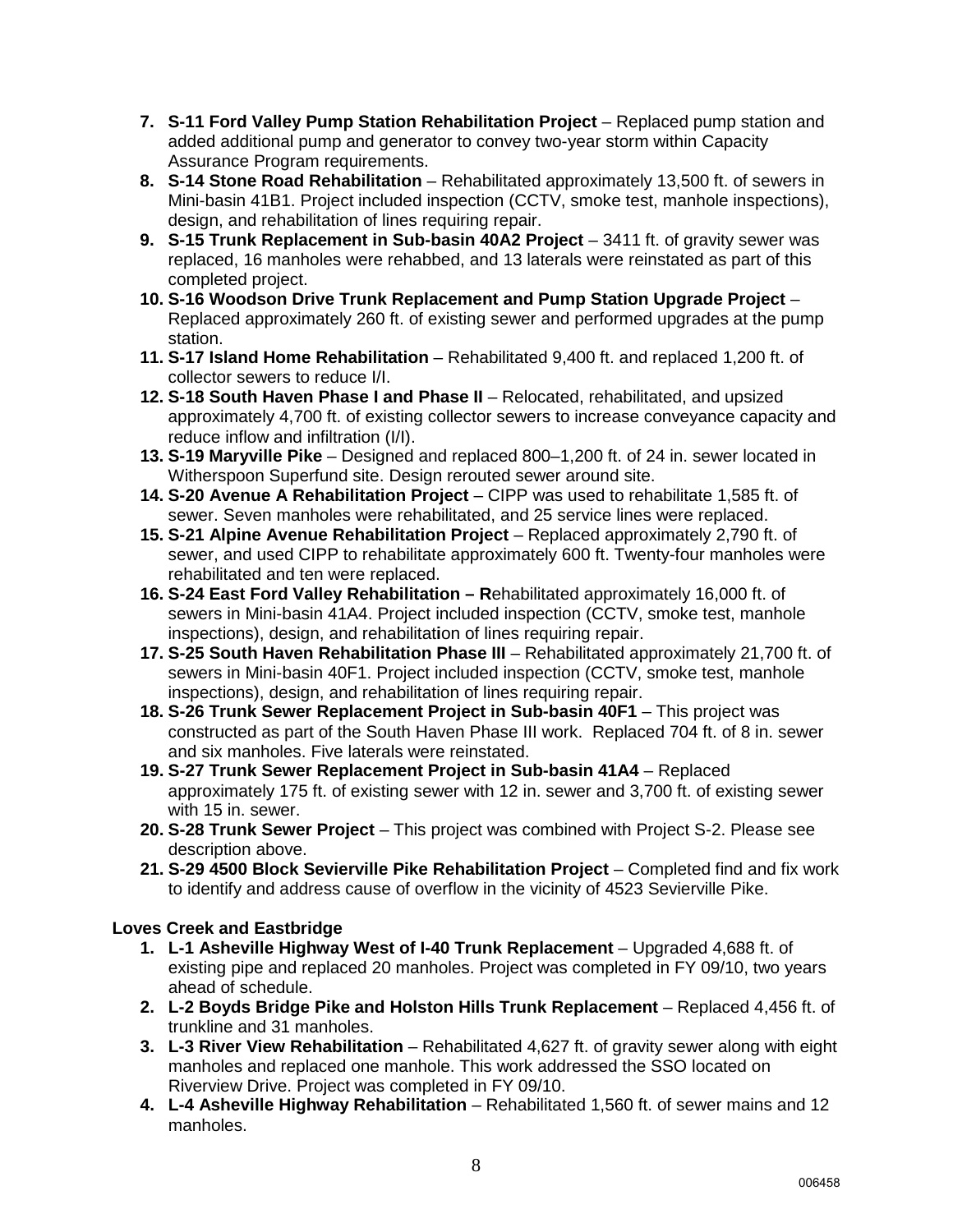7. **S-11 Ford Valley Pump Station Rehabilitation Project** – Replaced pump station and added additional pump and generator to convey two-year storm within Capacity Assurance Program requirements.
8. **S-14 Stone Road Rehabilitation** – Rehabilitated approximately 13,500 ft. of sewers in Mini-basin 41B1. Project included inspection (CCTV, smoke test, manhole inspections), design, and rehabilitation of lines requiring repair.
9. **S-15 Trunk Replacement in Sub-basin 40A2 Project** – 3411 ft. of gravity sewer was replaced, 16 manholes were rehabbed, and 13 laterals were reinstated as part of this completed project.
10. **S-16 Woodson Drive Trunk Replacement and Pump Station Upgrade Project** – Replaced approximately 260 ft. of existing sewer and performed upgrades at the pump station.
11. **S-17 Island Home Rehabilitation** – Rehabilitated 9,400 ft. and replaced 1,200 ft. of collector sewers to reduce I/I.
12. **S-18 South Haven Phase I and Phase II** – Relocated, rehabilitated, and upsized approximately 4,700 ft. of existing collector sewers to increase conveyance capacity and reduce inflow and infiltration (I/I).
13. **S-19 Maryville Pike** – Designed and replaced 800–1,200 ft. of 24 in. sewer located in Witherspoon Superfund site. Design rerouted sewer around site.
14. **S-20 Avenue A Rehabilitation Project** – CIPP was used to rehabilitate 1,585 ft. of sewer. Seven manholes were rehabilitated, and 25 service lines were replaced.
15. **S-21 Alpine Avenue Rehabilitation Project** – Replaced approximately 2,790 ft. of sewer, and used CIPP to rehabilitate approximately 600 ft. Twenty-four manholes were rehabilitated and ten were replaced.
16. **S-24 East Ford Valley Rehabilitation – R**ehabilitated approximately 16,000 ft. of sewers in Mini-basin 41A4. Project included inspection (CCTV, smoke test, manhole inspections), design, and rehabilitation of lines requiring repair.
17. **S-25 South Haven Rehabilitation Phase III** – Rehabilitated approximately 21,700 ft. of sewers in Mini-basin 40F1. Project included inspection (CCTV, smoke test, manhole inspections), design, and rehabilitation of lines requiring repair.
18. **S-26 Trunk Sewer Replacement Project in Sub-basin 40F1** – This project was constructed as part of the South Haven Phase III work. Replaced 704 ft. of 8 in. sewer and six manholes. Five laterals were reinstated.
19. **S-27 Trunk Sewer Replacement Project in Sub-basin 41A4** – Replaced approximately 175 ft. of existing sewer with 12 in. sewer and 3,700 ft. of existing sewer with 15 in. sewer.
20. **S-28 Trunk Sewer Project** – This project was combined with Project S-2. Please see description above.
21. **S-29 4500 Block Sevierville Pike Rehabilitation Project** – Completed find and fix work to identify and address cause of overflow in the vicinity of 4523 Sevierville Pike.

**Loves Creek and Eastbridge**

1. **L-1 Asheville Highway West of I-40 Trunk Replacement** – Upgraded 4,688 ft. of existing pipe and replaced 20 manholes. Project was completed in FY 09/10, two years ahead of schedule.
2. **L-2 Boyds Bridge Pike and Holston Hills Trunk Replacement** – Replaced 4,456 ft. of trunkline and 31 manholes.
3. **L-3 River View Rehabilitation** – Rehabilitated 4,627 ft. of gravity sewer along with eight manholes and replaced one manhole. This work addressed the SSO located on Riverview Drive. Project was completed in FY 09/10.
4. **L-4 Asheville Highway Rehabilitation** – Rehabilitated 1,560 ft. of sewer mains and 12 manholes.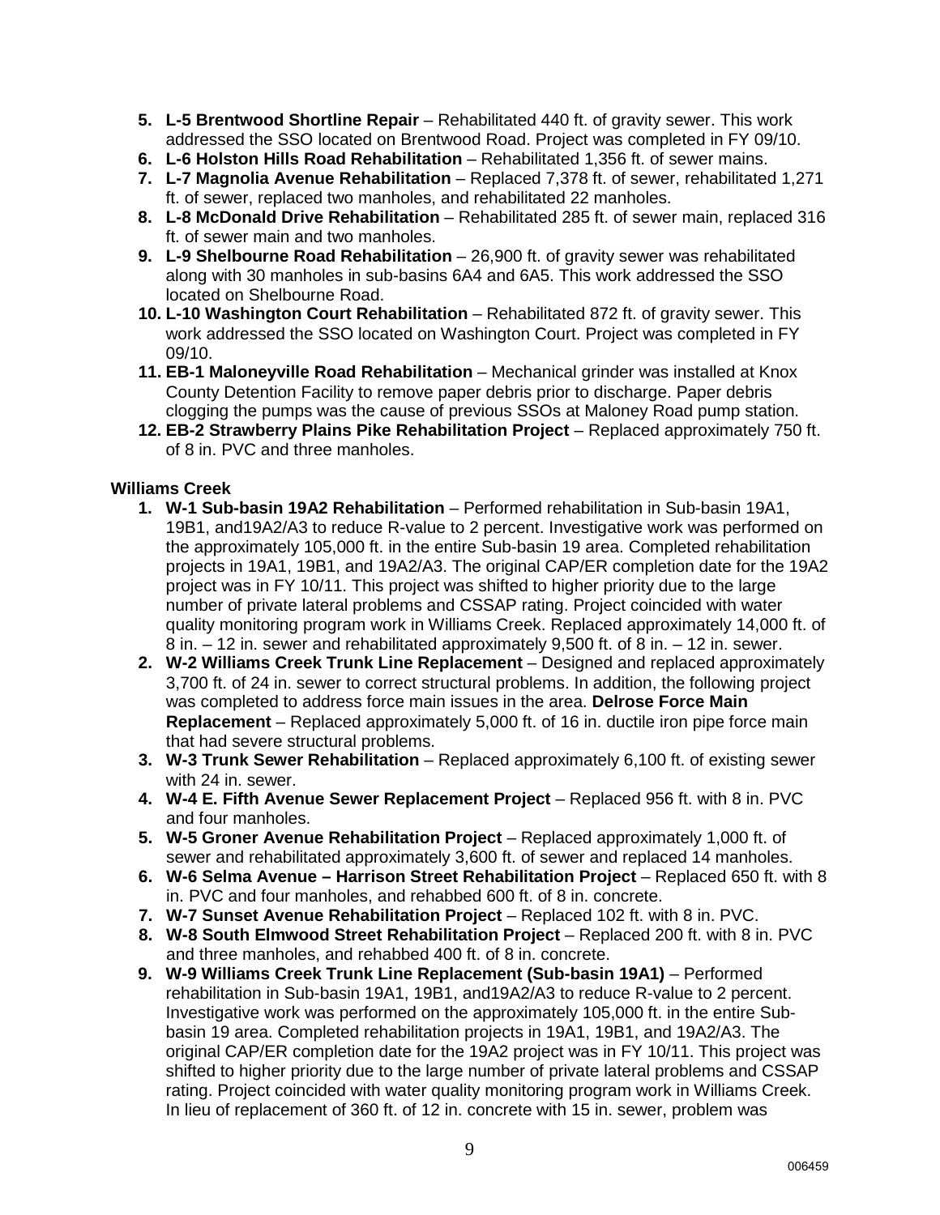5. **L-5 Brentwood Shortline Repair** – Rehabilitated 440 ft. of gravity sewer. This work addressed the SSO located on Brentwood Road. Project was completed in FY 09/10.
6. **L-6 Holston Hills Road Rehabilitation** – Rehabilitated 1,356 ft. of sewer mains.
7. **L-7 Magnolia Avenue Rehabilitation** – Replaced 7,378 ft. of sewer, rehabilitated 1,271 ft. of sewer, replaced two manholes, and rehabilitated 22 manholes.
8. **L-8 McDonald Drive Rehabilitation** – Rehabilitated 285 ft. of sewer main, replaced 316 ft. of sewer main and two manholes.
9. **L-9 Shelbourne Road Rehabilitation** – 26,900 ft. of gravity sewer was rehabilitated along with 30 manholes in sub-basins 6A4 and 6A5. This work addressed the SSO located on Shelbourne Road.
10. **L-10 Washington Court Rehabilitation** – Rehabilitated 872 ft. of gravity sewer. This work addressed the SSO located on Washington Court. Project was completed in FY 09/10.
11. **EB-1 Maloneyville Road Rehabilitation** – Mechanical grinder was installed at Knox County Detention Facility to remove paper debris prior to discharge. Paper debris clogging the pumps was the cause of previous SSOs at Maloney Road pump station.
12. **EB-2 Strawberry Plains Pike Rehabilitation Project** – Replaced approximately 750 ft. of 8 in. PVC and three manholes.

**Williams Creek**

1. **W-1 Sub-basin 19A2 Rehabilitation** – Performed rehabilitation in Sub-basin 19A1, 19B1, and19A2/A3 to reduce R-value to 2 percent. Investigative work was performed on the approximately 105,000 ft. in the entire Sub-basin 19 area. Completed rehabilitation projects in 19A1, 19B1, and 19A2/A3. The original CAP/ER completion date for the 19A2 project was in FY 10/11. This project was shifted to higher priority due to the large number of private lateral problems and CSSAP rating. Project coincided with water quality monitoring program work in Williams Creek. Replaced approximately 14,000 ft. of 8 in. – 12 in. sewer and rehabilitated approximately 9,500 ft. of 8 in. – 12 in. sewer.
2. **W-2 Williams Creek Trunk Line Replacement** – Designed and replaced approximately 3,700 ft. of 24 in. sewer to correct structural problems. In addition, the following project was completed to address force main issues in the area. **Delrose Force Main Replacement** – Replaced approximately 5,000 ft. of 16 in. ductile iron pipe force main that had severe structural problems.
3. **W-3 Trunk Sewer Rehabilitation** – Replaced approximately 6,100 ft. of existing sewer with 24 in. sewer.
4. **W-4 E. Fifth Avenue Sewer Replacement Project** – Replaced 956 ft. with 8 in. PVC and four manholes.
5. **W-5 Groner Avenue Rehabilitation Project** – Replaced approximately 1,000 ft. of sewer and rehabilitated approximately 3,600 ft. of sewer and replaced 14 manholes.
6. **W-6 Selma Avenue – Harrison Street Rehabilitation Project** – Replaced 650 ft. with 8 in. PVC and four manholes, and rehabbed 600 ft. of 8 in. concrete.
7. **W-7 Sunset Avenue Rehabilitation Project** – Replaced 102 ft. with 8 in. PVC.
8. **W-8 South Elmwood Street Rehabilitation Project** – Replaced 200 ft. with 8 in. PVC and three manholes, and rehabbed 400 ft. of 8 in. concrete.
9. **W-9 Williams Creek Trunk Line Replacement (Sub-basin 19A1)** – Performed rehabilitation in Sub-basin 19A1, 19B1, and19A2/A3 to reduce R-value to 2 percent. Investigative work was performed on the approximately 105,000 ft. in the entire Sub-basin 19 area. Completed rehabilitation projects in 19A1, 19B1, and 19A2/A3. The original CAP/ER completion date for the 19A2 project was in FY 10/11. This project was shifted to higher priority due to the large number of private lateral problems and CSSAP rating. Project coincided with water quality monitoring program work in Williams Creek. In lieu of replacement of 360 ft. of 12 in. concrete with 15 in. sewer, problem was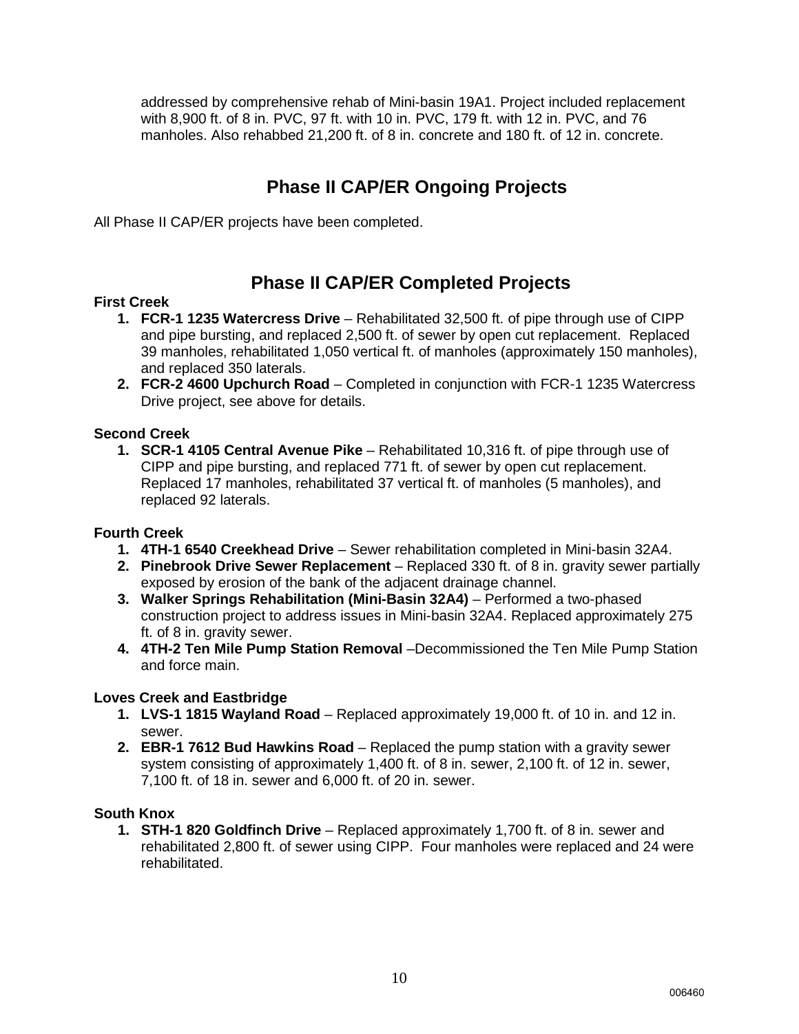addressed by comprehensive rehab of Mini-basin 19A1. Project included replacement with 8,900 ft. of 8 in. PVC, 97 ft. with 10 in. PVC, 179 ft. with 12 in. PVC, and 76 manholes. Also rehabbed 21,200 ft. of 8 in. concrete and 180 ft. of 12 in. concrete.

## Phase II CAP/ER Ongoing Projects

All Phase II CAP/ER projects have been completed.

## Phase II CAP/ER Completed Projects

**First Creek**

1. **FCR-1 1235 Watercress Drive** – Rehabilitated 32,500 ft. of pipe through use of CIPP and pipe bursting, and replaced 2,500 ft. of sewer by open cut replacement. Replaced 39 manholes, rehabilitated 1,050 vertical ft. of manholes (approximately 150 manholes), and replaced 350 laterals.
2. **FCR-2 4600 Upchurch Road** – Completed in conjunction with FCR-1 1235 Watercress Drive project, see above for details.

**Second Creek**

1. **SCR-1 4105 Central Avenue Pike** – Rehabilitated 10,316 ft. of pipe through use of CIPP and pipe bursting, and replaced 771 ft. of sewer by open cut replacement. Replaced 17 manholes, rehabilitated 37 vertical ft. of manholes (5 manholes), and replaced 92 laterals.

**Fourth Creek**

1. **4TH-1 6540 Creekhead Drive** – Sewer rehabilitation completed in Mini-basin 32A4.
2. **Pinebrook Drive Sewer Replacement** – Replaced 330 ft. of 8 in. gravity sewer partially exposed by erosion of the bank of the adjacent drainage channel.
3. **Walker Springs Rehabilitation (Mini-Basin 32A4)** – Performed a two-phased construction project to address issues in Mini-basin 32A4. Replaced approximately 275 ft. of 8 in. gravity sewer.
4. **4TH-2 Ten Mile Pump Station Removal** –Decommissioned the Ten Mile Pump Station and force main.

**Loves Creek and Eastbridge**

1. **LVS-1 1815 Wayland Road** – Replaced approximately 19,000 ft. of 10 in. and 12 in. sewer.
2. **EBR-1 7612 Bud Hawkins Road** – Replaced the pump station with a gravity sewer system consisting of approximately 1,400 ft. of 8 in. sewer, 2,100 ft. of 12 in. sewer, 7,100 ft. of 18 in. sewer and 6,000 ft. of 20 in. sewer.

**South Knox**

1. **STH-1 820 Goldfinch Drive** – Replaced approximately 1,700 ft. of 8 in. sewer and rehabilitated 2,800 ft. of sewer using CIPP. Four manholes were replaced and 24 were rehabilitated.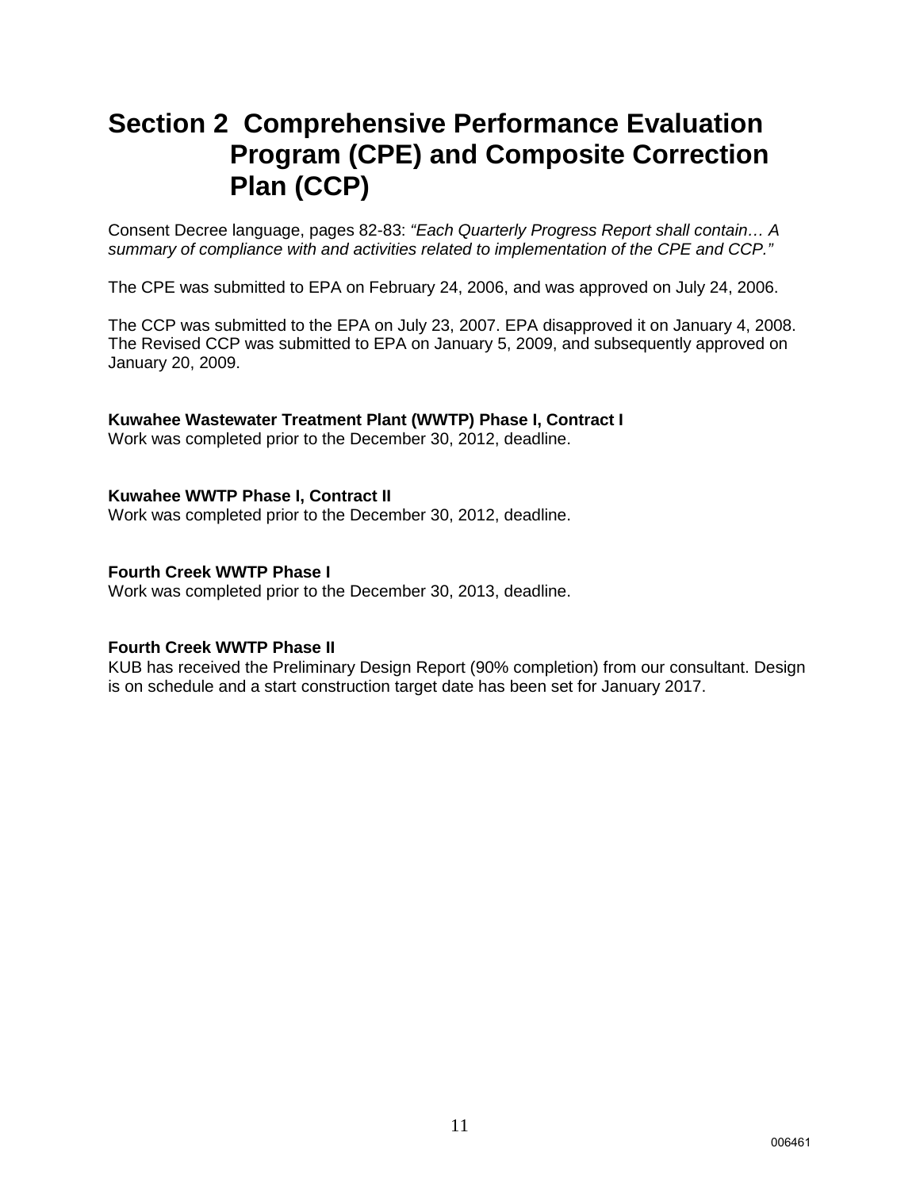# Section 2 Comprehensive Performance Evaluation Program (CPE) and Composite Correction Plan (CCP)

Consent Decree language, pages 82-83: *"Each Quarterly Progress Report shall contain… A summary of compliance with and activities related to implementation of the CPE and CCP."*

The CPE was submitted to EPA on February 24, 2006, and was approved on July 24, 2006.

The CCP was submitted to the EPA on July 23, 2007. EPA disapproved it on January 4, 2008. The Revised CCP was submitted to EPA on January 5, 2009, and subsequently approved on January 20, 2009.

**Kuwahee Wastewater Treatment Plant (WWTP) Phase I, Contract I**
Work was completed prior to the December 30, 2012, deadline.

**Kuwahee WWTP Phase I, Contract II**
Work was completed prior to the December 30, 2012, deadline.

**Fourth Creek WWTP Phase I**
Work was completed prior to the December 30, 2013, deadline.

**Fourth Creek WWTP Phase II**
KUB has received the Preliminary Design Report (90% completion) from our consultant. Design is on schedule and a start construction target date has been set for January 2017.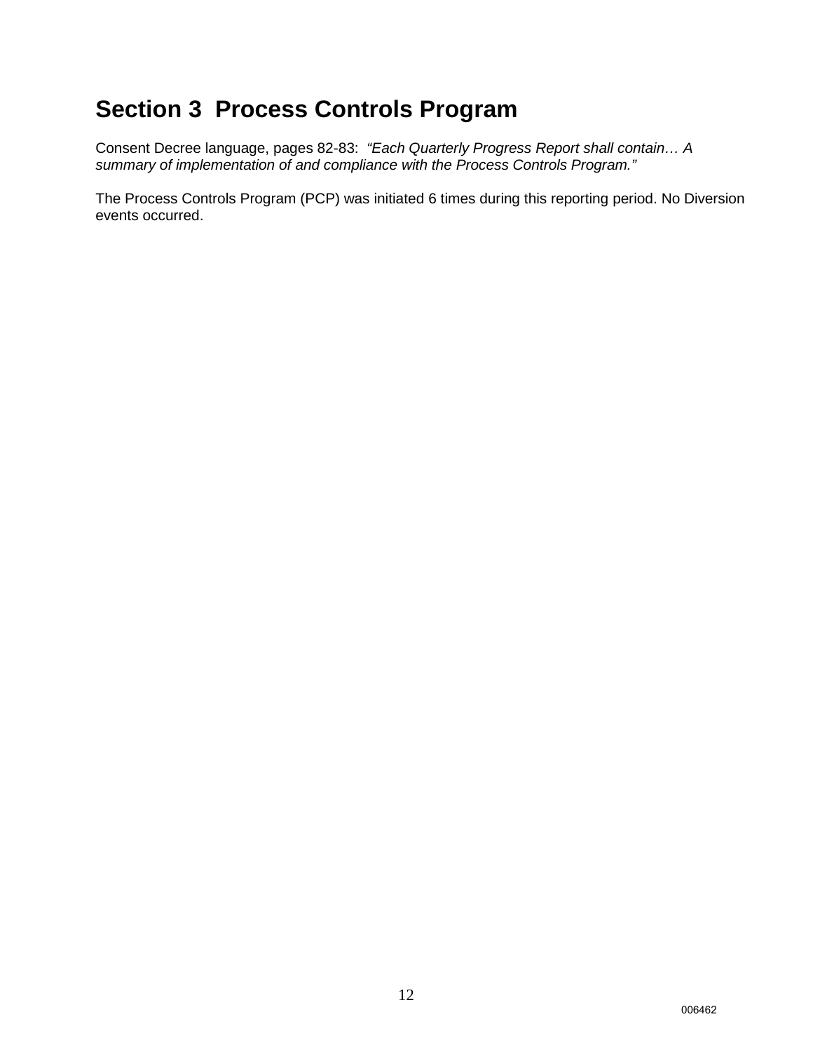# Section 3  Process Controls Program

Consent Decree language, pages 82-83:  *"Each Quarterly Progress Report shall contain… A summary of implementation of and compliance with the Process Controls Program."*

The Process Controls Program (PCP) was initiated 6 times during this reporting period. No Diversion events occurred.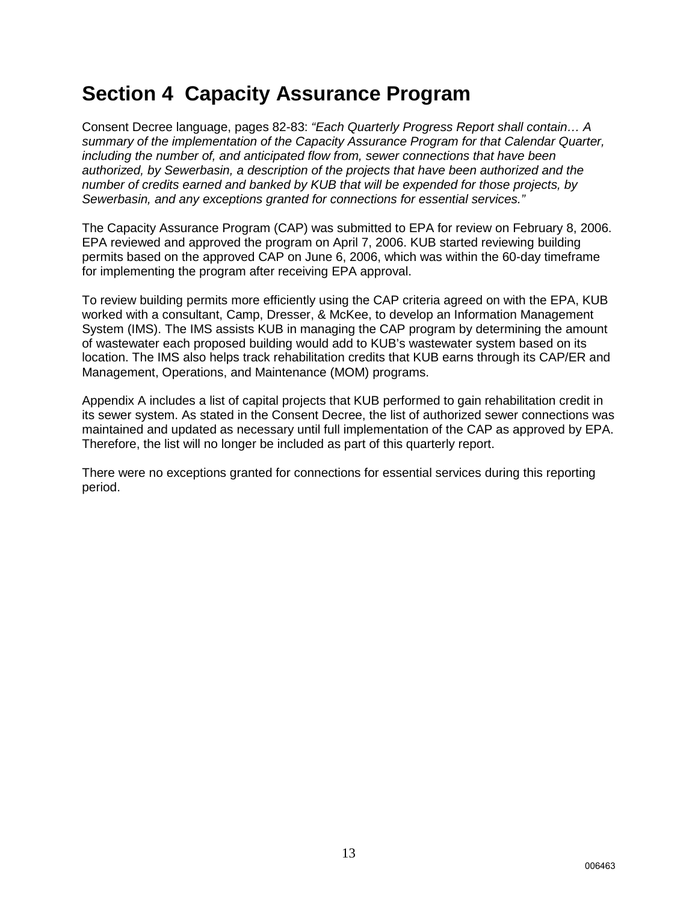# Section 4 Capacity Assurance Program

Consent Decree language, pages 82-83: *"Each Quarterly Progress Report shall contain… A summary of the implementation of the Capacity Assurance Program for that Calendar Quarter, including the number of, and anticipated flow from, sewer connections that have been authorized, by Sewerbasin, a description of the projects that have been authorized and the number of credits earned and banked by KUB that will be expended for those projects, by Sewerbasin, and any exceptions granted for connections for essential services."*

The Capacity Assurance Program (CAP) was submitted to EPA for review on February 8, 2006. EPA reviewed and approved the program on April 7, 2006. KUB started reviewing building permits based on the approved CAP on June 6, 2006, which was within the 60-day timeframe for implementing the program after receiving EPA approval.

To review building permits more efficiently using the CAP criteria agreed on with the EPA, KUB worked with a consultant, Camp, Dresser, & McKee, to develop an Information Management System (IMS). The IMS assists KUB in managing the CAP program by determining the amount of wastewater each proposed building would add to KUB's wastewater system based on its location. The IMS also helps track rehabilitation credits that KUB earns through its CAP/ER and Management, Operations, and Maintenance (MOM) programs.

Appendix A includes a list of capital projects that KUB performed to gain rehabilitation credit in its sewer system. As stated in the Consent Decree, the list of authorized sewer connections was maintained and updated as necessary until full implementation of the CAP as approved by EPA. Therefore, the list will no longer be included as part of this quarterly report.

There were no exceptions granted for connections for essential services during this reporting period.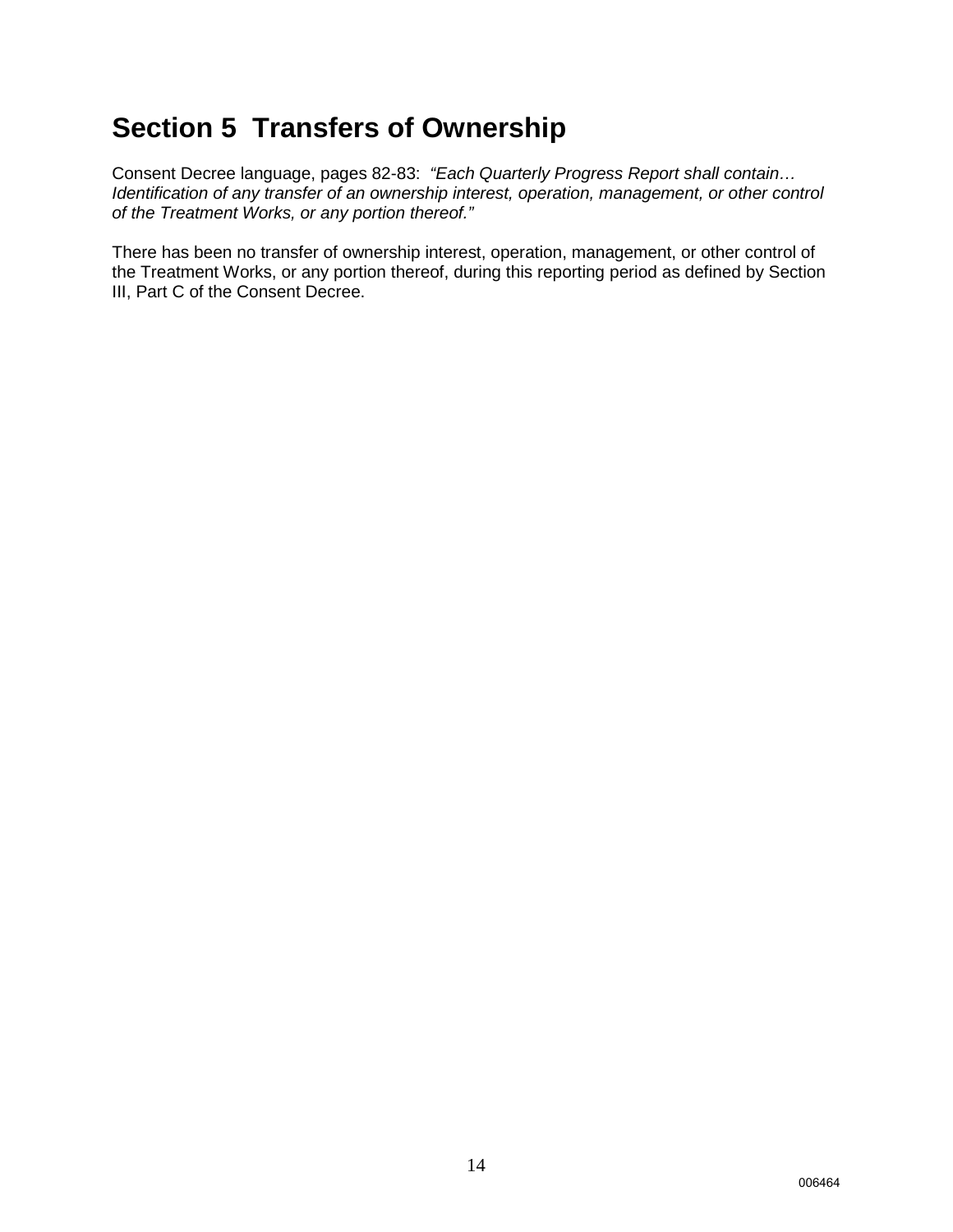# Section 5 Transfers of Ownership

Consent Decree language, pages 82-83: *"Each Quarterly Progress Report shall contain… Identification of any transfer of an ownership interest, operation, management, or other control of the Treatment Works, or any portion thereof."*

There has been no transfer of ownership interest, operation, management, or other control of the Treatment Works, or any portion thereof, during this reporting period as defined by Section III, Part C of the Consent Decree.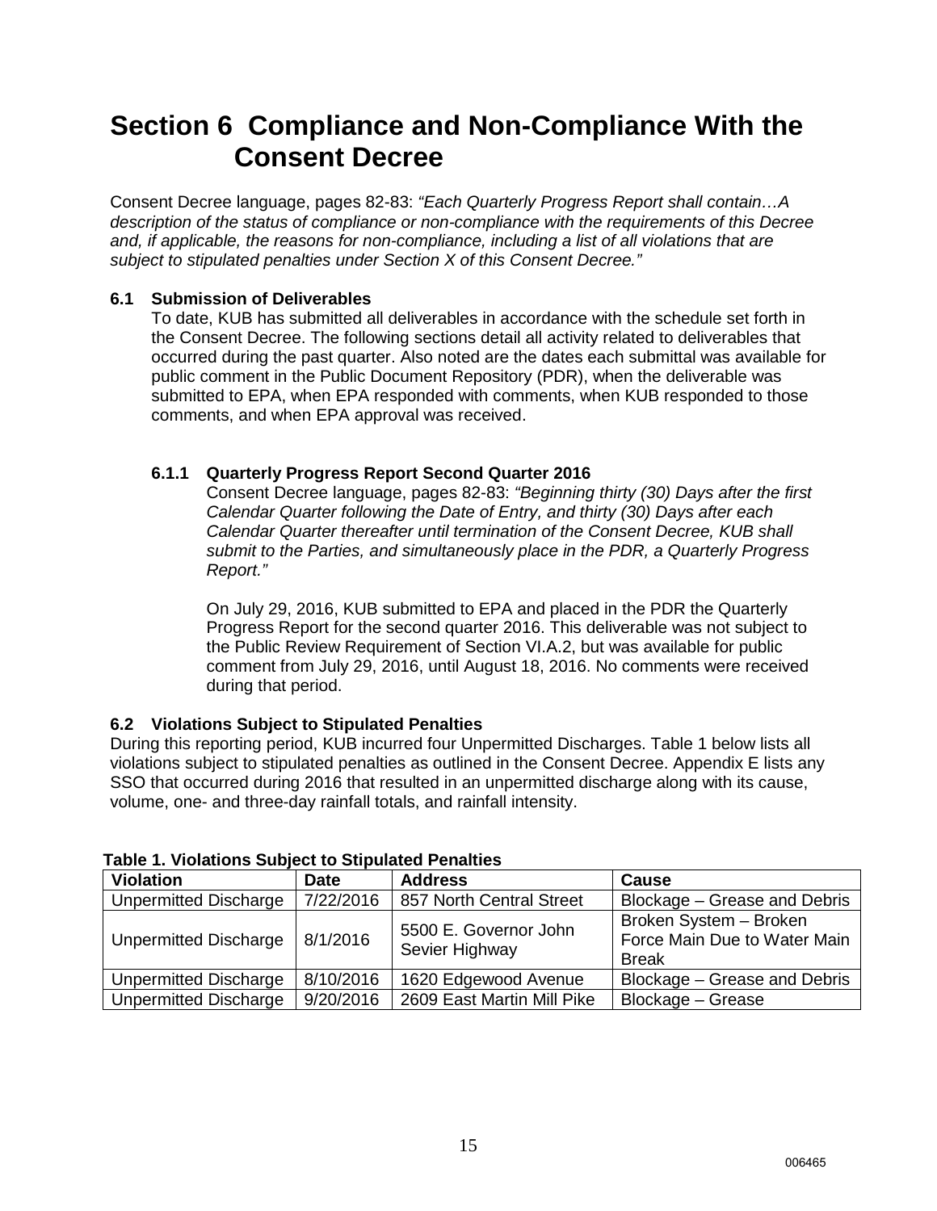# Section 6 Compliance and Non-Compliance With the Consent Decree

Consent Decree language, pages 82-83: *"Each Quarterly Progress Report shall contain…A description of the status of compliance or non-compliance with the requirements of this Decree and, if applicable, the reasons for non-compliance, including a list of all violations that are subject to stipulated penalties under Section X of this Consent Decree."*

## 6.1 Submission of Deliverables

To date, KUB has submitted all deliverables in accordance with the schedule set forth in the Consent Decree. The following sections detail all activity related to deliverables that occurred during the past quarter. Also noted are the dates each submittal was available for public comment in the Public Document Repository (PDR), when the deliverable was submitted to EPA, when EPA responded with comments, when KUB responded to those comments, and when EPA approval was received.

### 6.1.1 Quarterly Progress Report Second Quarter 2016

Consent Decree language, pages 82-83: *"Beginning thirty (30) Days after the first Calendar Quarter following the Date of Entry, and thirty (30) Days after each Calendar Quarter thereafter until termination of the Consent Decree, KUB shall submit to the Parties, and simultaneously place in the PDR, a Quarterly Progress Report."*

On July 29, 2016, KUB submitted to EPA and placed in the PDR the Quarterly Progress Report for the second quarter 2016. This deliverable was not subject to the Public Review Requirement of Section VI.A.2, but was available for public comment from July 29, 2016, until August 18, 2016. No comments were received during that period.

## 6.2 Violations Subject to Stipulated Penalties

During this reporting period, KUB incurred four Unpermitted Discharges. Table 1 below lists all violations subject to stipulated penalties as outlined in the Consent Decree. Appendix E lists any SSO that occurred during 2016 that resulted in an unpermitted discharge along with its cause, volume, one- and three-day rainfall totals, and rainfall intensity.

**Table 1. Violations Subject to Stipulated Penalties**

| Violation | Date | Address | Cause |
|---|---|---|---|
| Unpermitted Discharge | 7/22/2016 | 857 North Central Street | Blockage – Grease and Debris |
| Unpermitted Discharge | 8/1/2016 | 5500 E. Governor John Sevier Highway | Broken System – Broken Force Main Due to Water Main Break |
| Unpermitted Discharge | 8/10/2016 | 1620 Edgewood Avenue | Blockage – Grease and Debris |
| Unpermitted Discharge | 9/20/2016 | 2609 East Martin Mill Pike | Blockage – Grease |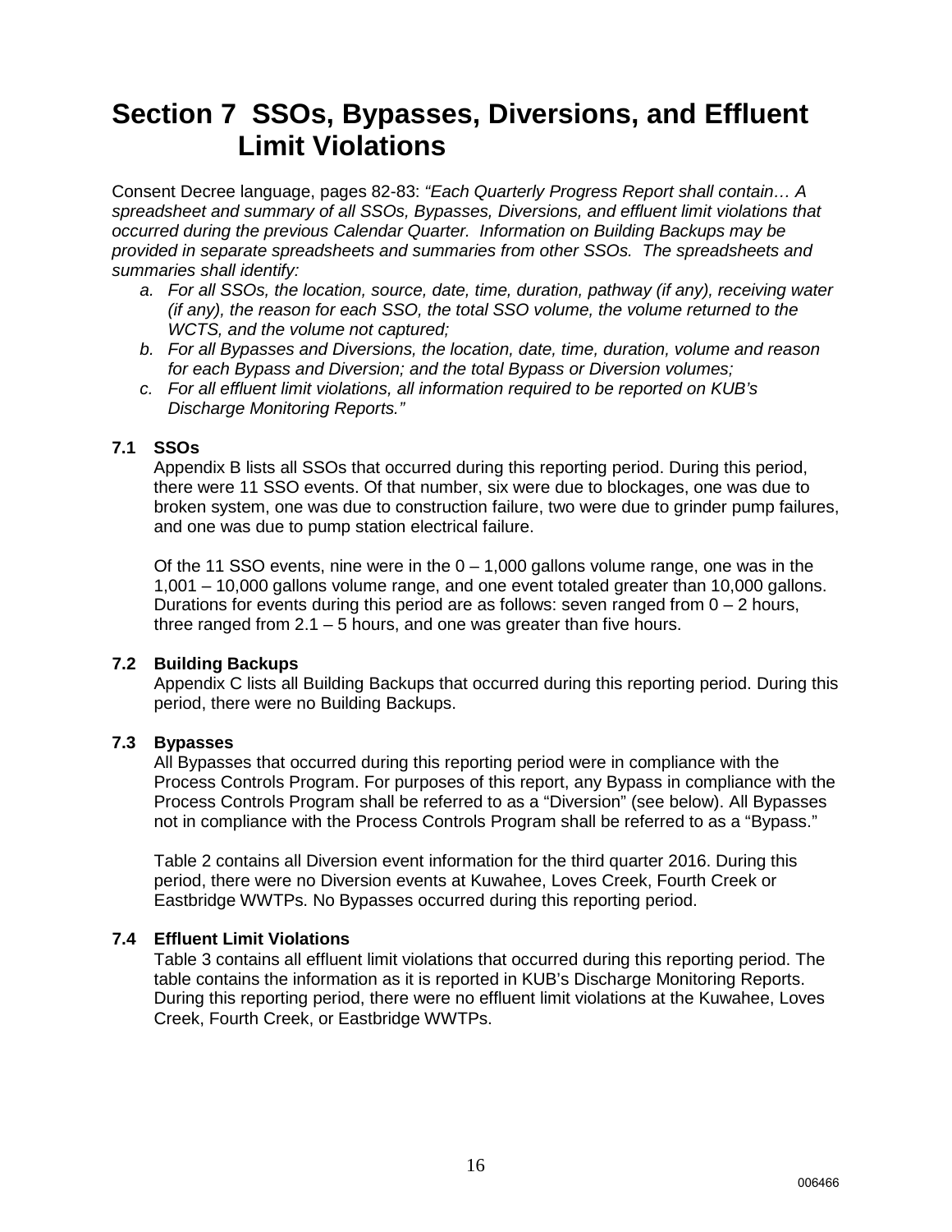# Section 7 SSOs, Bypasses, Diversions, and Effluent Limit Violations

Consent Decree language, pages 82-83: *"Each Quarterly Progress Report shall contain… A spreadsheet and summary of all SSOs, Bypasses, Diversions, and effluent limit violations that occurred during the previous Calendar Quarter. Information on Building Backups may be provided in separate spreadsheets and summaries from other SSOs. The spreadsheets and summaries shall identify:*

- a. *For all SSOs, the location, source, date, time, duration, pathway (if any), receiving water (if any), the reason for each SSO, the total SSO volume, the volume returned to the WCTS, and the volume not captured;*
- b. *For all Bypasses and Diversions, the location, date, time, duration, volume and reason for each Bypass and Diversion; and the total Bypass or Diversion volumes;*
- c. *For all effluent limit violations, all information required to be reported on KUB's Discharge Monitoring Reports."*

### 7.1 SSOs

Appendix B lists all SSOs that occurred during this reporting period. During this period, there were 11 SSO events. Of that number, six were due to blockages, one was due to broken system, one was due to construction failure, two were due to grinder pump failures, and one was due to pump station electrical failure.

Of the 11 SSO events, nine were in the 0 – 1,000 gallons volume range, one was in the 1,001 – 10,000 gallons volume range, and one event totaled greater than 10,000 gallons. Durations for events during this period are as follows: seven ranged from 0 – 2 hours, three ranged from 2.1 – 5 hours, and one was greater than five hours.

### 7.2 Building Backups

Appendix C lists all Building Backups that occurred during this reporting period. During this period, there were no Building Backups.

### 7.3 Bypasses

All Bypasses that occurred during this reporting period were in compliance with the Process Controls Program. For purposes of this report, any Bypass in compliance with the Process Controls Program shall be referred to as a "Diversion" (see below). All Bypasses not in compliance with the Process Controls Program shall be referred to as a "Bypass."

Table 2 contains all Diversion event information for the third quarter 2016. During this period, there were no Diversion events at Kuwahee, Loves Creek, Fourth Creek or Eastbridge WWTPs. No Bypasses occurred during this reporting period.

### 7.4 Effluent Limit Violations

Table 3 contains all effluent limit violations that occurred during this reporting period. The table contains the information as it is reported in KUB's Discharge Monitoring Reports. During this reporting period, there were no effluent limit violations at the Kuwahee, Loves Creek, Fourth Creek, or Eastbridge WWTPs.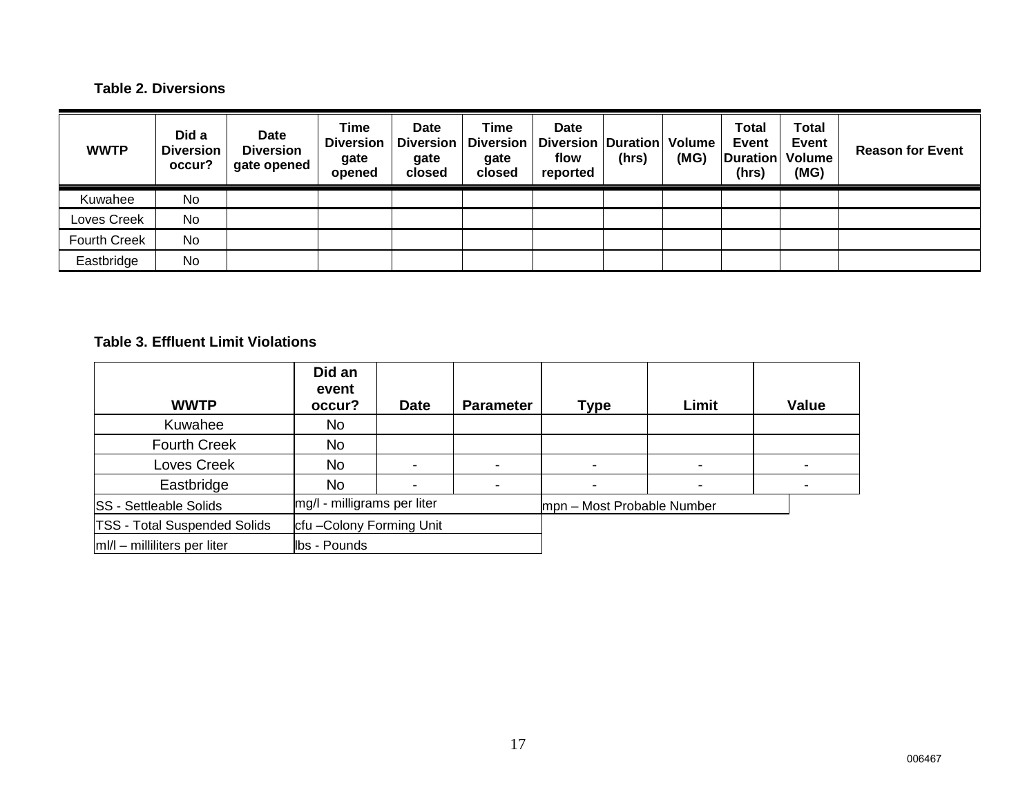**Table 2. Diversions**

| WWTP | Did a Diversion occur? | Date Diversion gate opened | Time Diversion gate opened | Date Diversion gate closed | Time Diversion gate closed | Date Diversion flow reported | Duration (hrs) | Volume (MG) | Total Event Duration (hrs) | Total Event Volume (MG) | Reason for Event |
|---|---|---|---|---|---|---|---|---|---|---|---|
| Kuwahee | No | | | | | | | | | | |
| Loves Creek | No | | | | | | | | | | |
| Fourth Creek | No | | | | | | | | | | |
| Eastbridge | No | | | | | | | | | | |

**Table 3. Effluent Limit Violations**

| WWTP | Did an event occur? | Date | Parameter | Type | Limit | Value |
|---|---|---|---|---|---|---|
| Kuwahee | No | | | | | |
| Fourth Creek | No | | | | | |
| Loves Creek | No | - | - | - | - | - |
| Eastbridge | No | - | - | - | - | - |

| | | |
|---|---|---|
| SS - Settleable Solids | mg/l - milligrams per liter | mpn – Most Probable Number |
| TSS - Total Suspended Solids | cfu –Colony Forming Unit | |
| ml/l – milliliters per liter | lbs - Pounds | |

006467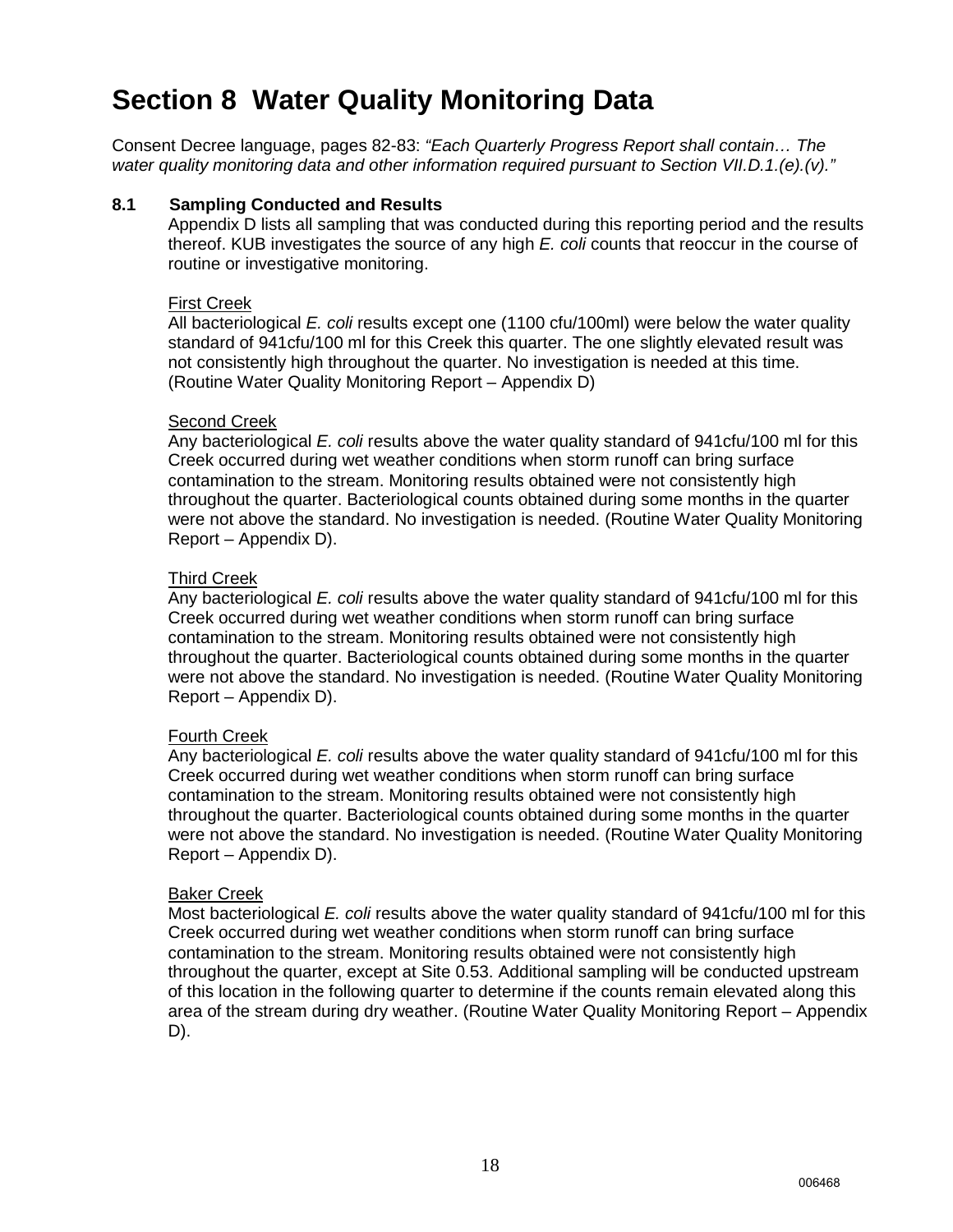# Section 8 Water Quality Monitoring Data

Consent Decree language, pages 82-83: *"Each Quarterly Progress Report shall contain… The water quality monitoring data and other information required pursuant to Section VII.D.1.(e).(v)."*

## 8.1 Sampling Conducted and Results

Appendix D lists all sampling that was conducted during this reporting period and the results thereof. KUB investigates the source of any high *E. coli* counts that reoccur in the course of routine or investigative monitoring.

<u>First Creek</u>

All bacteriological *E. coli* results except one (1100 cfu/100ml) were below the water quality standard of 941cfu/100 ml for this Creek this quarter. The one slightly elevated result was not consistently high throughout the quarter. No investigation is needed at this time. (Routine Water Quality Monitoring Report – Appendix D)

<u>Second Creek</u>

Any bacteriological *E. coli* results above the water quality standard of 941cfu/100 ml for this Creek occurred during wet weather conditions when storm runoff can bring surface contamination to the stream. Monitoring results obtained were not consistently high throughout the quarter. Bacteriological counts obtained during some months in the quarter were not above the standard. No investigation is needed. (Routine Water Quality Monitoring Report – Appendix D).

<u>Third Creek</u>

Any bacteriological *E. coli* results above the water quality standard of 941cfu/100 ml for this Creek occurred during wet weather conditions when storm runoff can bring surface contamination to the stream. Monitoring results obtained were not consistently high throughout the quarter. Bacteriological counts obtained during some months in the quarter were not above the standard. No investigation is needed. (Routine Water Quality Monitoring Report – Appendix D).

<u>Fourth Creek</u>

Any bacteriological *E. coli* results above the water quality standard of 941cfu/100 ml for this Creek occurred during wet weather conditions when storm runoff can bring surface contamination to the stream. Monitoring results obtained were not consistently high throughout the quarter. Bacteriological counts obtained during some months in the quarter were not above the standard. No investigation is needed. (Routine Water Quality Monitoring Report – Appendix D).

<u>Baker Creek</u>

Most bacteriological *E. coli* results above the water quality standard of 941cfu/100 ml for this Creek occurred during wet weather conditions when storm runoff can bring surface contamination to the stream. Monitoring results obtained were not consistently high throughout the quarter, except at Site 0.53. Additional sampling will be conducted upstream of this location in the following quarter to determine if the counts remain elevated along this area of the stream during dry weather. (Routine Water Quality Monitoring Report – Appendix D).

006468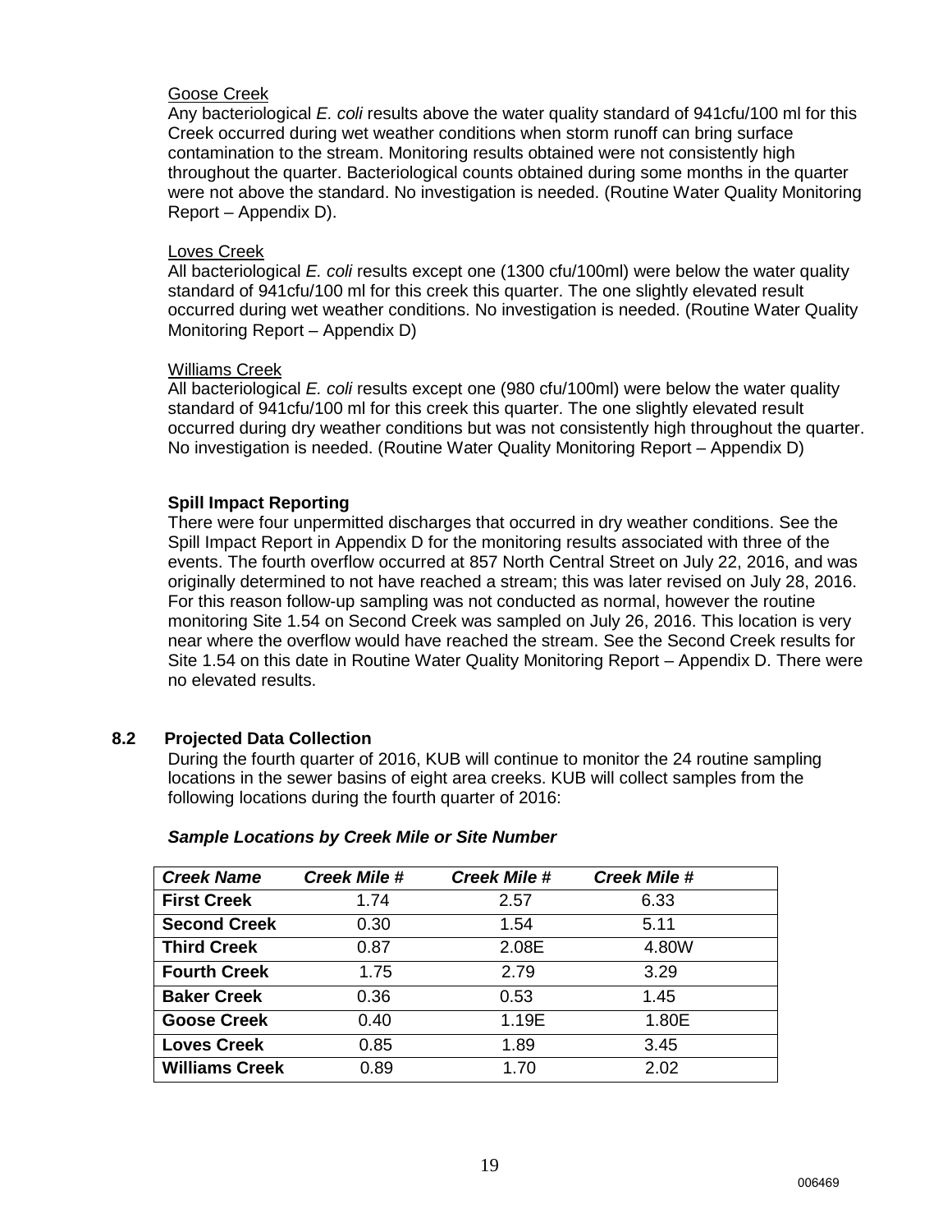Goose Creek

Any bacteriological *E. coli* results above the water quality standard of 941cfu/100 ml for this Creek occurred during wet weather conditions when storm runoff can bring surface contamination to the stream. Monitoring results obtained were not consistently high throughout the quarter. Bacteriological counts obtained during some months in the quarter were not above the standard. No investigation is needed. (Routine Water Quality Monitoring Report – Appendix D).

Loves Creek

All bacteriological *E. coli* results except one (1300 cfu/100ml) were below the water quality standard of 941cfu/100 ml for this creek this quarter. The one slightly elevated result occurred during wet weather conditions. No investigation is needed. (Routine Water Quality Monitoring Report – Appendix D)

Williams Creek

All bacteriological *E. coli* results except one (980 cfu/100ml) were below the water quality standard of 941cfu/100 ml for this creek this quarter. The one slightly elevated result occurred during dry weather conditions but was not consistently high throughout the quarter. No investigation is needed. (Routine Water Quality Monitoring Report – Appendix D)

**Spill Impact Reporting**

There were four unpermitted discharges that occurred in dry weather conditions. See the Spill Impact Report in Appendix D for the monitoring results associated with three of the events. The fourth overflow occurred at 857 North Central Street on July 22, 2016, and was originally determined to not have reached a stream; this was later revised on July 28, 2016. For this reason follow-up sampling was not conducted as normal, however the routine monitoring Site 1.54 on Second Creek was sampled on July 26, 2016. This location is very near where the overflow would have reached the stream. See the Second Creek results for Site 1.54 on this date in Routine Water Quality Monitoring Report – Appendix D. There were no elevated results.

## 8.2 Projected Data Collection

During the fourth quarter of 2016, KUB will continue to monitor the 24 routine sampling locations in the sewer basins of eight area creeks. KUB will collect samples from the following locations during the fourth quarter of 2016:

***Sample Locations by Creek Mile or Site Number***

| *Creek Name* | *Creek Mile #* | *Creek Mile #* | *Creek Mile #* |
|---|---|---|---|
| **First Creek** | 1.74 | 2.57 | 6.33 |
| **Second Creek** | 0.30 | 1.54 | 5.11 |
| **Third Creek** | 0.87 | 2.08E | 4.80W |
| **Fourth Creek** | 1.75 | 2.79 | 3.29 |
| **Baker Creek** | 0.36 | 0.53 | 1.45 |
| **Goose Creek** | 0.40 | 1.19E | 1.80E |
| **Loves Creek** | 0.85 | 1.89 | 3.45 |
| **Williams Creek** | 0.89 | 1.70 | 2.02 |

006469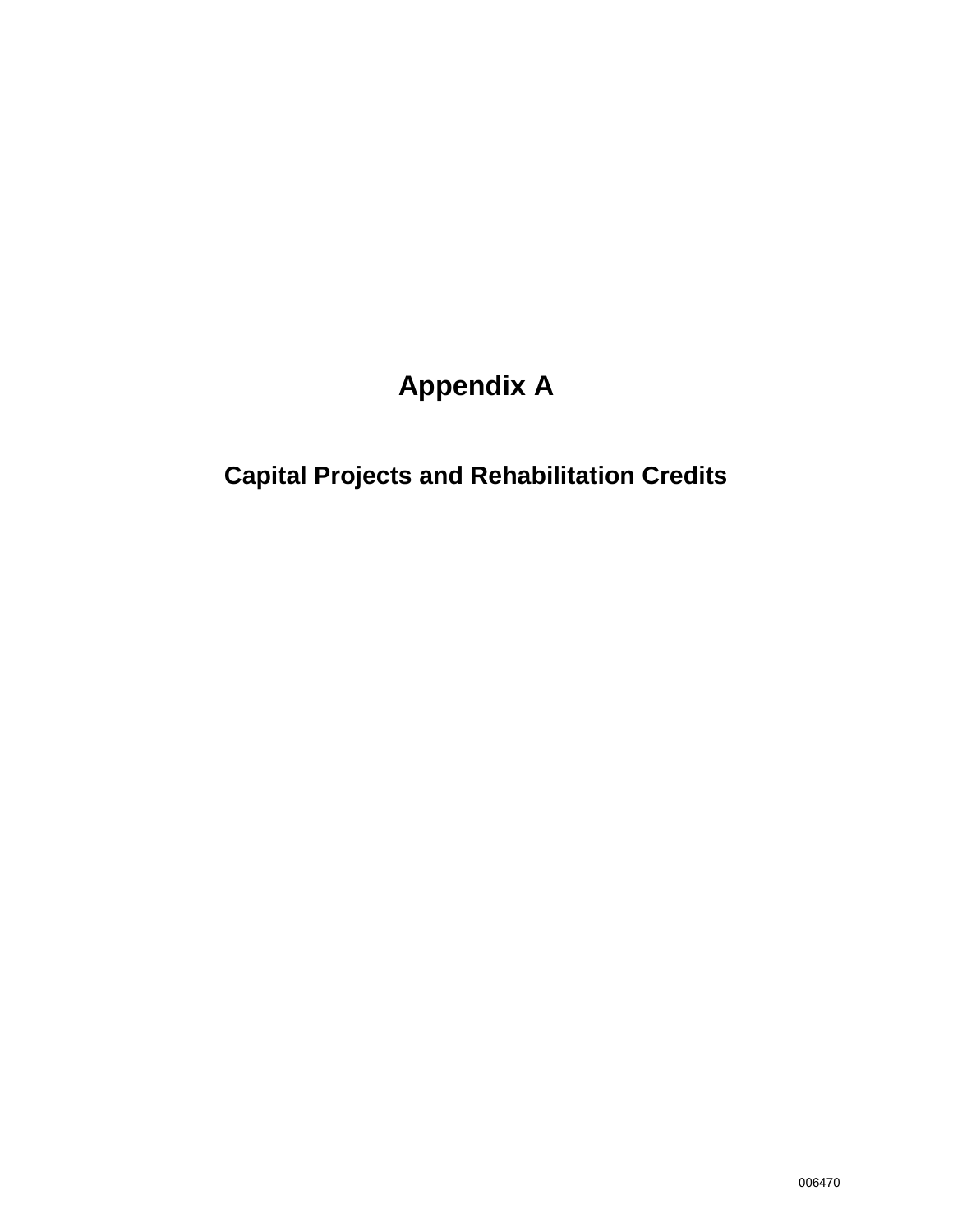# Appendix A

## Capital Projects and Rehabilitation Credits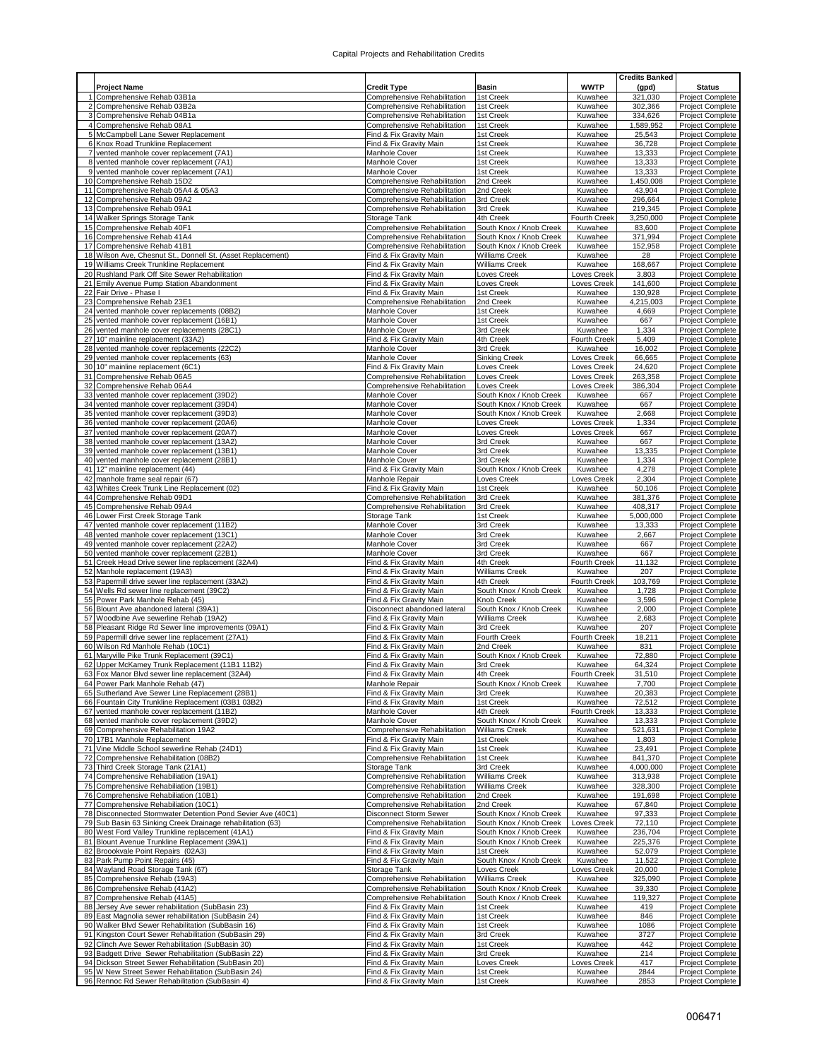# Capital Projects and Rehabilitation Credits

| | Project Name | Credit Type | Basin | WWTP | Credits Banked (gpd) | Status |
|---|---|---|---|---|---|---|
| 1 | Comprehensive Rehab 03B1a | Comprehensive Rehabilitation | 1st Creek | Kuwahee | 321,030 | Project Complete |
| 2 | Comprehensive Rehab 03B2a | Comprehensive Rehabilitation | 1st Creek | Kuwahee | 302,366 | Project Complete |
| 3 | Comprehensive Rehab 04B1a | Comprehensive Rehabilitation | 1st Creek | Kuwahee | 334,626 | Project Complete |
| 4 | Comprehensive Rehab 08A1 | Comprehensive Rehabilitation | 1st Creek | Kuwahee | 1,589,952 | Project Complete |
| 5 | McCampbell Lane Sewer Replacement | Find & Fix Gravity Main | 1st Creek | Kuwahee | 25,543 | Project Complete |
| 6 | Knox Road Trunkline Replacement | Find & Fix Gravity Main | 1st Creek | Kuwahee | 36,728 | Project Complete |
| 7 | vented manhole cover replacement (7A1) | Manhole Cover | 1st Creek | Kuwahee | 13,333 | Project Complete |
| 8 | vented manhole cover replacement (7A1) | Manhole Cover | 1st Creek | Kuwahee | 13,333 | Project Complete |
| 9 | vented manhole cover replacement (7A1) | Manhole Cover | 1st Creek | Kuwahee | 13,333 | Project Complete |
| 10 | Comprehensive Rehab 15D2 | Comprehensive Rehabilitation | 2nd Creek | Kuwahee | 1,450,008 | Project Complete |
| 11 | Comprehensive Rehab 05A4 & 05A3 | Comprehensive Rehabilitation | 2nd Creek | Kuwahee | 43,904 | Project Complete |
| 12 | Comprehensive Rehab 09A2 | Comprehensive Rehabilitation | 3rd Creek | Kuwahee | 296,664 | Project Complete |
| 13 | Comprehensive Rehab 09A1 | Comprehensive Rehabilitation | 3rd Creek | Kuwahee | 219,345 | Project Complete |
| 14 | Walker Springs Storage Tank | Storage Tank | 4th Creek | Fourth Creek | 3,250,000 | Project Complete |
| 15 | Comprehensive Rehab 40F1 | Comprehensive Rehabilitation | South Knox / Knob Creek | Kuwahee | 83,600 | Project Complete |
| 16 | Comprehensive Rehab 41A4 | Comprehensive Rehabilitation | South Knox / Knob Creek | Kuwahee | 371,994 | Project Complete |
| 17 | Comprehensive Rehab 41B1 | Comprehensive Rehabilitation | South Knox / Knob Creek | Kuwahee | 152,958 | Project Complete |
| 18 | Wilson Ave, Chesnut St., Donnell St. (Asset Replacement) | Find & Fix Gravity Main | Williams Creek | Kuwahee | 28 | Project Complete |
| 19 | Williams Creek Trunkline Replacement | Find & Fix Gravity Main | Williams Creek | Kuwahee | 168,667 | Project Complete |
| 20 | Rushland Park Off Site Sewer Rehabilitation | Find & Fix Gravity Main | Loves Creek | Loves Creek | 3,803 | Project Complete |
| 21 | Emily Avenue Pump Station Abandonment | Find & Fix Gravity Main | Loves Creek | Loves Creek | 141,600 | Project Complete |
| 22 | Fair Drive - Phase I | Find & Fix Gravity Main | 1st Creek | Kuwahee | 130,928 | Project Complete |
| 23 | Comprehensive Rehab 23E1 | Comprehensive Rehabilitation | 2nd Creek | Kuwahee | 4,215,003 | Project Complete |
| 24 | vented manhole cover replacements (08B2) | Manhole Cover | 1st Creek | Kuwahee | 4,669 | Project Complete |
| 25 | vented manhole cover replacements (16B1) | Manhole Cover | 1st Creek | Kuwahee | 667 | Project Complete |
| 26 | vented manhole cover replacements (28C1) | Manhole Cover | 3rd Creek | Kuwahee | 1,334 | Project Complete |
| 27 | 10" mainline replacement (33A2) | Find & Fix Gravity Main | 4th Creek | Fourth Creek | 5,409 | Project Complete |
| 28 | vented manhole cover replacements (22C2) | Manhole Cover | 3rd Creek | Kuwahee | 16,002 | Project Complete |
| 29 | vented manhole cover replacements (63) | Manhole Cover | Sinking Creek | Loves Creek | 66,665 | Project Complete |
| 30 | 10" mainline replacement (6C1) | Find & Fix Gravity Main | Loves Creek | Loves Creek | 24,620 | Project Complete |
| 31 | Comprehensive Rehab 06A5 | Comprehensive Rehabilitation | Loves Creek | Loves Creek | 263,358 | Project Complete |
| 32 | Comprehensive Rehab 06A4 | Comprehensive Rehabilitation | Loves Creek | Loves Creek | 386,304 | Project Complete |
| 33 | vented manhole cover replacement (39D2) | Manhole Cover | South Knox / Knob Creek | Kuwahee | 667 | Project Complete |
| 34 | vented manhole cover replacement (39D4) | Manhole Cover | South Knox / Knob Creek | Kuwahee | 667 | Project Complete |
| 35 | vented manhole cover replacement (39D3) | Manhole Cover | South Knox / Knob Creek | Kuwahee | 2,668 | Project Complete |
| 36 | vented manhole cover replacement (20A6) | Manhole Cover | Loves Creek | Loves Creek | 1,334 | Project Complete |
| 37 | vented manhole cover replacement (20A7) | Manhole Cover | Loves Creek | Loves Creek | 667 | Project Complete |
| 38 | vented manhole cover replacement (13A2) | Manhole Cover | 3rd Creek | Kuwahee | 667 | Project Complete |
| 39 | vented manhole cover replacement (13B1) | Manhole Cover | 3rd Creek | Kuwahee | 13,335 | Project Complete |
| 40 | vented manhole cover replacement (28B1) | Manhole Cover | 3rd Creek | Kuwahee | 1,334 | Project Complete |
| 41 | 12" mainline replacement (44) | Find & Fix Gravity Main | South Knox / Knob Creek | Kuwahee | 4,278 | Project Complete |
| 42 | manhole frame seal repair (67) | Manhole Repair | Loves Creek | Loves Creek | 2,304 | Project Complete |
| 43 | Whites Creek Trunk Line Replacement (02) | Find & Fix Gravity Main | 1st Creek | Kuwahee | 50,106 | Project Complete |
| 44 | Comprehensive Rehab 09D1 | Comprehensive Rehabilitation | 3rd Creek | Kuwahee | 381,376 | Project Complete |
| 45 | Comprehensive Rehab 09A4 | Comprehensive Rehabilitation | 3rd Creek | Kuwahee | 408,317 | Project Complete |
| 46 | Lower First Creek Storage Tank | Storage Tank | 1st Creek | Kuwahee | 5,000,000 | Project Complete |
| 47 | vented manhole cover replacement (11B2) | Manhole Cover | 3rd Creek | Kuwahee | 13,333 | Project Complete |
| 48 | vented manhole cover replacement (13C1) | Manhole Cover | 3rd Creek | Kuwahee | 2,667 | Project Complete |
| 49 | vented manhole cover replacement (22A2) | Manhole Cover | 3rd Creek | Kuwahee | 667 | Project Complete |
| 50 | vented manhole cover replacement (22B1) | Manhole Cover | 3rd Creek | Kuwahee | 667 | Project Complete |
| 51 | Creek Head Drive sewer line replacement (32A4) | Find & Fix Gravity Main | 4th Creek | Fourth Creek | 11,132 | Project Complete |
| 52 | Manhole replacement (19A3) | Find & Fix Gravity Main | Williams Creek | Kuwahee | 207 | Project Complete |
| 53 | Papermill drive sewer line replacement (33A2) | Find & Fix Gravity Main | 4th Creek | Fourth Creek | 103,769 | Project Complete |
| 54 | Wells Rd sewer line replacement (39C2) | Find & Fix Gravity Main | South Knox / Knob Creek | Kuwahee | 1,728 | Project Complete |
| 55 | Power Park Manhole Rehab (45) | Find & Fix Gravity Main | Knob Creek | Kuwahee | 3,596 | Project Complete |
| 56 | Blount Ave abandoned lateral (39A1) | Disconnect abandoned lateral | South Knox / Knob Creek | Kuwahee | 2,000 | Project Complete |
| 57 | Woodbine Ave sewerline Rehab (19A2) | Find & Fix Gravity Main | Williams Creek | Kuwahee | 2,683 | Project Complete |
| 58 | Pleasant Ridge Rd Sewer line improvements (09A1) | Find & Fix Gravity Main | 3rd Creek | Kuwahee | 207 | Project Complete |
| 59 | Papermill drive sewer line replacement (27A1) | Find & Fix Gravity Main | Fourth Creek | Fourth Creek | 18,211 | Project Complete |
| 60 | Wilson Rd Manhole Rehab (10C1) | Find & Fix Gravity Main | 2nd Creek | Kuwahee | 831 | Project Complete |
| 61 | Maryville Pike Trunk Replacement (39C1) | Find & Fix Gravity Main | South Knox / Knob Creek | Kuwahee | 72,880 | Project Complete |
| 62 | Upper McKamey Trunk Replacement (11B1 11B2) | Find & Fix Gravity Main | 3rd Creek | Kuwahee | 64,324 | Project Complete |
| 63 | Fox Manor Blvd sewer line replacement (32A4) | Find & Fix Gravity Main | 4th Creek | Fourth Creek | 31,510 | Project Complete |
| 64 | Power Park Manhole Rehab (47) | Manhole Repair | South Knox / Knob Creek | Kuwahee | 7,700 | Project Complete |
| 65 | Sutherland Ave Sewer Line Replacement (28B1) | Find & Fix Gravity Main | 3rd Creek | Kuwahee | 20,383 | Project Complete |
| 66 | Fountain City Trunkline Replacement (03B1 03B2) | Find & Fix Gravity Main | 1st Creek | Kuwahee | 72,512 | Project Complete |
| 67 | vented manhole cover replacement (11B2) | Manhole Cover | 4th Creek | Fourth Creek | 13,333 | Project Complete |
| 68 | vented manhole cover replacement (39D2) | Manhole Cover | South Knox / Knob Creek | Kuwahee | 13,333 | Project Complete |
| 69 | Comprehensive Rehabilitation 19A2 | Comprehensive Rehabilitation | Williams Creek | Kuwahee | 521,631 | Project Complete |
| 70 | 17B1 Manhole Replacement | Find & Fix Gravity Main | 1st Creek | Kuwahee | 1,803 | Project Complete |
| 71 | Vine Middle School sewerline Rehab (24D1) | Find & Fix Gravity Main | 1st Creek | Kuwahee | 23,491 | Project Complete |
| 72 | Comprehensive Rehabilitation (08B2) | Comprehensive Rehabilitation | 1st Creek | Kuwahee | 841,370 | Project Complete |
| 73 | Third Creek Storage Tank (21A1) | Storage Tank | 3rd Creek | Kuwahee | 4,000,000 | Project Complete |
| 74 | Comprehensive Rehabiliation (19A1) | Comprehensive Rehabilitation | Williams Creek | Kuwahee | 313,938 | Project Complete |
| 75 | Comprehensive Rehabiliation (19B1) | Comprehensive Rehabilitation | Williams Creek | Kuwahee | 328,300 | Project Complete |
| 76 | Comprehensive Rehabiliation (10B1) | Comprehensive Rehabilitation | 2nd Creek | Kuwahee | 191,698 | Project Complete |
| 77 | Comprehensive Rehabiliation (10C1) | Comprehensive Rehabilitation | 2nd Creek | Kuwahee | 67,840 | Project Complete |
| 78 | Disconnected Stormwater Detention Pond Sevier Ave (40C1) | Disconnect Storm Sewer | South Knox / Knob Creek | Kuwahee | 97,333 | Project Complete |
| 79 | Sub Basin 63 Sinking Creek Drainage rehabilitation (63) | Comprehensive Rehabilitation | South Knox / Knob Creek | Loves Creek | 72,110 | Project Complete |
| 80 | West Ford Valley Trunkline replacement (41A1) | Find & Fix Gravity Main | South Knox / Knob Creek | Kuwahee | 236,704 | Project Complete |
| 81 | Blount Avenue Trunkline Replacement (39A1) | Find & Fix Gravity Main | South Knox / Knob Creek | Kuwahee | 225,376 | Project Complete |
| 82 | Broookvale Point Repairs (02A3) | Find & Fix Gravity Main | 1st Creek | Kuwahee | 52,079 | Project Complete |
| 83 | Park Pump Point Repairs (45) | Find & Fix Gravity Main | South Knox / Knob Creek | Kuwahee | 11,522 | Project Complete |
| 84 | Wayland Road Storage Tank (67) | Storage Tank | Loves Creek | Loves Creek | 20,000 | Project Complete |
| 85 | Comprehensive Rehab (19A3) | Comprehensive Rehabilitation | Williams Creek | Kuwahee | 325,090 | Project Complete |
| 86 | Comprehensive Rehab (41A2) | Comprehensive Rehabilitation | South Knox / Knob Creek | Kuwahee | 39,330 | Project Complete |
| 87 | Comprehensive Rehab (41A5) | Comprehensive Rehabilitation | South Knox / Knob Creek | Kuwahee | 119,327 | Project Complete |
| 88 | Jersey Ave sewer rehabilitation (SubBasin 23) | Find & Fix Gravity Main | 1st Creek | Kuwahee | 419 | Project Complete |
| 89 | East Magnolia sewer rehabilitation (SubBasin 24) | Find & Fix Gravity Main | 1st Creek | Kuwahee | 846 | Project Complete |
| 90 | Walker Blvd Sewer Rehabilitation (SubBasin 16) | Find & Fix Gravity Main | 1st Creek | Kuwahee | 1086 | Project Complete |
| 91 | Kingston Court Sewer Rehabilitation (SubBasin 29) | Find & Fix Gravity Main | 3rd Creek | Kuwahee | 3727 | Project Complete |
| 92 | Clinch Ave Sewer Rehabilitation (SubBasin 30) | Find & Fix Gravity Main | 1st Creek | Kuwahee | 442 | Project Complete |
| 93 | Badgett Drive Sewer Rehabilitation (SubBasin 22) | Find & Fix Gravity Main | 3rd Creek | Kuwahee | 214 | Project Complete |
| 94 | Dickson Street Sewer Rehabilitation (SubBasin 20) | Find & Fix Gravity Main | Loves Creek | Loves Creek | 417 | Project Complete |
| 95 | W New Street Sewer Rehabilitation (SubBasin 24) | Find & Fix Gravity Main | 1st Creek | Kuwahee | 2844 | Project Complete |
| 96 | Rennoc Rd Sewer Rehabilitation (SubBasin 4) | Find & Fix Gravity Main | 1st Creek | Kuwahee | 2853 | Project Complete |

006471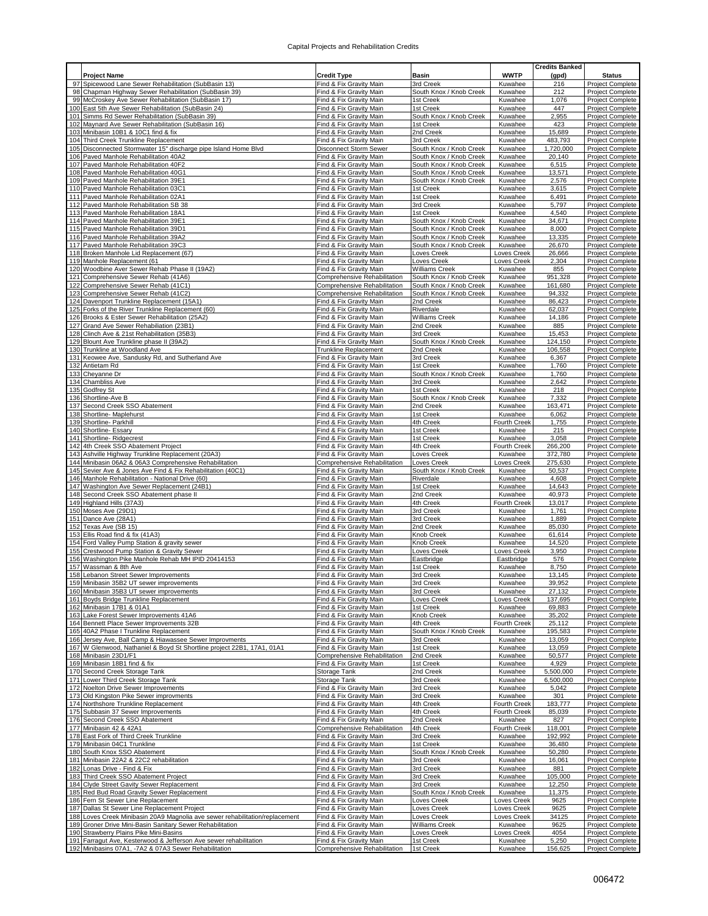# Capital Projects and Rehabilitation Credits

| | Project Name | Credit Type | Basin | WWTP | Credits Banked (gpd) | Status |
|---|---|---|---|---|---|---|
| 97 | Spicewood Lane Sewer Rehabilitation (SubBasin 13) | Find & Fix Gravity Main | 3rd Creek | Kuwahee | 216 | Project Complete |
| 98 | Chapman Highway Sewer Rehabilitation (SubBasin 39) | Find & Fix Gravity Main | South Knox / Knob Creek | Kuwahee | 212 | Project Complete |
| 99 | McCroskey Ave Sewer Rehabilitation (SubBasin 17) | Find & Fix Gravity Main | 1st Creek | Kuwahee | 1,076 | Project Complete |
| 100 | East 5th Ave Sewer Rehabilitation (SubBasin 24) | Find & Fix Gravity Main | 1st Creek | Kuwahee | 447 | Project Complete |
| 101 | Simms Rd Sewer Rehabilitation (SubBasin 39) | Find & Fix Gravity Main | South Knox / Knob Creek | Kuwahee | 2,955 | Project Complete |
| 102 | Maynard Ave Sewer Rehabilitation (SubBasin 16) | Find & Fix Gravity Main | 1st Creek | Kuwahee | 423 | Project Complete |
| 103 | Minibasin 10B1 & 10C1 find & fix | Find & Fix Gravity Main | 2nd Creek | Kuwahee | 15,689 | Project Complete |
| 104 | Third Creek Trunkline Replacement | Find & Fix Gravity Main | 3rd Creek | Kuwahee | 483,793 | Project Complete |
| 105 | Disconnected Stormwater 15" discharge pipe Island Home Blvd | Disconnect Storm Sewer | South Knox / Knob Creek | Kuwahee | 1,720,000 | Project Complete |
| 106 | Paved Manhole Rehabilitation 40A2 | Find & Fix Gravity Main | South Knox / Knob Creek | Kuwahee | 20,140 | Project Complete |
| 107 | Paved Manhole Rehabilitation 40F2 | Find & Fix Gravity Main | South Knox / Knob Creek | Kuwahee | 6,515 | Project Complete |
| 108 | Paved Manhole Rehabilitation 40G1 | Find & Fix Gravity Main | South Knox / Knob Creek | Kuwahee | 13,571 | Project Complete |
| 109 | Paved Manhole Rehabilitation 39E1 | Find & Fix Gravity Main | South Knox / Knob Creek | Kuwahee | 2,576 | Project Complete |
| 110 | Paved Manhole Rehabilitation 03C1 | Find & Fix Gravity Main | 1st Creek | Kuwahee | 3,615 | Project Complete |
| 111 | Paved Manhole Rehabilitation 02A1 | Find & Fix Gravity Main | 1st Creek | Kuwahee | 6,491 | Project Complete |
| 112 | Paved Manhole Rehabilitation SB 38 | Find & Fix Gravity Main | 3rd Creek | Kuwahee | 5,797 | Project Complete |
| 113 | Paved Manhole Rehabilitation 18A1 | Find & Fix Gravity Main | 1st Creek | Kuwahee | 4,540 | Project Complete |
| 114 | Paved Manhole Rehabilitation 39E1 | Find & Fix Gravity Main | South Knox / Knob Creek | Kuwahee | 34,671 | Project Complete |
| 115 | Paved Manhole Rehabilitation 39D1 | Find & Fix Gravity Main | South Knox / Knob Creek | Kuwahee | 8,000 | Project Complete |
| 116 | Paved Manhole Rehabilitation 39A2 | Find & Fix Gravity Main | South Knox / Knob Creek | Kuwahee | 13,335 | Project Complete |
| 117 | Paved Manhole Rehabilitation 39C3 | Find & Fix Gravity Main | South Knox / Knob Creek | Kuwahee | 26,670 | Project Complete |
| 118 | Broken Manhole Lid Replacement (67) | Find & Fix Gravity Main | Loves Creek | Loves Creek | 26,666 | Project Complete |
| 119 | Manhole Replacement (61 | Find & Fix Gravity Main | Loves Creek | Loves Creek | 2,304 | Project Complete |
| 120 | Woodbine Aver Sewer Rehab Phase II (19A2) | Find & Fix Gravity Main | Williams Creek | Kuwahee | 855 | Project Complete |
| 121 | Comprehensive Sewer Rehab (41A6) | Comprehensive Rehabilitation | South Knox / Knob Creek | Kuwahee | 951,328 | Project Complete |
| 122 | Comprehensive Sewer Rehab (41C1) | Comprehensive Rehabilitation | South Knox / Knob Creek | Kuwahee | 161,680 | Project Complete |
| 123 | Comprehensive Sewer Rehab (41C2) | Comprehensive Rehabilitation | South Knox / Knob Creek | Kuwahee | 94,332 | Project Complete |
| 124 | Davenport Trunkline Replacement (15A1) | Find & Fix Gravity Main | 2nd Creek | Kuwahee | 86,423 | Project Complete |
| 125 | Forks of the River Trunkline Replacement (60) | Find & Fix Gravity Main | Riverdale | Kuwahee | 62,037 | Project Complete |
| 126 | Brooks & Ester Sewer Rehabilitation (25A2) | Find & Fix Gravity Main | Williams Creek | Kuwahee | 14,186 | Project Complete |
| 127 | Grand Ave Sewer Rehabilitation (23B1) | Find & Fix Gravity Main | 2nd Creek | Kuwahee | 885 | Project Complete |
| 128 | Clinch Ave & 21st Rehabilitation (35B3) | Find & Fix Gravity Main | 3rd Creek | Kuwahee | 15,453 | Project Complete |
| 129 | Blount Ave Trunkline phase II (39A2) | Find & Fix Gravity Main | South Knox / Knob Creek | Kuwahee | 124,150 | Project Complete |
| 130 | Trunkline at Woodland Ave | Trunkline Replacement | 2nd Creek | Kuwahee | 106,558 | Project Complete |
| 131 | Keowee Ave, Sandusky Rd, and Sutherland Ave | Find & Fix Gravity Main | 3rd Creek | Kuwahee | 6,367 | Project Complete |
| 132 | Antietam Rd | Find & Fix Gravity Main | 1st Creek | Kuwahee | 1,760 | Project Complete |
| 133 | Cheyanne Dr | Find & Fix Gravity Main | South Knox / Knob Creek | Kuwahee | 1,760 | Project Complete |
| 134 | Chambliss Ave | Find & Fix Gravity Main | 3rd Creek | Kuwahee | 2,642 | Project Complete |
| 135 | Godfrey St | Find & Fix Gravity Main | 1st Creek | Kuwahee | 218 | Project Complete |
| 136 | Shortline-Ave B | Find & Fix Gravity Main | South Knox / Knob Creek | Kuwahee | 7,332 | Project Complete |
| 137 | Second Creek SSO Abatement | Find & Fix Gravity Main | 2nd Creek | Kuwahee | 163,471 | Project Complete |
| 138 | Shortline- Maplehurst | Find & Fix Gravity Main | 1st Creek | Kuwahee | 6,062 | Project Complete |
| 139 | Shortline- Parkhill | Find & Fix Gravity Main | 4th Creek | Fourth Creek | 1,755 | Project Complete |
| 140 | Shortline- Essary | Find & Fix Gravity Main | 1st Creek | Kuwahee | 215 | Project Complete |
| 141 | Shortline- Ridgecrest | Find & Fix Gravity Main | 1st Creek | Kuwahee | 3,058 | Project Complete |
| 142 | 4th Creek SSO Abatement Project | Find & Fix Gravity Main | 4th Creek | Fourth Creek | 266,200 | Project Complete |
| 143 | Ashville Highway Trunkline Replacement (20A3) | Find & Fix Gravity Main | Loves Creek | Kuwahee | 372,780 | Project Complete |
| 144 | Minibasin 06A2 & 06A3 Comprehensive Rehabilitation | Comprehensive Rehabilitation | Loves Creek | Loves Creek | 275,630 | Project Complete |
| 145 | Sevier Ave & Jones Ave Find & Fix Rehabilitation (40C1) | Find & Fix Gravity Main | South Knox / Knob Creek | Kuwahee | 50,537 | Project Complete |
| 146 | Manhole Rehabilitation - National Drive (60) | Find & Fix Gravity Main | Riverdale | Kuwahee | 4,608 | Project Complete |
| 147 | Washington Ave Sewer Replacement (24B1) | Find & Fix Gravity Main | 1st Creek | Kuwahee | 14,643 | Project Complete |
| 148 | Second Creek SSO Abatement phase II | Find & Fix Gravity Main | 2nd Creek | Kuwahee | 40,973 | Project Complete |
| 149 | Highland Hills (37A3) | Find & Fix Gravity Main | 4th Creek | Fourth Creek | 13,017 | Project Complete |
| 150 | Moses Ave (29D1) | Find & Fix Gravity Main | 3rd Creek | Kuwahee | 1,761 | Project Complete |
| 151 | Dance Ave (28A1) | Find & Fix Gravity Main | 3rd Creek | Kuwahee | 1,889 | Project Complete |
| 152 | Texas Ave (SB 15) | Find & Fix Gravity Main | 2nd Creek | Kuwahee | 85,030 | Project Complete |
| 153 | Ellis Road find & fix (41A3) | Find & Fix Gravity Main | Knob Creek | Kuwahee | 61,614 | Project Complete |
| 154 | Ford Valley Pump Station & gravity sewer | Find & Fix Gravity Main | Knob Creek | Kuwahee | 14,520 | Project Complete |
| 155 | Crestwood Pump Station & Gravity Sewer | Find & Fix Gravity Main | Loves Creek | Loves Creek | 3,950 | Project Complete |
| 156 | Washington Pike Manhole Rehab MH IPID 20414153 | Find & Fix Gravity Main | Eastbridge | Eastbridge | 576 | Project Complete |
| 157 | Wassman & 8th Ave | Find & Fix Gravity Main | 1st Creek | Kuwahee | 8,750 | Project Complete |
| 158 | Lebanon Street Sewer Improvements | Find & Fix Gravity Main | 3rd Creek | Kuwahee | 13,145 | Project Complete |
| 159 | Minibasin 35B2 UT sewer improvements | Find & Fix Gravity Main | 3rd Creek | Kuwahee | 39,952 | Project Complete |
| 160 | Minibasin 35B3 UT sewer improvements | Find & Fix Gravity Main | 3rd Creek | Kuwahee | 27,132 | Project Complete |
| 161 | Boyds Bridge Trunkline Replacement | Find & Fix Gravity Main | Loves Creek | Loves Creek | 137,695 | Project Complete |
| 162 | Minibasin 17B1 & 01A1 | Find & Fix Gravity Main | 1st Creek | Kuwahee | 69,883 | Project Complete |
| 163 | Lake Forest Sewer Improvements 41A6 | Find & Fix Gravity Main | Knob Creek | Kuwahee | 35,202 | Project Complete |
| 164 | Bennett Place Sewer Improvements 32B | Find & Fix Gravity Main | 4th Creek | Fourth Creek | 25,112 | Project Complete |
| 165 | 40A2 Phase I Trunkline Replacement | Find & Fix Gravity Main | South Knox / Knob Creek | Kuwahee | 195,583 | Project Complete |
| 166 | Jersey Ave, Ball Camp & Hiawassee Sewer Improvments | Find & Fix Gravity Main | 3rd Creek | Kuwahee | 13,059 | Project Complete |
| 167 | W Glenwood, Nathaniel & Boyd St Shortline project 22B1, 17A1, 01A1 | Find & Fix Gravity Main | 1st Creek | Kuwahee | 13,059 | Project Complete |
| 168 | Minibasin 23D1/F1 | Comprehensive Rehabilitation | 2nd Creek | Kuwahee | 50,577 | Project Complete |
| 169 | Minibasin 18B1 find & fix | Find & Fix Gravity Main | 1st Creek | Kuwahee | 4,929 | Project Complete |
| 170 | Second Creek Storage Tank | Storage Tank | 2nd Creek | Kuwahee | 5,500,000 | Project Complete |
| 171 | Lower Third Creek Storage Tank | Storage Tank | 3rd Creek | Kuwahee | 6,500,000 | Project Complete |
| 172 | Noelton Drive Sewer Improvements | Find & Fix Gravity Main | 3rd Creek | Kuwahee | 5,042 | Project Complete |
| 173 | Old Kingston Pike Sewer improvments | Find & Fix Gravity Main | 3rd Creek | Kuwahee | 301 | Project Complete |
| 174 | Northshore Trunkline Replacement | Find & Fix Gravity Main | 4th Creek | Fourth Creek | 183,777 | Project Complete |
| 175 | Subbasin 37 Sewer Improvements | Find & Fix Gravity Main | 4th Creek | Fourth Creek | 85,039 | Project Complete |
| 176 | Second Creek SSO Abatement | Find & Fix Gravity Main | 2nd Creek | Kuwahee | 827 | Project Complete |
| 177 | Minibasin 42 & 42A1 | Comprehensive Rehabilitation | 4th Creek | Fourth Creek | 118,001 | Project Complete |
| 178 | East Fork of Third Creek Trunkline | Find & Fix Gravity Main | 3rd Creek | Kuwahee | 192,992 | Project Complete |
| 179 | Minibasin 04C1 Trunkline | Find & Fix Gravity Main | 1st Creek | Kuwahee | 36,480 | Project Complete |
| 180 | South Knox SSO Abatement | Find & Fix Gravity Main | South Knox / Knob Creek | Kuwahee | 50,280 | Project Complete |
| 181 | Minibasin 22A2 & 22C2 rehabilitation | Find & Fix Gravity Main | 3rd Creek | Kuwahee | 16,061 | Project Complete |
| 182 | Lonas Drive - Find & Fix | Find & Fix Gravity Main | 3rd Creek | Kuwahee | 881 | Project Complete |
| 183 | Third Creek SSO Abatement Project | Find & Fix Gravity Main | 3rd Creek | Kuwahee | 105,000 | Project Complete |
| 184 | Clyde Street Gavity Sewer Replacement | Find & Fix Gravity Main | 3rd Creek | Kuwahee | 12,250 | Project Complete |
| 185 | Red Bud Road Gravity Sewer Replacement | Find & Fix Gravity Main | South Knox / Knob Creek | Kuwahee | 11,375 | Project Complete |
| 186 | Fern St Sewer Line Replacement | Find & Fix Gravity Main | Loves Creek | Loves Creek | 9625 | Project Complete |
| 187 | Dallas St Sewer Line Replacement Project | Find & Fix Gravity Main | Loves Creek | Loves Creek | 9625 | Project Complete |
| 188 | Loves Creek Minibasin 20A9 Magnolia ave sewer rehabilitation/replacement | Find & Fix Gravity Main | Loves Creek | Loves Creek | 34125 | Project Complete |
| 189 | Groner Drive Mini-Basin Sanitary Sewer Rehabilitation | Find & Fix Gravity Main | Williams Creek | Kuwahee | 9625 | Project Complete |
| 190 | Strawberry Plains Pike Mini-Basins | Find & Fix Gravity Main | Loves Creek | Loves Creek | 4054 | Project Complete |
| 191 | Farragut Ave, Kesterwood & Jefferson Ave sewer rehabilitation | Find & Fix Gravity Main | 1st Creek | Kuwahee | 5,250 | Project Complete |
| 192 | Minibasins 07A1, -7A2 & 07A3 Sewer Rehabilitation | Comprehensive Rehabilitation | 1st Creek | Kuwahee | 156,625 | Project Complete |

006472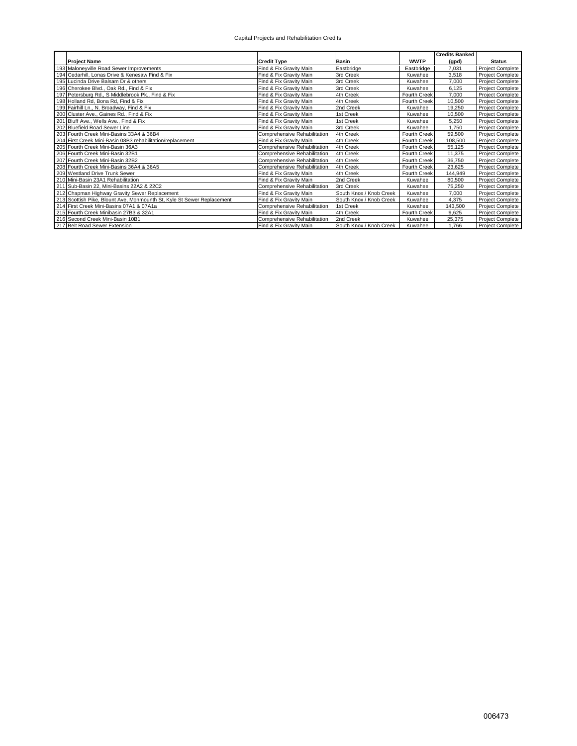Capital Projects and Rehabilitation Credits

| | Project Name | Credit Type | Basin | WWTP | Credits Banked (gpd) | Status |
|---|---|---|---|---|---|---|
| 193 | Maloneyville Road Sewer Improvements | Find & Fix Gravity Main | Eastbridge | Eastbridge | 7,031 | Project Complete |
| 194 | Cedarhill, Lonas Drive & Kenesaw Find & Fix | Find & Fix Gravity Main | 3rd Creek | Kuwahee | 3,518 | Project Complete |
| 195 | Lucinda Drive Balsam Dr & others | Find & Fix Gravity Main | 3rd Creek | Kuwahee | 7,000 | Project Complete |
| 196 | Cherokee Blvd., Oak Rd., Find & Fix | Find & Fix Gravity Main | 3rd Creek | Kuwahee | 6,125 | Project Complete |
| 197 | Petersburg Rd., S Middlebrook Pk., Find & Fix | Find & Fix Gravity Main | 4th Creek | Fourth Creek | 7,000 | Project Complete |
| 198 | Holland Rd, Bona Rd, Find & Fix | Find & Fix Gravity Main | 4th Creek | Fourth Creek | 10,500 | Project Complete |
| 199 | Fairhill Ln., N. Broadway, Find & Fix | Find & Fix Gravity Main | 2nd Creek | Kuwahee | 19,250 | Project Complete |
| 200 | Cluster Ave., Gaines Rd., Find & Fix | Find & Fix Gravity Main | 1st Creek | Kuwahee | 10,500 | Project Complete |
| 201 | Bluff Ave., Wells Ave., Find & Fix | Find & Fix Gravity Main | 1st Creek | Kuwahee | 5,250 | Project Complete |
| 202 | Bluefield Road Sewer Line | Find & Fix Gravity Main | 3rd Creek | Kuwahee | 1,750 | Project Complete |
| 203 | Fourth Creek Mini-Basins 33A4 & 36B4 | Comprehensive Rehabilitation | 4th Creek | Fourth Creek | 59,500 | Project Complete |
| 204 | First Creek Mini-Basin 08B3 rehabilitation/replacement | Find & Fix Gravity Main | 4th Creek | Fourth Creek | 108,500 | Project Complete |
| 205 | Fourth Creek Mini-Basin 36A3 | Comprehensive Rehabilitation | 4th Creek | Fourth Creek | 55,125 | Project Complete |
| 206 | Fourth Creek Mini-Basin 32B1 | Comprehensive Rehabilitation | 4th Creek | Fourth Creek | 11,375 | Project Complete |
| 207 | Fourth Creek Mini-Basin 32B2 | Comprehensive Rehabilitation | 4th Creek | Fourth Creek | 36,750 | Project Complete |
| 208 | Fourth Creek Mini-Basins 36A4 & 36A5 | Comprehensive Rehabilitation | 4th Creek | Fourth Creek | 23,625 | Project Complete |
| 209 | Westland Drive Trunk Sewer | Find & Fix Gravity Main | 4th Creek | Fourth Creek | 144,949 | Project Complete |
| 210 | Mini-Basin 23A1 Rehabilitation | Find & Fix Gravity Main | 2nd Creek | Kuwahee | 80,500 | Project Complete |
| 211 | Sub-Basin 22, Mini-Basins 22A2 & 22C2 | Comprehensive Rehabilitation | 3rd Creek | Kuwahee | 75,250 | Project Complete |
| 212 | Chapman Highway Gravity Sewer Replacement | Find & Fix Gravity Main | South Knox / Knob Creek | Kuwahee | 7,000 | Project Complete |
| 213 | Scottish Pike, Blount Ave, Monmounth St, Kyle St Sewer Replacement | Find & Fix Gravity Main | South Knox / Knob Creek | Kuwahee | 4,375 | Project Complete |
| 214 | First Creek Mini-Basins 07A1 & 07A1a | Comprehensive Rehabilitation | 1st Creek | Kuwahee | 143,500 | Project Complete |
| 215 | Fourth Creek Minibasin 27B3 & 32A1 | Find & Fix Gravity Main | 4th Creek | Fourth Creek | 9,625 | Project Complete |
| 216 | Second Creek Mini-Basin 10B1 | Comprehensive Rehabilitation | 2nd Creek | Kuwahee | 25,375 | Project Complete |
| 217 | Belt Road Sewer Extension | Find & Fix Gravity Main | South Knox / Knob Creek | Kuwahee | 1,766 | Project Complete |

006473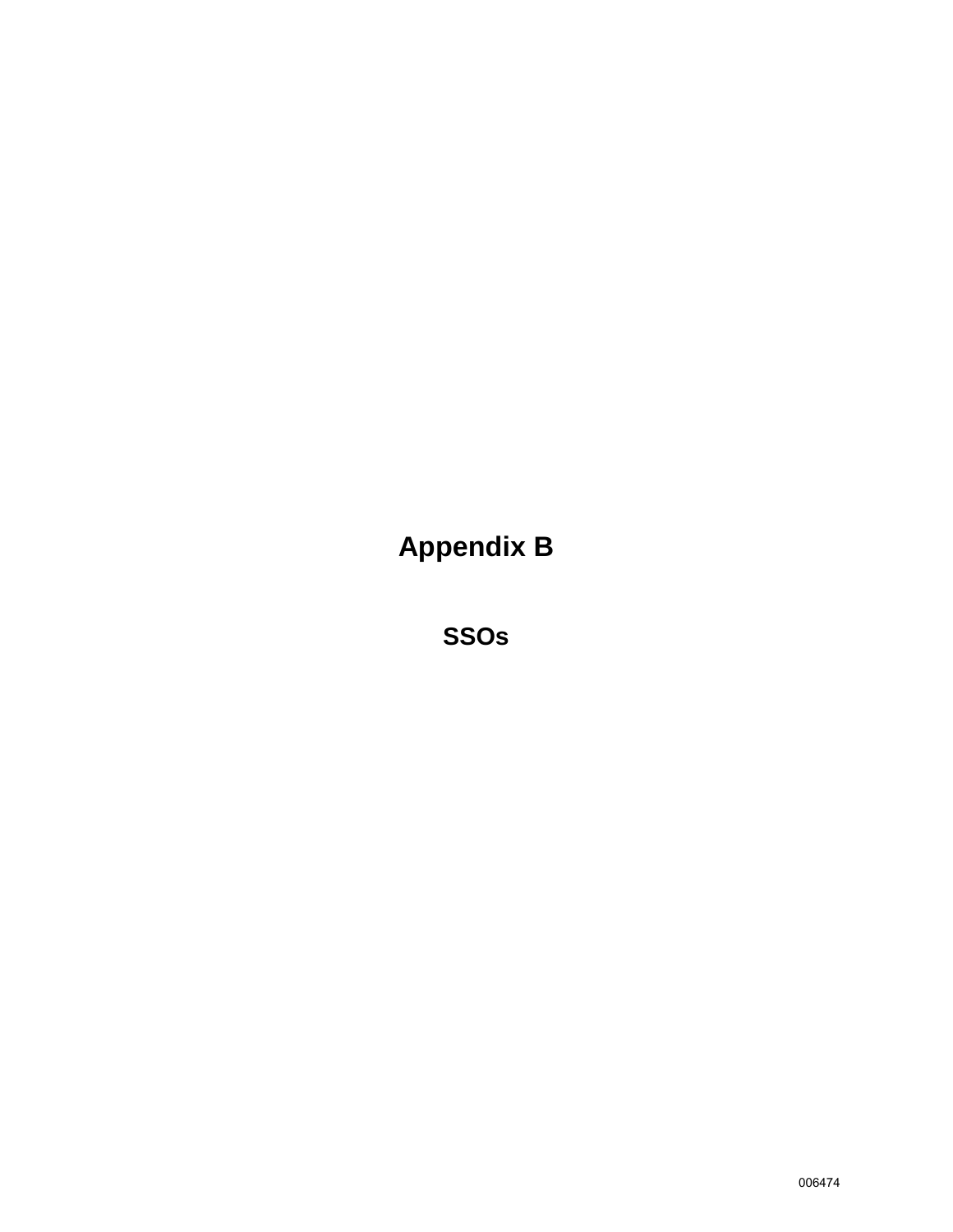# Appendix B

## SSOs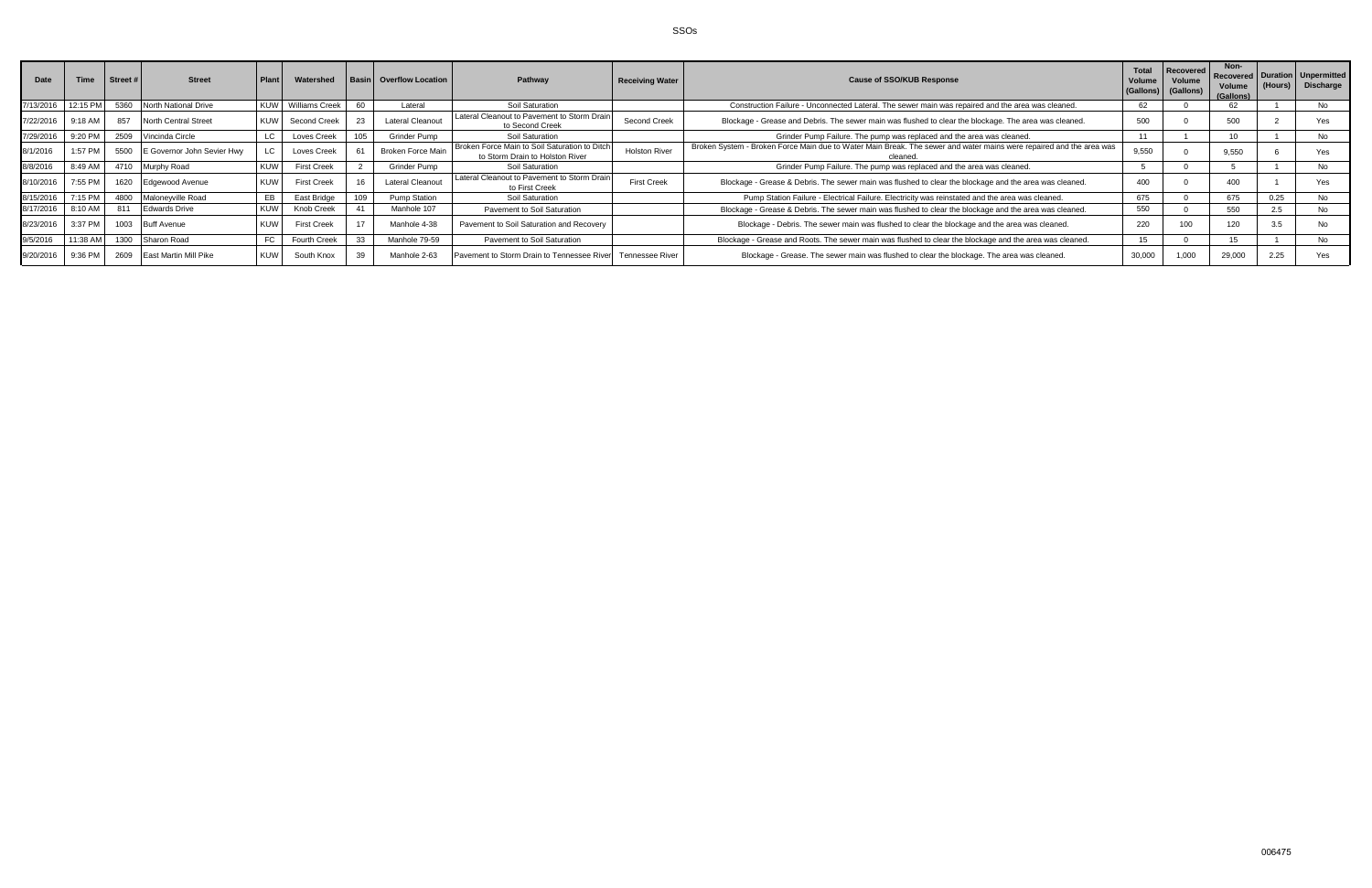# SSOs

| Date | Time | Street # | Street | Plant | Watershed | Basin | Overflow Location | Pathway | Receiving Water | Cause of SSO/KUB Response | Total Volume (Gallons) | Recovered Volume (Gallons) | Non-Recovered Volume (Gallons) | Duration (Hours) | Unpermitted Discharge |
|---|---|---|---|---|---|---|---|---|---|---|---|---|---|---|---|
| 7/13/2016 | 12:15 PM | 5360 | North National Drive | KUW | Williams Creek | 60 | Lateral | Soil Saturation | | Construction Failure - Unconnected Lateral. The sewer main was repaired and the area was cleaned. | 62 | 0 | 62 | 1 | No |
| 7/22/2016 | 9:18 AM | 857 | North Central Street | KUW | Second Creek | 23 | Lateral Cleanout | Lateral Cleanout to Pavement to Storm Drain to Second Creek | Second Creek | Blockage - Grease and Debris. The sewer main was flushed to clear the blockage. The area was cleaned. | 500 | 0 | 500 | 2 | Yes |
| 7/29/2016 | 9:20 PM | 2509 | Vincinda Circle | LC | Loves Creek | 105 | Grinder Pump | Soil Saturation | | Grinder Pump Failure. The pump was replaced and the area was cleaned. | 11 | 1 | 10 | 1 | No |
| 8/1/2016 | 1:57 PM | 5500 | E Governor John Sevier Hwy | LC | Loves Creek | 61 | Broken Force Main | Broken Force Main to Soil Saturation to Ditch to Storm Drain to Holston River | Holston River | Broken System - Broken Force Main due to Water Main Break. The sewer and water mains were repaired and the area was cleaned. | 9,550 | 0 | 9,550 | 6 | Yes |
| 8/8/2016 | 8:49 AM | 4710 | Murphy Road | KUW | First Creek | 2 | Grinder Pump | Soil Saturation | | Grinder Pump Failure. The pump was replaced and the area was cleaned. | 5 | 0 | 5 | 1 | No |
| 8/10/2016 | 7:55 PM | 1620 | Edgewood Avenue | KUW | First Creek | 16 | Lateral Cleanout | Lateral Cleanout to Pavement to Storm Drain to First Creek | First Creek | Blockage - Grease & Debris. The sewer main was flushed to clear the blockage and the area was cleaned. | 400 | 0 | 400 | 1 | Yes |
| 8/15/2016 | 7:15 PM | 4800 | Maloneyville Road | EB | East Bridge | 109 | Pump Station | Soil Saturation | | Pump Station Failure - Electrical Failure. Electricity was reinstated and the area was cleaned. | 675 | 0 | 675 | 0.25 | No |
| 8/17/2016 | 8:10 AM | 811 | Edwards Drive | KUW | Knob Creek | 41 | Manhole 107 | Pavement to Soil Saturation | | Blockage - Grease & Debris. The sewer main was flushed to clear the blockage and the area was cleaned. | 550 | 0 | 550 | 2.5 | No |
| 8/23/2016 | 3:37 PM | 1003 | Buff Avenue | KUW | First Creek | 17 | Manhole 4-38 | Pavement to Soil Saturation and Recovery | | Blockage - Debris. The sewer main was flushed to clear the blockage and the area was cleaned. | 220 | 100 | 120 | 3.5 | No |
| 9/5/2016 | 11:38 AM | 1300 | Sharon Road | FC | Fourth Creek | 33 | Manhole 79-59 | Pavement to Soil Saturation | | Blockage - Grease and Roots. The sewer main was flushed to clear the blockage and the area was cleaned. | 15 | 0 | 15 | 1 | No |
| 9/20/2016 | 9:36 PM | 2609 | East Martin Mill Pike | KUW | South Knox | 39 | Manhole 2-63 | Pavement to Storm Drain to Tennessee River | Tennessee River | Blockage - Grease. The sewer main was flushed to clear the blockage. The area was cleaned. | 30,000 | 1,000 | 29,000 | 2.25 | Yes |

006475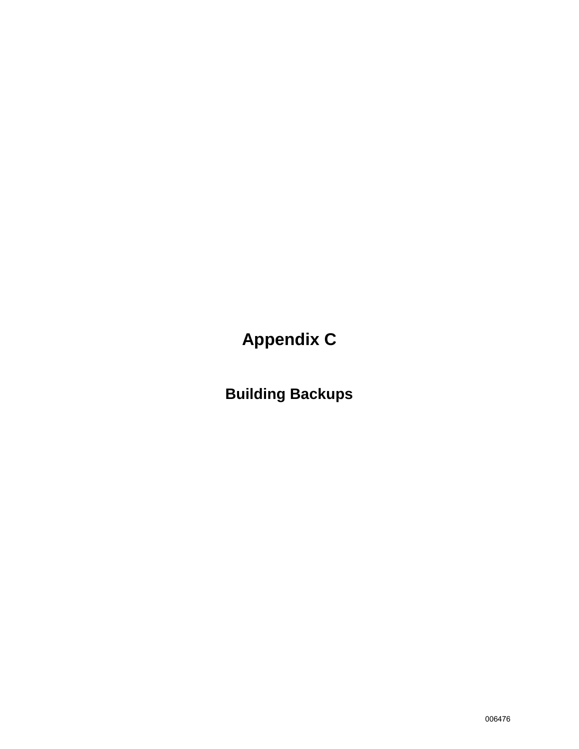# Appendix C

## Building Backups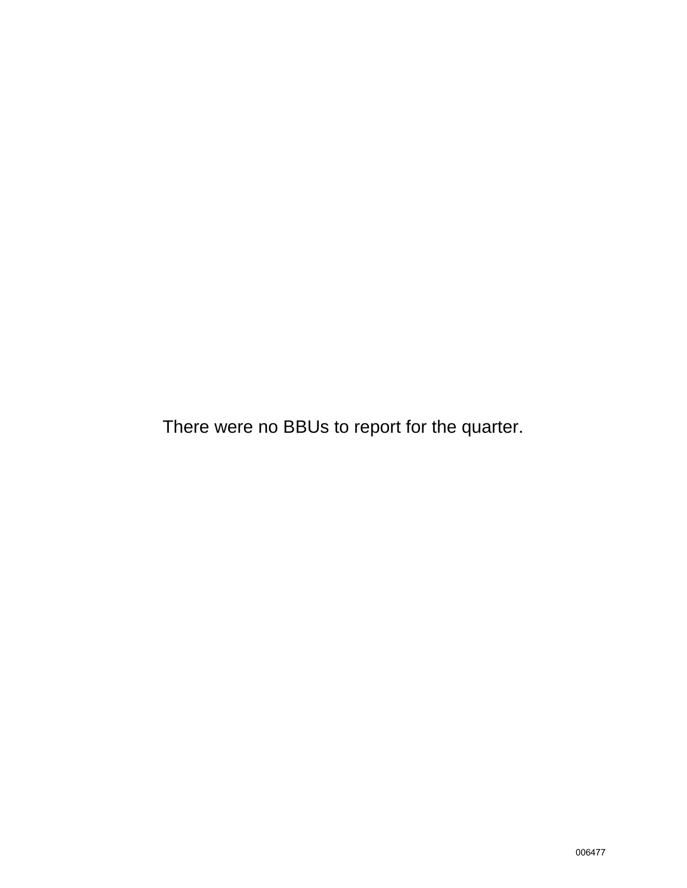There were no BBUs to report for the quarter.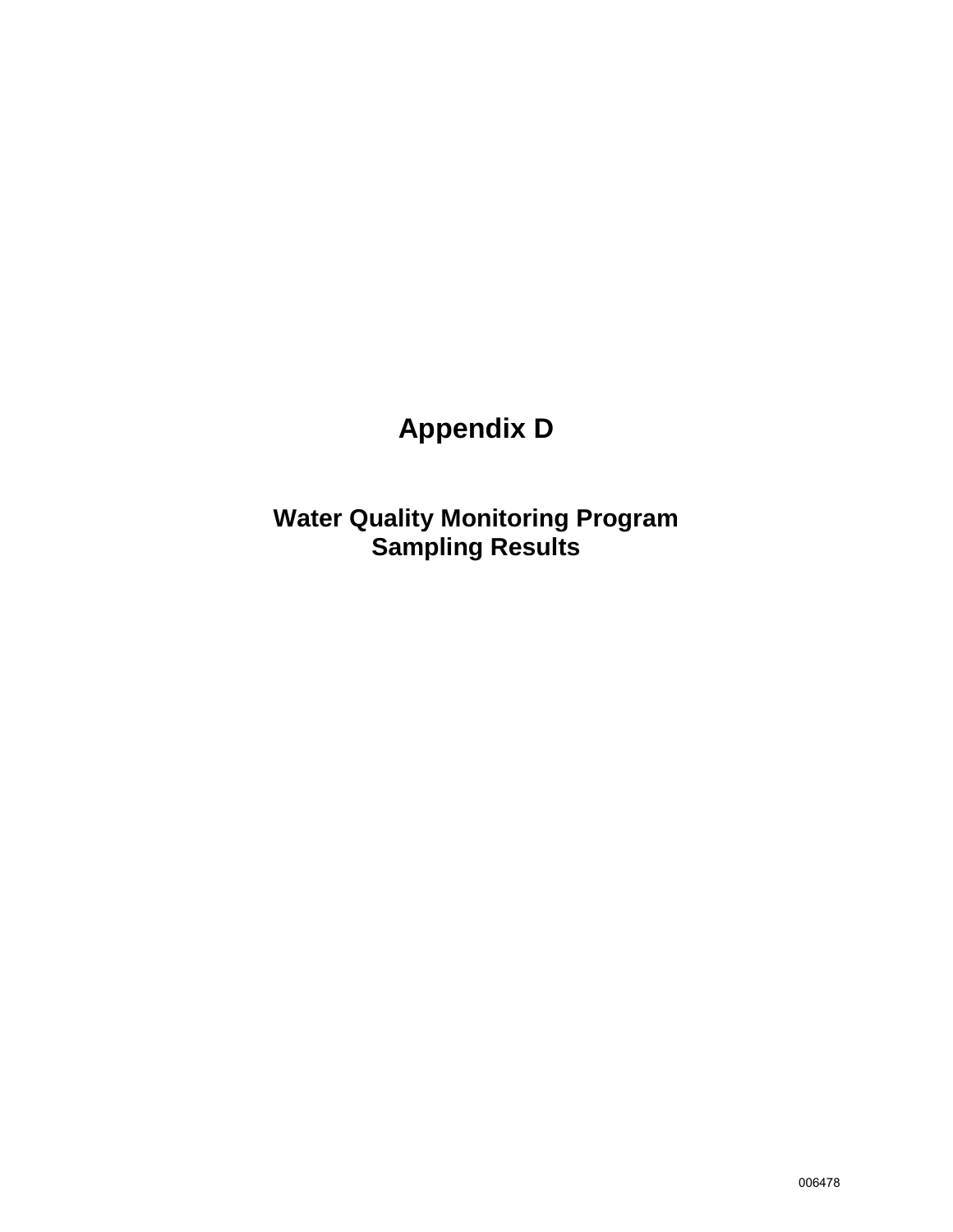# Appendix D

## Water Quality Monitoring Program Sampling Results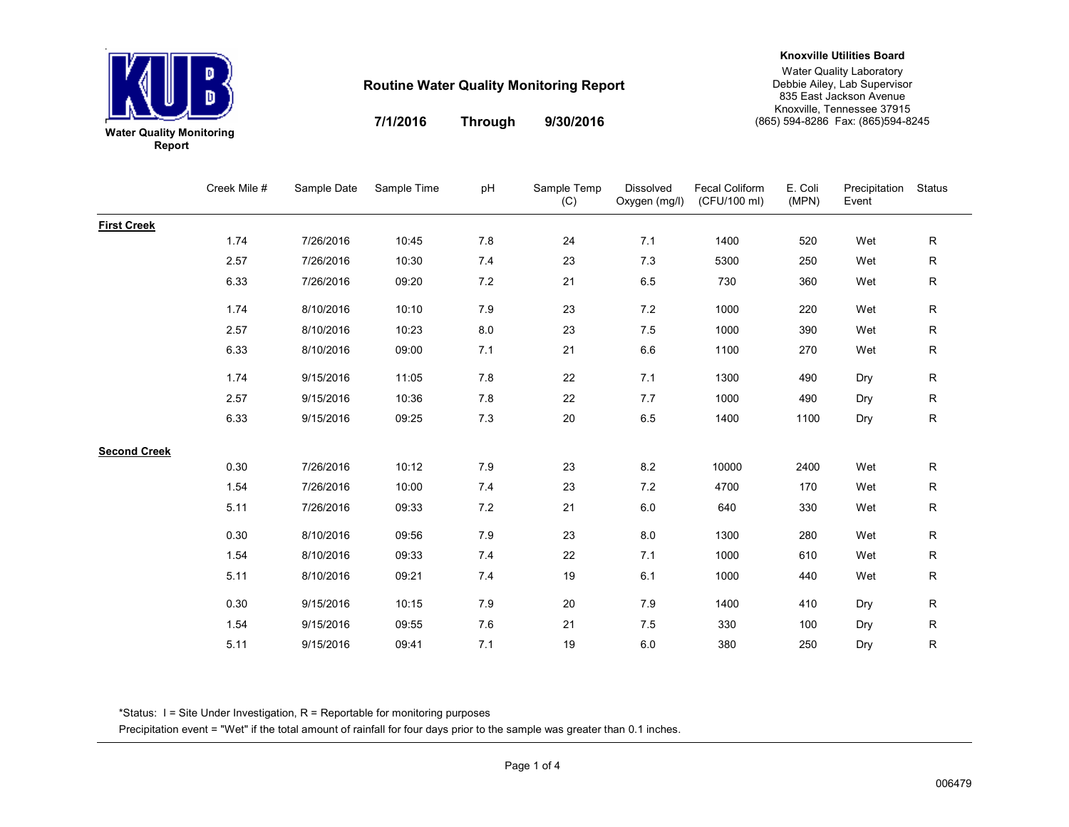KUB

Water Quality Monitoring Report

# Routine Water Quality Monitoring Report

**7/1/2016 Through 9/30/2016**

**Knoxville Utilities Board**
Water Quality Laboratory
Debbie Ailey, Lab Supervisor
835 East Jackson Avenue
Knoxville, Tennessee 37915
(865) 594-8286 Fax: (865)594-8245

| | Creek Mile # | Sample Date | Sample Time | pH | Sample Temp (C) | Dissolved Oxygen (mg/l) | Fecal Coliform (CFU/100 ml) | E. Coli (MPN) | Precipitation Event | Status |
|---|---|---|---|---|---|---|---|---|---|---|
| **First Creek** | | | | | | | | | | |
| | 1.74 | 7/26/2016 | 10:45 | 7.8 | 24 | 7.1 | 1400 | 520 | Wet | R |
| | 2.57 | 7/26/2016 | 10:30 | 7.4 | 23 | 7.3 | 5300 | 250 | Wet | R |
| | 6.33 | 7/26/2016 | 09:20 | 7.2 | 21 | 6.5 | 730 | 360 | Wet | R |
| | 1.74 | 8/10/2016 | 10:10 | 7.9 | 23 | 7.2 | 1000 | 220 | Wet | R |
| | 2.57 | 8/10/2016 | 10:23 | 8.0 | 23 | 7.5 | 1000 | 390 | Wet | R |
| | 6.33 | 8/10/2016 | 09:00 | 7.1 | 21 | 6.6 | 1100 | 270 | Wet | R |
| | 1.74 | 9/15/2016 | 11:05 | 7.8 | 22 | 7.1 | 1300 | 490 | Dry | R |
| | 2.57 | 9/15/2016 | 10:36 | 7.8 | 22 | 7.7 | 1000 | 490 | Dry | R |
| | 6.33 | 9/15/2016 | 09:25 | 7.3 | 20 | 6.5 | 1400 | 1100 | Dry | R |
| **Second Creek** | | | | | | | | | | |
| | 0.30 | 7/26/2016 | 10:12 | 7.9 | 23 | 8.2 | 10000 | 2400 | Wet | R |
| | 1.54 | 7/26/2016 | 10:00 | 7.4 | 23 | 7.2 | 4700 | 170 | Wet | R |
| | 5.11 | 7/26/2016 | 09:33 | 7.2 | 21 | 6.0 | 640 | 330 | Wet | R |
| | 0.30 | 8/10/2016 | 09:56 | 7.9 | 23 | 8.0 | 1300 | 280 | Wet | R |
| | 1.54 | 8/10/2016 | 09:33 | 7.4 | 22 | 7.1 | 1000 | 610 | Wet | R |
| | 5.11 | 8/10/2016 | 09:21 | 7.4 | 19 | 6.1 | 1000 | 440 | Wet | R |
| | 0.30 | 9/15/2016 | 10:15 | 7.9 | 20 | 7.9 | 1400 | 410 | Dry | R |
| | 1.54 | 9/15/2016 | 09:55 | 7.6 | 21 | 7.5 | 330 | 100 | Dry | R |
| | 5.11 | 9/15/2016 | 09:41 | 7.1 | 19 | 6.0 | 380 | 250 | Dry | R |

*Status: I = Site Under Investigation, R = Reportable for monitoring purposes

Precipitation event = "Wet" if the total amount of rainfall for four days prior to the sample was greater than 0.1 inches.

006479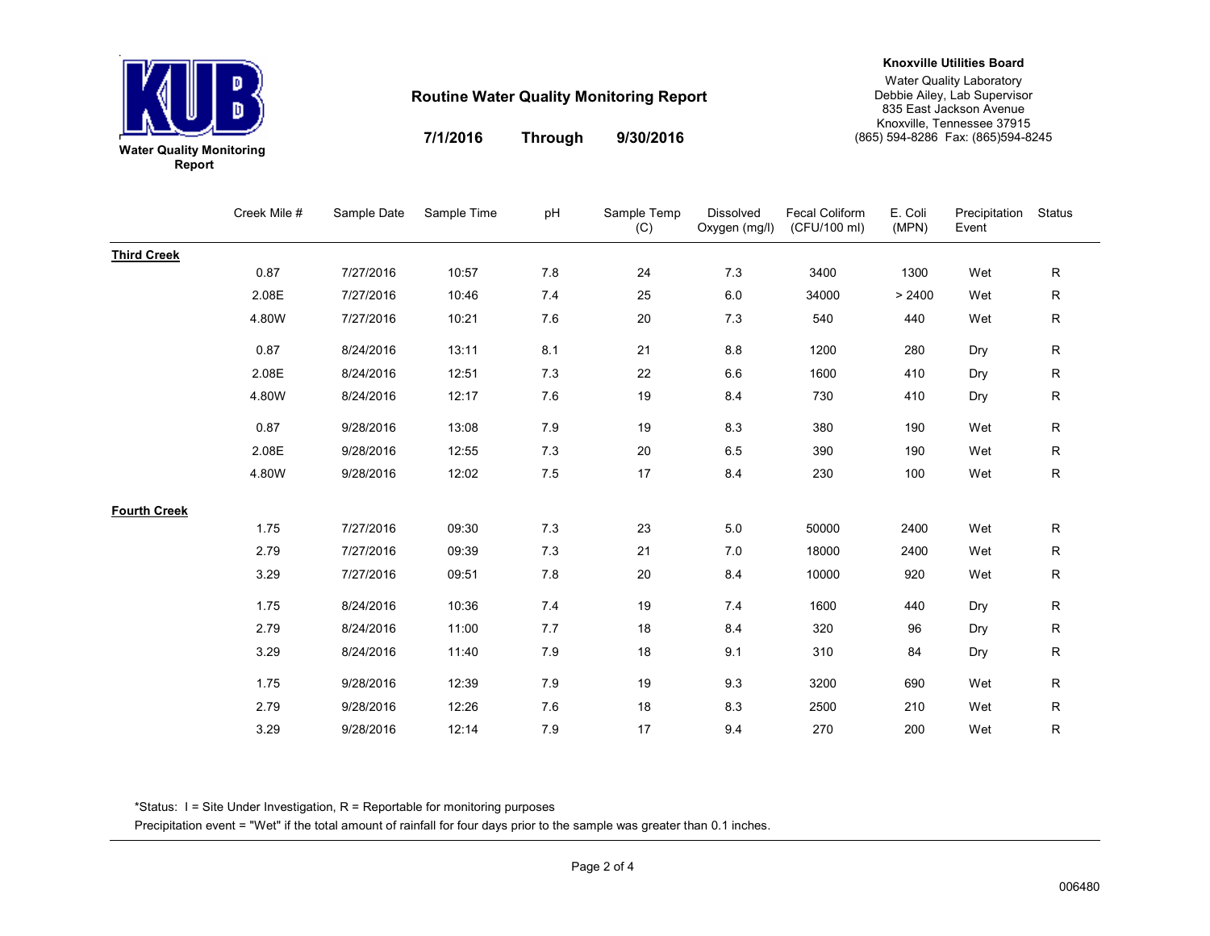**Water Quality Monitoring Report**

# Routine Water Quality Monitoring Report

**7/1/2016 Through 9/30/2016**

**Knoxville Utilities Board**
Water Quality Laboratory
Debbie Ailey, Lab Supervisor
835 East Jackson Avenue
Knoxville, Tennessee 37915
(865) 594-8286 Fax: (865)594-8245

| | Creek Mile # | Sample Date | Sample Time | pH | Sample Temp (C) | Dissolved Oxygen (mg/l) | Fecal Coliform (CFU/100 ml) | E. Coli (MPN) | Precipitation Event | Status |
|---|---|---|---|---|---|---|---|---|---|---|
| **Third Creek** | | | | | | | | | | |
| | 0.87 | 7/27/2016 | 10:57 | 7.8 | 24 | 7.3 | 3400 | 1300 | Wet | R |
| | 2.08E | 7/27/2016 | 10:46 | 7.4 | 25 | 6.0 | 34000 | > 2400 | Wet | R |
| | 4.80W | 7/27/2016 | 10:21 | 7.6 | 20 | 7.3 | 540 | 440 | Wet | R |
| | 0.87 | 8/24/2016 | 13:11 | 8.1 | 21 | 8.8 | 1200 | 280 | Dry | R |
| | 2.08E | 8/24/2016 | 12:51 | 7.3 | 22 | 6.6 | 1600 | 410 | Dry | R |
| | 4.80W | 8/24/2016 | 12:17 | 7.6 | 19 | 8.4 | 730 | 410 | Dry | R |
| | 0.87 | 9/28/2016 | 13:08 | 7.9 | 19 | 8.3 | 380 | 190 | Wet | R |
| | 2.08E | 9/28/2016 | 12:55 | 7.3 | 20 | 6.5 | 390 | 190 | Wet | R |
| | 4.80W | 9/28/2016 | 12:02 | 7.5 | 17 | 8.4 | 230 | 100 | Wet | R |
| **Fourth Creek** | | | | | | | | | | |
| | 1.75 | 7/27/2016 | 09:30 | 7.3 | 23 | 5.0 | 50000 | 2400 | Wet | R |
| | 2.79 | 7/27/2016 | 09:39 | 7.3 | 21 | 7.0 | 18000 | 2400 | Wet | R |
| | 3.29 | 7/27/2016 | 09:51 | 7.8 | 20 | 8.4 | 10000 | 920 | Wet | R |
| | 1.75 | 8/24/2016 | 10:36 | 7.4 | 19 | 7.4 | 1600 | 440 | Dry | R |
| | 2.79 | 8/24/2016 | 11:00 | 7.7 | 18 | 8.4 | 320 | 96 | Dry | R |
| | 3.29 | 8/24/2016 | 11:40 | 7.9 | 18 | 9.1 | 310 | 84 | Dry | R |
| | 1.75 | 9/28/2016 | 12:39 | 7.9 | 19 | 9.3 | 3200 | 690 | Wet | R |
| | 2.79 | 9/28/2016 | 12:26 | 7.6 | 18 | 8.3 | 2500 | 210 | Wet | R |
| | 3.29 | 9/28/2016 | 12:14 | 7.9 | 17 | 9.4 | 270 | 200 | Wet | R |

*Status: I = Site Under Investigation, R = Reportable for monitoring purposes

Precipitation event = "Wet" if the total amount of rainfall for four days prior to the sample was greater than 0.1 inches.

006480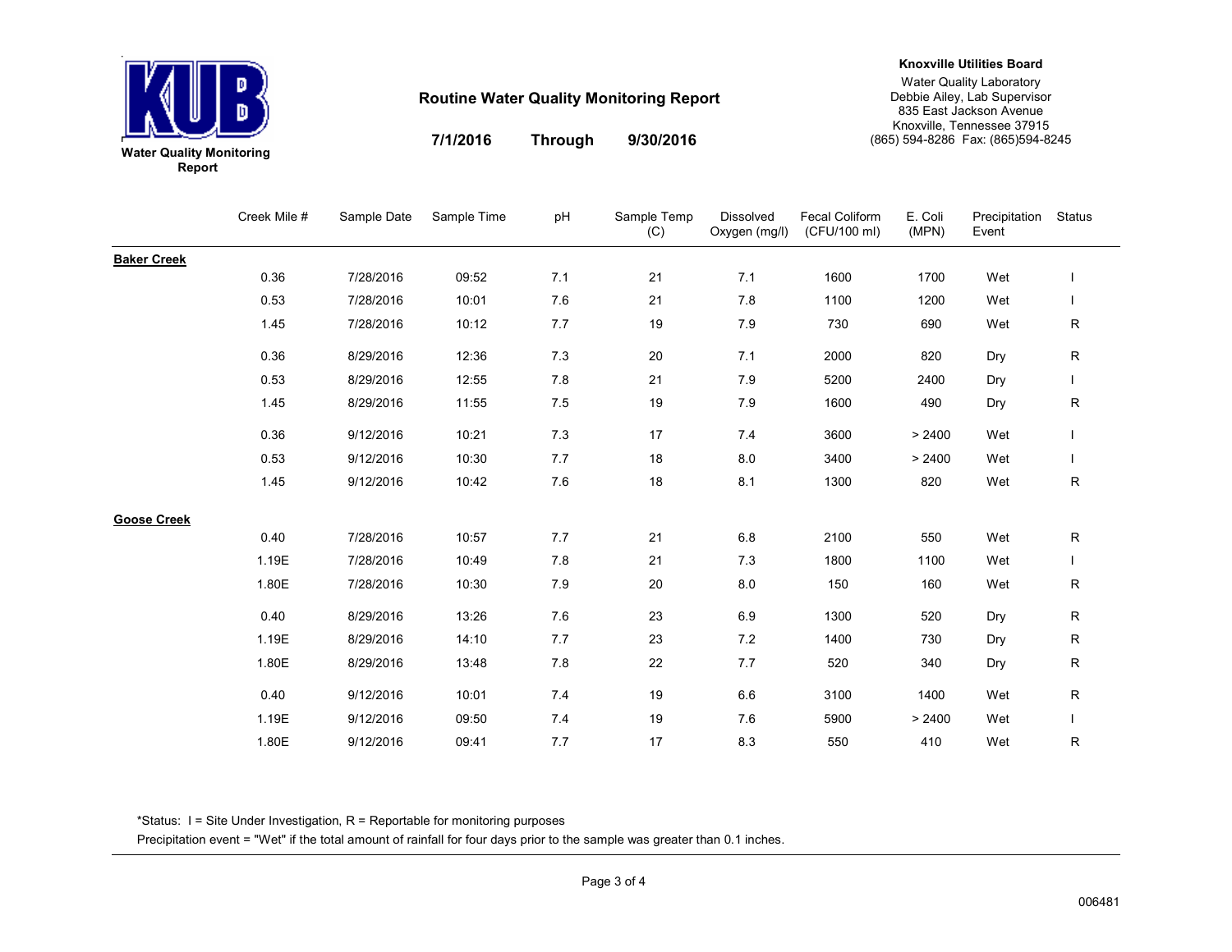**Water Quality Monitoring Report**

# Routine Water Quality Monitoring Report

**7/1/2016 Through 9/30/2016**

**Knoxville Utilities Board**
Water Quality Laboratory
Debbie Ailey, Lab Supervisor
835 East Jackson Avenue
Knoxville, Tennessee 37915
(865) 594-8286 Fax: (865)594-8245

| | Creek Mile # | Sample Date | Sample Time | pH | Sample Temp (C) | Dissolved Oxygen (mg/l) | Fecal Coliform (CFU/100 ml) | E. Coli (MPN) | Precipitation Event | Status |
|---|---|---|---|---|---|---|---|---|---|---|
| **Baker Creek** | | | | | | | | | | |
| | 0.36 | 7/28/2016 | 09:52 | 7.1 | 21 | 7.1 | 1600 | 1700 | Wet | I |
| | 0.53 | 7/28/2016 | 10:01 | 7.6 | 21 | 7.8 | 1100 | 1200 | Wet | I |
| | 1.45 | 7/28/2016 | 10:12 | 7.7 | 19 | 7.9 | 730 | 690 | Wet | R |
| | 0.36 | 8/29/2016 | 12:36 | 7.3 | 20 | 7.1 | 2000 | 820 | Dry | R |
| | 0.53 | 8/29/2016 | 12:55 | 7.8 | 21 | 7.9 | 5200 | 2400 | Dry | I |
| | 1.45 | 8/29/2016 | 11:55 | 7.5 | 19 | 7.9 | 1600 | 490 | Dry | R |
| | 0.36 | 9/12/2016 | 10:21 | 7.3 | 17 | 7.4 | 3600 | > 2400 | Wet | I |
| | 0.53 | 9/12/2016 | 10:30 | 7.7 | 18 | 8.0 | 3400 | > 2400 | Wet | I |
| | 1.45 | 9/12/2016 | 10:42 | 7.6 | 18 | 8.1 | 1300 | 820 | Wet | R |
| **Goose Creek** | | | | | | | | | | |
| | 0.40 | 7/28/2016 | 10:57 | 7.7 | 21 | 6.8 | 2100 | 550 | Wet | R |
| | 1.19E | 7/28/2016 | 10:49 | 7.8 | 21 | 7.3 | 1800 | 1100 | Wet | I |
| | 1.80E | 7/28/2016 | 10:30 | 7.9 | 20 | 8.0 | 150 | 160 | Wet | R |
| | 0.40 | 8/29/2016 | 13:26 | 7.6 | 23 | 6.9 | 1300 | 520 | Dry | R |
| | 1.19E | 8/29/2016 | 14:10 | 7.7 | 23 | 7.2 | 1400 | 730 | Dry | R |
| | 1.80E | 8/29/2016 | 13:48 | 7.8 | 22 | 7.7 | 520 | 340 | Dry | R |
| | 0.40 | 9/12/2016 | 10:01 | 7.4 | 19 | 6.6 | 3100 | 1400 | Wet | R |
| | 1.19E | 9/12/2016 | 09:50 | 7.4 | 19 | 7.6 | 5900 | > 2400 | Wet | I |
| | 1.80E | 9/12/2016 | 09:41 | 7.7 | 17 | 8.3 | 550 | 410 | Wet | R |

*Status: I = Site Under Investigation, R = Reportable for monitoring purposes

Precipitation event = "Wet" if the total amount of rainfall for four days prior to the sample was greater than 0.1 inches.

006481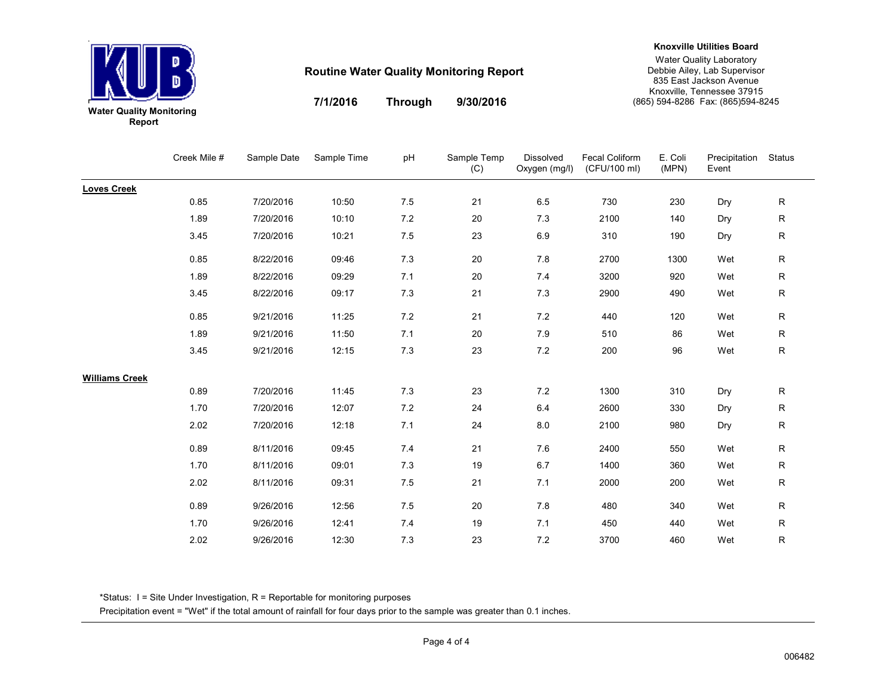**Water Quality Monitoring Report**

# Routine Water Quality Monitoring Report

**7/1/2016 Through 9/30/2016**

**Knoxville Utilities Board**
Water Quality Laboratory
Debbie Ailey, Lab Supervisor
835 East Jackson Avenue
Knoxville, Tennessee 37915
(865) 594-8286 Fax: (865)594-8245

| | Creek Mile # | Sample Date | Sample Time | pH | Sample Temp (C) | Dissolved Oxygen (mg/l) | Fecal Coliform (CFU/100 ml) | E. Coli (MPN) | Precipitation Event | Status |
|---|---|---|---|---|---|---|---|---|---|---|
| **Loves Creek** | | | | | | | | | | |
| | 0.85 | 7/20/2016 | 10:50 | 7.5 | 21 | 6.5 | 730 | 230 | Dry | R |
| | 1.89 | 7/20/2016 | 10:10 | 7.2 | 20 | 7.3 | 2100 | 140 | Dry | R |
| | 3.45 | 7/20/2016 | 10:21 | 7.5 | 23 | 6.9 | 310 | 190 | Dry | R |
| | 0.85 | 8/22/2016 | 09:46 | 7.3 | 20 | 7.8 | 2700 | 1300 | Wet | R |
| | 1.89 | 8/22/2016 | 09:29 | 7.1 | 20 | 7.4 | 3200 | 920 | Wet | R |
| | 3.45 | 8/22/2016 | 09:17 | 7.3 | 21 | 7.3 | 2900 | 490 | Wet | R |
| | 0.85 | 9/21/2016 | 11:25 | 7.2 | 21 | 7.2 | 440 | 120 | Wet | R |
| | 1.89 | 9/21/2016 | 11:50 | 7.1 | 20 | 7.9 | 510 | 86 | Wet | R |
| | 3.45 | 9/21/2016 | 12:15 | 7.3 | 23 | 7.2 | 200 | 96 | Wet | R |
| **Williams Creek** | | | | | | | | | | |
| | 0.89 | 7/20/2016 | 11:45 | 7.3 | 23 | 7.2 | 1300 | 310 | Dry | R |
| | 1.70 | 7/20/2016 | 12:07 | 7.2 | 24 | 6.4 | 2600 | 330 | Dry | R |
| | 2.02 | 7/20/2016 | 12:18 | 7.1 | 24 | 8.0 | 2100 | 980 | Dry | R |
| | 0.89 | 8/11/2016 | 09:45 | 7.4 | 21 | 7.6 | 2400 | 550 | Wet | R |
| | 1.70 | 8/11/2016 | 09:01 | 7.3 | 19 | 6.7 | 1400 | 360 | Wet | R |
| | 2.02 | 8/11/2016 | 09:31 | 7.5 | 21 | 7.1 | 2000 | 200 | Wet | R |
| | 0.89 | 9/26/2016 | 12:56 | 7.5 | 20 | 7.8 | 480 | 340 | Wet | R |
| | 1.70 | 9/26/2016 | 12:41 | 7.4 | 19 | 7.1 | 450 | 440 | Wet | R |
| | 2.02 | 9/26/2016 | 12:30 | 7.3 | 23 | 7.2 | 3700 | 460 | Wet | R |

*Status: I = Site Under Investigation, R = Reportable for monitoring purposes
Precipitation event = "Wet" if the total amount of rainfall for four days prior to the sample was greater than 0.1 inches.

006482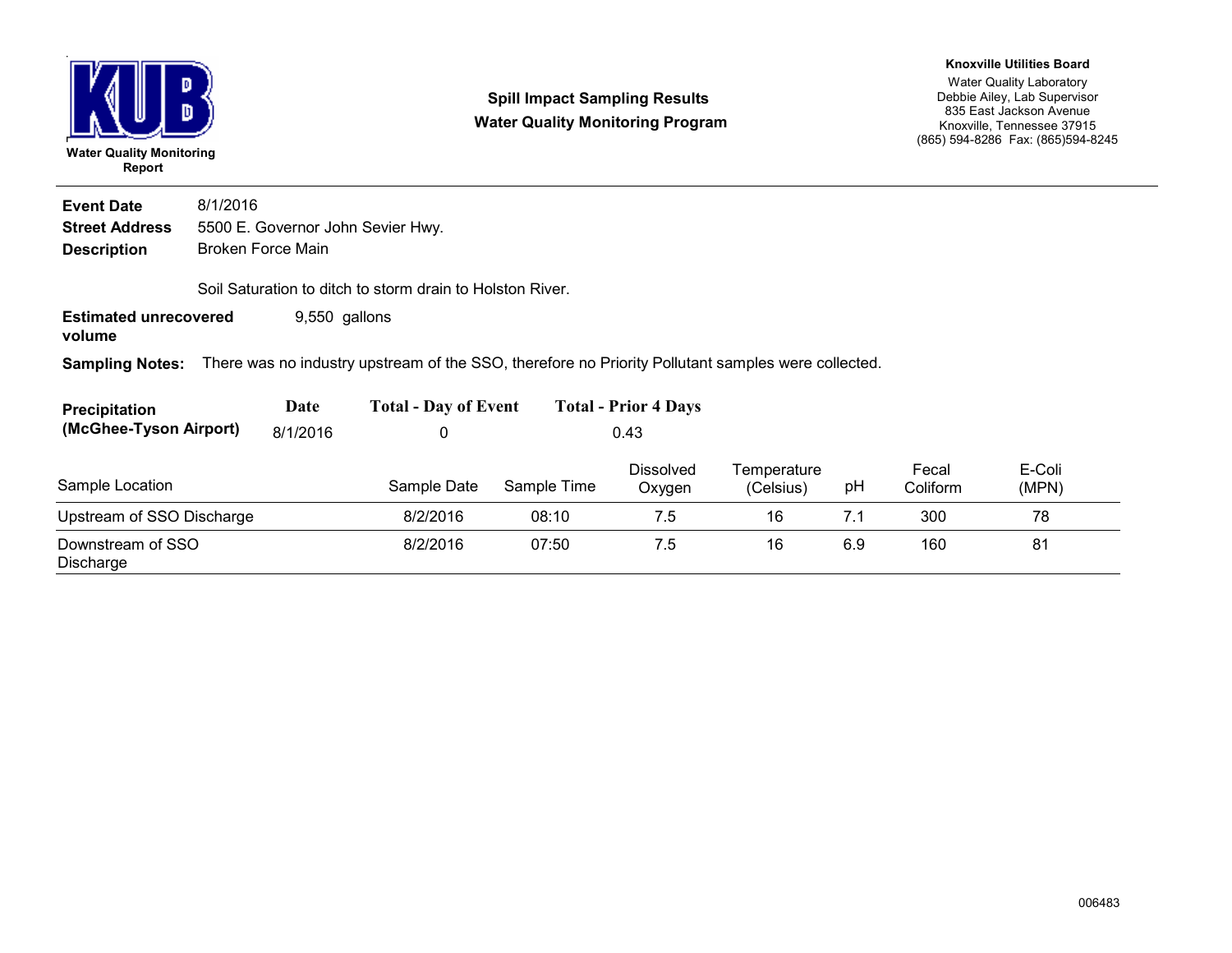**KUB**

**Water Quality Monitoring Report**

## Spill Impact Sampling Results
## Water Quality Monitoring Program

**Knoxville Utilities Board**
Water Quality Laboratory
Debbie Ailey, Lab Supervisor
835 East Jackson Avenue
Knoxville, Tennessee 37915
(865) 594-8286 Fax: (865)594-8245

---

**Event Date** 8/1/2016
**Street Address** 5500 E. Governor John Sevier Hwy.
**Description** Broken Force Main

Soil Saturation to ditch to storm drain to Holston River.

**Estimated unrecovered volume** 9,550 gallons

**Sampling Notes:** There was no industry upstream of the SSO, therefore no Priority Pollutant samples were collected.

| **Precipitation (McGhee-Tyson Airport)** | **Date** | **Total - Day of Event** | **Total - Prior 4 Days** |
|---|---|---|---|
| | 8/1/2016 | 0 | 0.43 |

| Sample Location | Sample Date | Sample Time | Dissolved Oxygen | Temperature (Celsius) | pH | Fecal Coliform | E-Coli (MPN) |
|---|---|---|---|---|---|---|---|
| Upstream of SSO Discharge | 8/2/2016 | 08:10 | 7.5 | 16 | 7.1 | 300 | 78 |
| Downstream of SSO Discharge | 8/2/2016 | 07:50 | 7.5 | 16 | 6.9 | 160 | 81 |

006483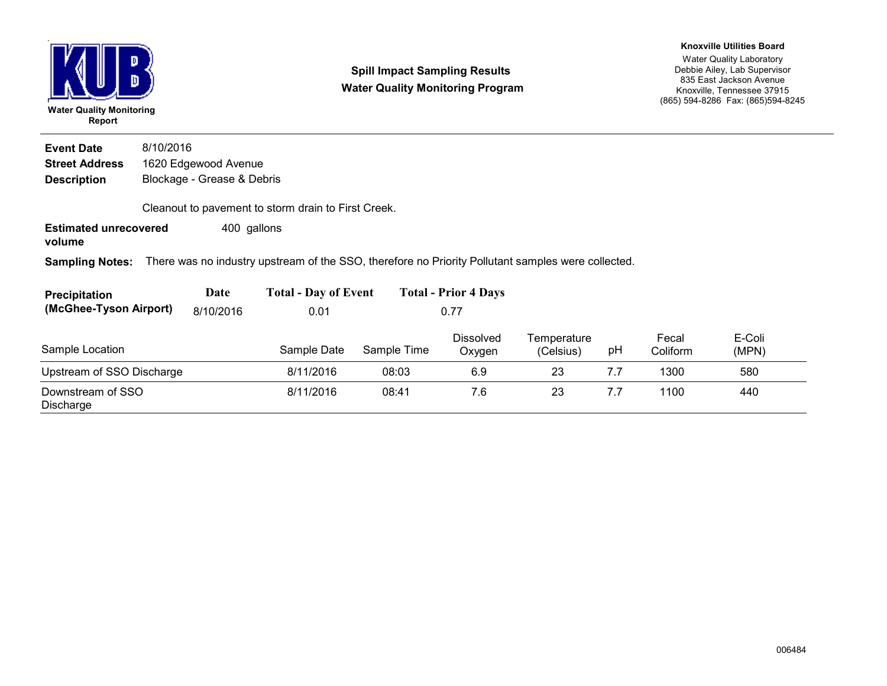**Water Quality Monitoring Report**

## Spill Impact Sampling Results
## Water Quality Monitoring Program

**Knoxville Utilities Board**
Water Quality Laboratory
Debbie Ailey, Lab Supervisor
835 East Jackson Avenue
Knoxville, Tennessee 37915
(865) 594-8286 Fax: (865)594-8245

---

**Event Date** 8/10/2016
**Street Address** 1620 Edgewood Avenue
**Description** Blockage - Grease & Debris

Cleanout to pavement to storm drain to First Creek.

**Estimated unrecovered volume** 400 gallons

**Sampling Notes:** There was no industry upstream of the SSO, therefore no Priority Pollutant samples were collected.

| Precipitation (McGhee-Tyson Airport) | Date | Total - Day of Event | Total - Prior 4 Days |
|---|---|---|---|
| | 8/10/2016 | 0.01 | 0.77 |

| Sample Location | Sample Date | Sample Time | Dissolved Oxygen | Temperature (Celsius) | pH | Fecal Coliform | E-Coli (MPN) |
|---|---|---|---|---|---|---|---|
| Upstream of SSO Discharge | 8/11/2016 | 08:03 | 6.9 | 23 | 7.7 | 1300 | 580 |
| Downstream of SSO Discharge | 8/11/2016 | 08:41 | 7.6 | 23 | 7.7 | 1100 | 440 |

006484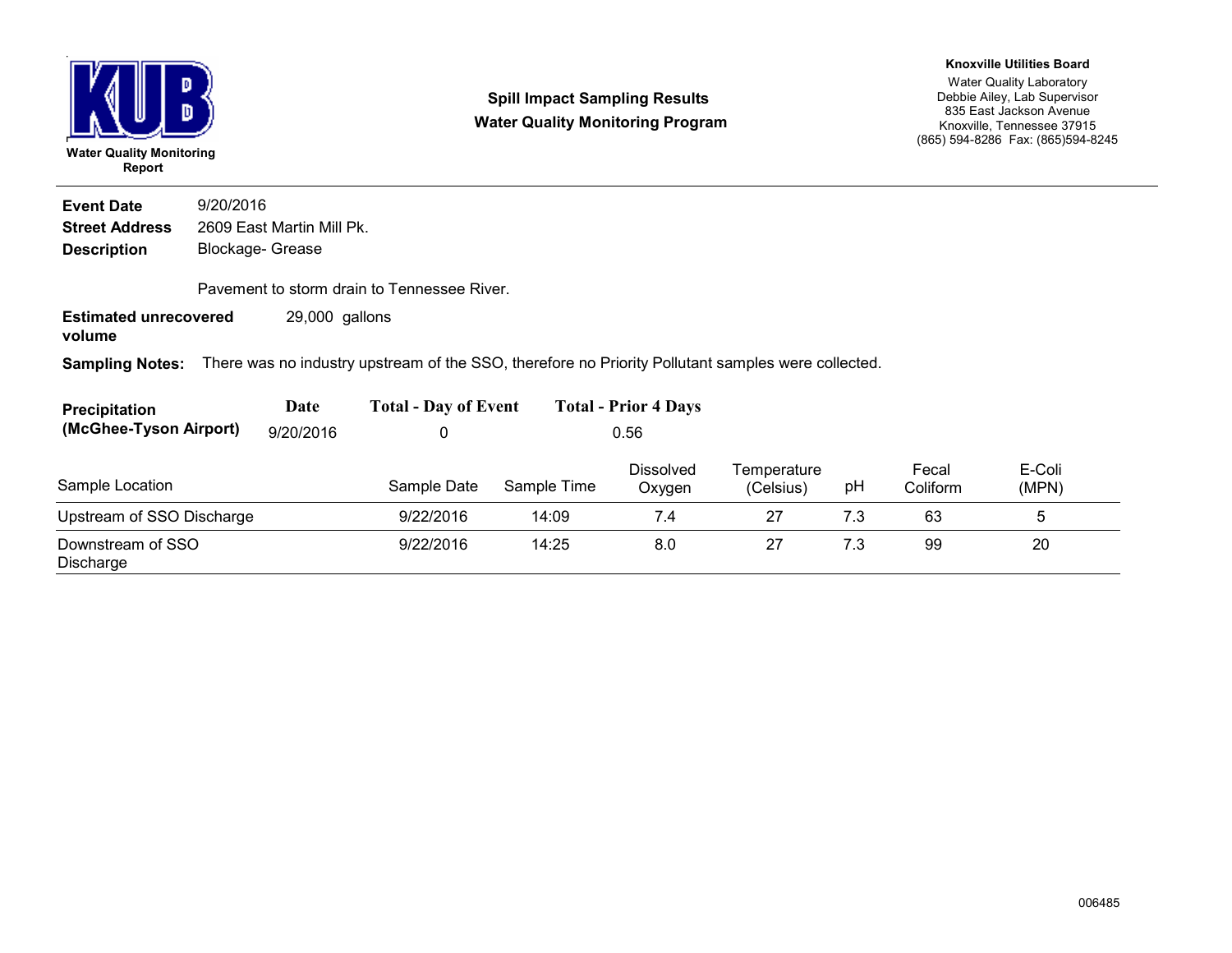**KUB**

**Water Quality Monitoring Report**

## Spill Impact Sampling Results
## Water Quality Monitoring Program

**Knoxville Utilities Board**
Water Quality Laboratory
Debbie Ailey, Lab Supervisor
835 East Jackson Avenue
Knoxville, Tennessee 37915
(865) 594-8286 Fax: (865)594-8245

**Event Date** 9/20/2016

**Street Address** 2609 East Martin Mill Pk.

**Description** Blockage- Grease

Pavement to storm drain to Tennessee River.

**Estimated unrecovered volume** 29,000 gallons

**Sampling Notes:** There was no industry upstream of the SSO, therefore no Priority Pollutant samples were collected.

| Precipitation (McGhee-Tyson Airport) | Date | Total - Day of Event | Total - Prior 4 Days |
|---|---|---|---|
| | 9/20/2016 | 0 | 0.56 |

| Sample Location | Sample Date | Sample Time | Dissolved Oxygen | Temperature (Celsius) | pH | Fecal Coliform | E-Coli (MPN) |
|---|---|---|---|---|---|---|---|
| Upstream of SSO Discharge | 9/22/2016 | 14:09 | 7.4 | 27 | 7.3 | 63 | 5 |
| Downstream of SSO Discharge | 9/22/2016 | 14:25 | 8.0 | 27 | 7.3 | 99 | 20 |

006485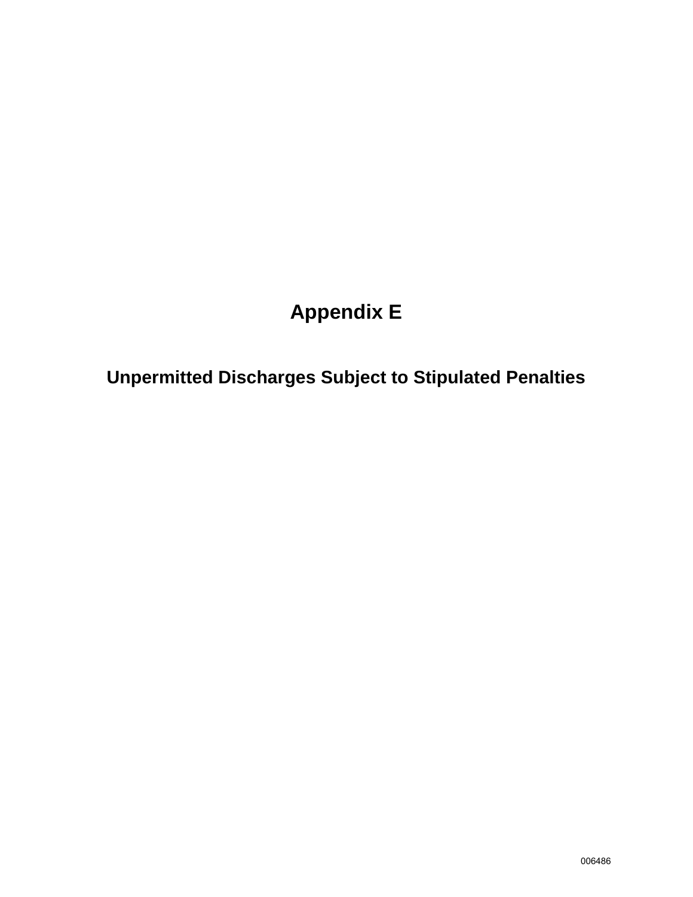# Appendix E

## Unpermitted Discharges Subject to Stipulated Penalties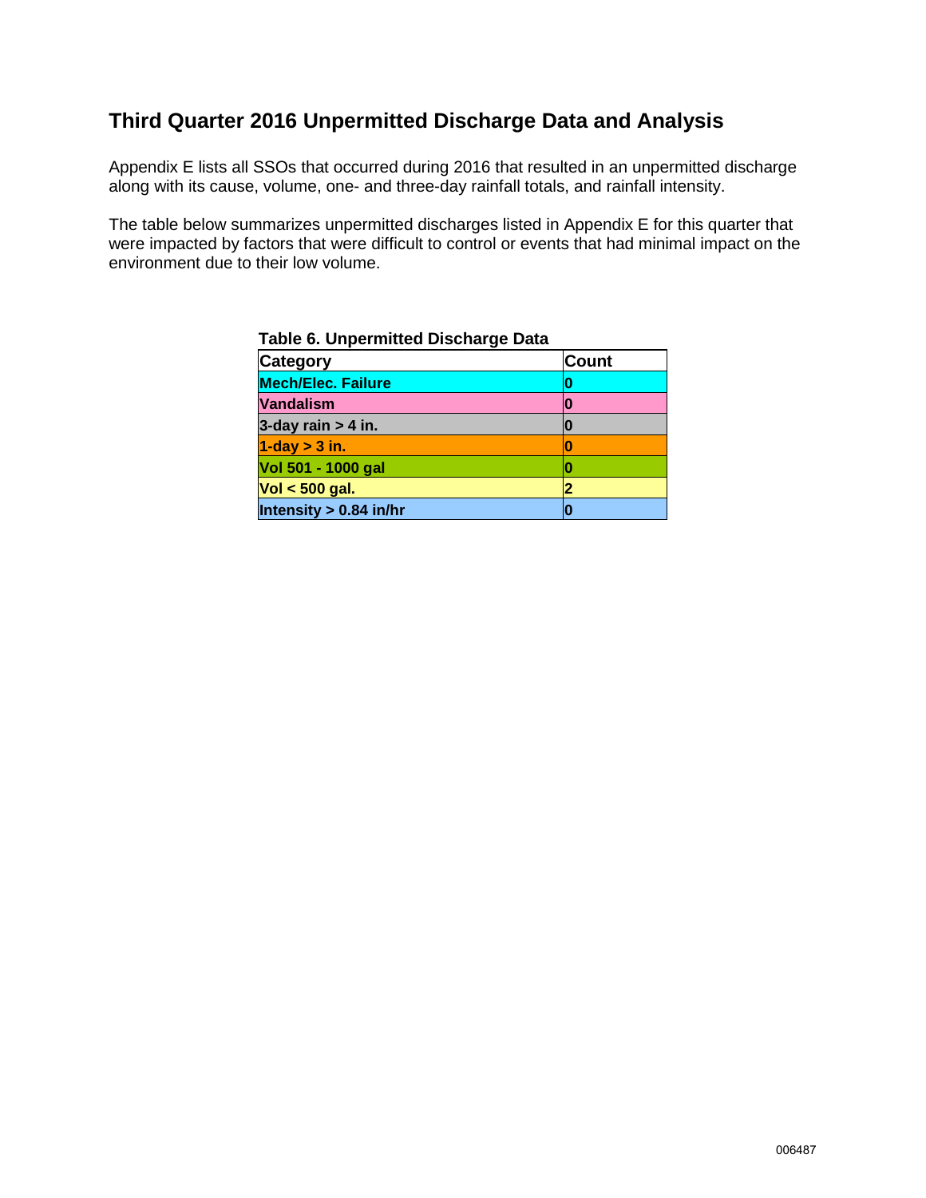## Third Quarter 2016 Unpermitted Discharge Data and Analysis

Appendix E lists all SSOs that occurred during 2016 that resulted in an unpermitted discharge along with its cause, volume, one- and three-day rainfall totals, and rainfall intensity.

The table below summarizes unpermitted discharges listed in Appendix E for this quarter that were impacted by factors that were difficult to control or events that had minimal impact on the environment due to their low volume.

**Table 6. Unpermitted Discharge Data**

| Category | Count |
|---|---|
| Mech/Elec. Failure | 0 |
| Vandalism | 0 |
| 3-day rain > 4 in. | 0 |
| 1-day > 3 in. | 0 |
| Vol 501 - 1000 gal | 0 |
| Vol < 500 gal. | 2 |
| Intensity > 0.84 in/hr | 0 |

006487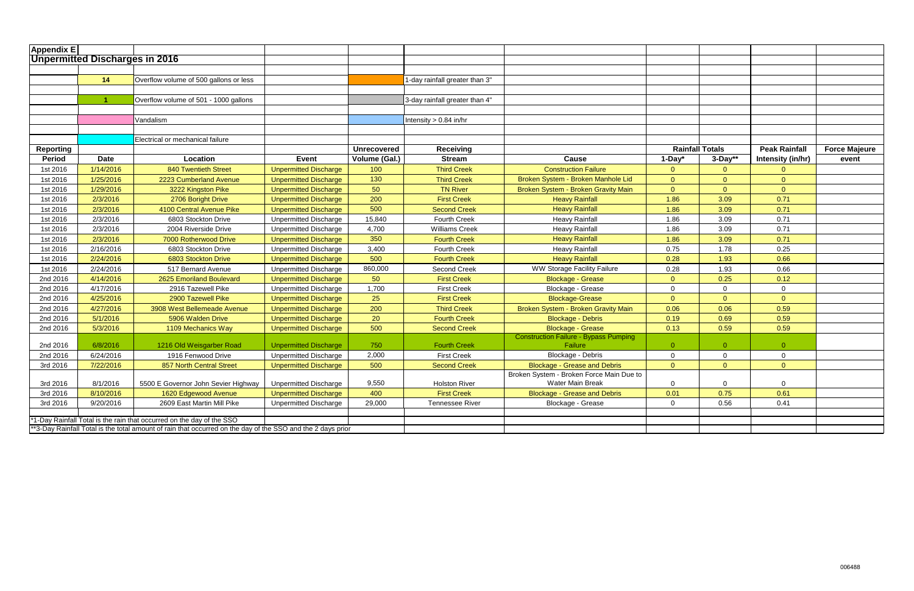# Appendix E

## Unpermitted Discharges in 2016

| | | | |
|---|---|---|---|
| 14 | Overflow volume of 500 gallons or less | | 1-day rainfall greater than 3" |
| 1 | Overflow volume of 501 - 1000 gallons | | 3-day rainfall greater than 4" |
| | Vandalism | | Intensity > 0.84 in/hr |
| | Electrical or mechanical failure | | |

| Reporting Period | Date | Location | Event | Unrecovered Volume (Gal.) | Receiving Stream | Cause | Rainfall Totals 1-Day* | 3-Day** | Peak Rainfall Intensity (in/hr) | Force Majeure event |
|---|---|---|---|---|---|---|---|---|---|---|
| 1st 2016 | 1/14/2016 | 840 Twentieth Street | Unpermitted Discharge | 100 | Third Creek | Construction Failure | 0 | 0 | 0 | |
| 1st 2016 | 1/25/2016 | 2223 Cumberland Avenue | Unpermitted Discharge | 130 | Third Creek | Broken System - Broken Manhole Lid | 0 | 0 | 0 | |
| 1st 2016 | 1/29/2016 | 3222 Kingston Pike | Unpermitted Discharge | 50 | TN River | Broken System - Broken Gravity Main | 0 | 0 | 0 | |
| 1st 2016 | 2/3/2016 | 2706 Boright Drive | Unpermitted Discharge | 200 | First Creek | Heavy Rainfall | 1.86 | 3.09 | 0.71 | |
| 1st 2016 | 2/3/2016 | 4100 Central Avenue Pike | Unpermitted Discharge | 500 | Second Creek | Heavy Rainfall | 1.86 | 3.09 | 0.71 | |
| 1st 2016 | 2/3/2016 | 6803 Stockton Drive | Unpermitted Discharge | 15,840 | Fourth Creek | Heavy Rainfall | 1.86 | 3.09 | 0.71 | |
| 1st 2016 | 2/3/2016 | 2004 Riverside Drive | Unpermitted Discharge | 4,700 | Williams Creek | Heavy Rainfall | 1.86 | 3.09 | 0.71 | |
| 1st 2016 | 2/3/2016 | 7000 Rotherwood Drive | Unpermitted Discharge | 350 | Fourth Creek | Heavy Rainfall | 1.86 | 3.09 | 0.71 | |
| 1st 2016 | 2/16/2016 | 6803 Stockton Drive | Unpermitted Discharge | 3,400 | Fourth Creek | Heavy Rainfall | 0.75 | 1.78 | 0.25 | |
| 1st 2016 | 2/24/2016 | 6803 Stockton Drive | Unpermitted Discharge | 500 | Fourth Creek | Heavy Rainfall | 0.28 | 1.93 | 0.66 | |
| 1st 2016 | 2/24/2016 | 517 Bernard Avenue | Unpermitted Discharge | 860,000 | Second Creek | WW Storage Facility Failure | 0.28 | 1.93 | 0.66 | |
| 2nd 2016 | 4/14/2016 | 2625 Emoriland Boulevard | Unpermitted Discharge | 50 | First Creek | Blockage - Grease | 0 | 0.25 | 0.12 | |
| 2nd 2016 | 4/17/2016 | 2916 Tazewell Pike | Unpermitted Discharge | 1,700 | First Creek | Blockage - Grease | 0 | 0 | 0 | |
| 2nd 2016 | 4/25/2016 | 2900 Tazewell Pike | Unpermitted Discharge | 25 | First Creek | Blockage-Grease | 0 | 0 | 0 | |
| 2nd 2016 | 4/27/2016 | 3908 West Bellemeade Avenue | Unpermitted Discharge | 200 | Third Creek | Broken System - Broken Gravity Main | 0.06 | 0.06 | 0.59 | |
| 2nd 2016 | 5/1/2016 | 5906 Walden Drive | Unpermitted Discharge | 20 | Fourth Creek | Blockage - Debris | 0.19 | 0.69 | 0.59 | |
| 2nd 2016 | 5/3/2016 | 1109 Mechanics Way | Unpermitted Discharge | 500 | Second Creek | Blockage - Grease | 0.13 | 0.59 | 0.59 | |
| 2nd 2016 | 6/8/2016 | 1216 Old Weisgarber Road | Unpermitted Discharge | 750 | Fourth Creek | Construction Failure - Bypass Pumping Failure | 0 | 0 | 0 | |
| 2nd 2016 | 6/24/2016 | 1916 Fenwood Drive | Unpermitted Discharge | 2,000 | First Creek | Blockage - Debris | 0 | 0 | 0 | |
| 3rd 2016 | 7/22/2016 | 857 North Central Street | Unpermitted Discharge | 500 | Second Creek | Blockage - Grease and Debris | 0 | 0 | 0 | |
| 3rd 2016 | 8/1/2016 | 5500 E Governor John Sevier Highway | Unpermitted Discharge | 9,550 | Holston River | Broken System - Broken Force Main Due to Water Main Break | 0 | 0 | 0 | |
| 3rd 2016 | 8/10/2016 | 1620 Edgewood Avenue | Unpermitted Discharge | 400 | First Creek | Blockage - Grease and Debris | 0.01 | 0.75 | 0.61 | |
| 3rd 2016 | 9/20/2016 | 2609 East Martin Mill Pike | Unpermitted Discharge | 29,000 | Tennessee River | Blockage - Grease | 0 | 0.56 | 0.41 | |

*1-Day Rainfall Total is the rain that occurred on the day of the SSO

**3-Day Rainfall Total is the total amount of rain that occurred on the day of the SSO and the 2 days prior